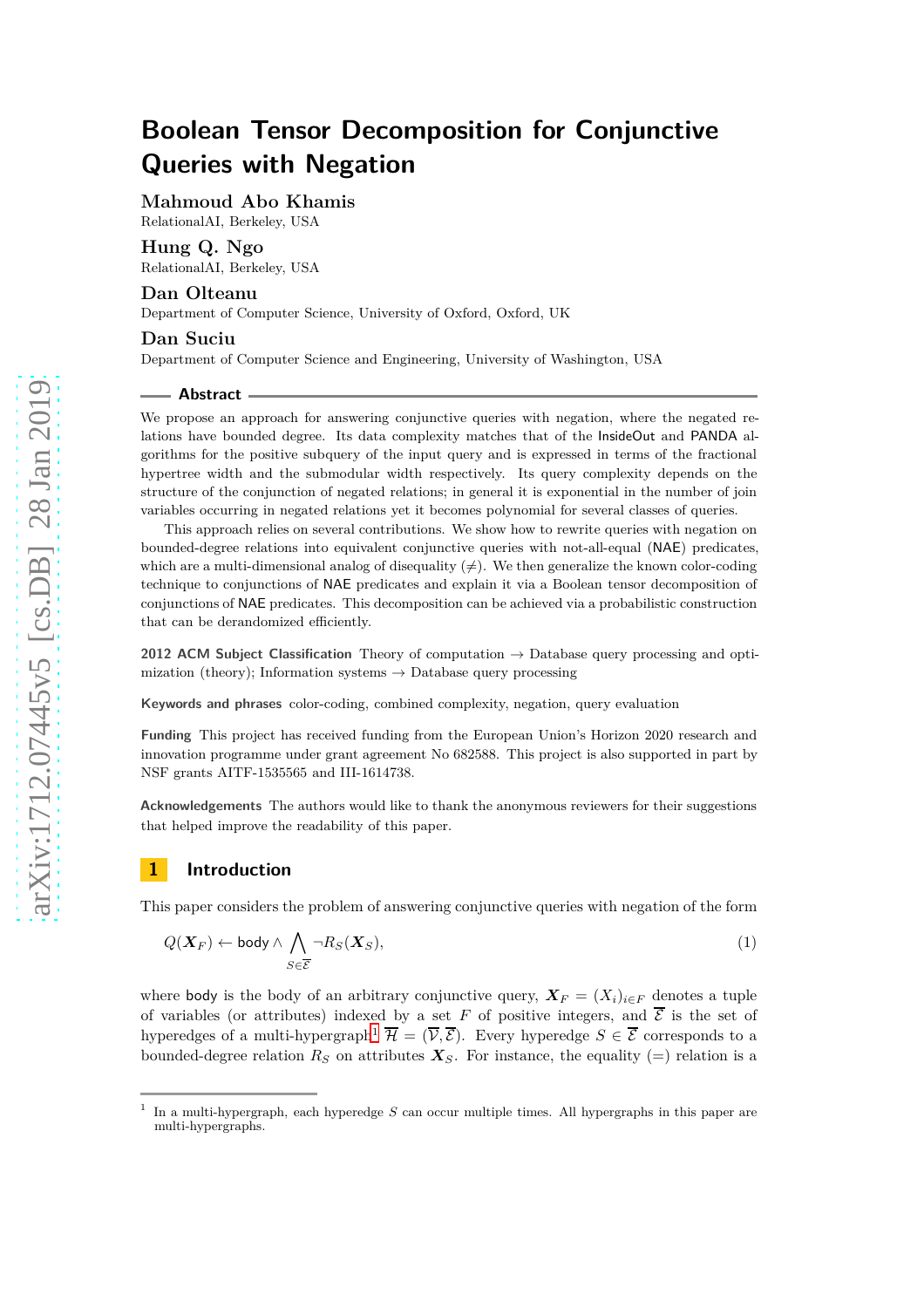# Boolean Tensor Decomposition for Conjunctive Queries with Negation

**Mahmoud Abo Khamis**
RelationalAI, Berkeley, USA

**Hung Q. Ngo**
RelationalAI, Berkeley, USA

**Dan Olteanu**
Department of Computer Science, University of Oxford, Oxford, UK

**Dan Suciu**
Department of Computer Science and Engineering, University of Washington, USA

## Abstract

We propose an approach for answering conjunctive queries with negation, where the negated relations have bounded degree. Its data complexity matches that of the InsideOut and PANDA algorithms for the positive subquery of the input query and is expressed in terms of the fractional hypertree width and the submodular width respectively. Its query complexity depends on the structure of the conjunction of negated relations; in general it is exponential in the number of join variables occurring in negated relations yet it becomes polynomial for several classes of queries.

This approach relies on several contributions. We show how to rewrite queries with negation on bounded-degree relations into equivalent conjunctive queries with not-all-equal (NAE) predicates, which are a multi-dimensional analog of disequality ($\neq$). We then generalize the known color-coding technique to conjunctions of NAE predicates and explain it via a Boolean tensor decomposition of conjunctions of NAE predicates. This decomposition can be achieved via a probabilistic construction that can be derandomized efficiently.

**2012 ACM Subject Classification** Theory of computation → Database query processing and optimization (theory); Information systems → Database query processing

**Keywords and phrases** color-coding, combined complexity, negation, query evaluation

**Funding** This project has received funding from the European Union's Horizon 2020 research and innovation programme under grant agreement No 682588. This project is also supported in part by NSF grants AITF-1535565 and III-1614738.

**Acknowledgements** The authors would like to thank the anonymous reviewers for their suggestions that helped improve the readability of this paper.

## 1 Introduction

This paper considers the problem of answering conjunctive queries with negation of the form

$$Q(\boldsymbol{X}_F) \leftarrow \mathsf{body} \wedge \bigwedge_{S \in \overline{\mathcal{E}}} \neg R_S(\boldsymbol{X}_S), \tag{1}$$

where body is the body of an arbitrary conjunctive query, $\boldsymbol{X}_F = (X_i)_{i \in F}$ denotes a tuple of variables (or attributes) indexed by a set $F$ of positive integers, and $\overline{\mathcal{E}}$ is the set of hyperedges of a multi-hypergraph[1] $\overline{\mathcal{H}} = (\overline{\mathcal{V}}, \overline{\mathcal{E}})$. Every hyperedge $S \in \overline{\mathcal{E}}$ corresponds to a bounded-degree relation $R_S$ on attributes $\boldsymbol{X}_S$. For instance, the equality $(=)$ relation is a

[1] In a multi-hypergraph, each hyperedge $S$ can occur multiple times. All hypergraphs in this paper are multi-hypergraphs.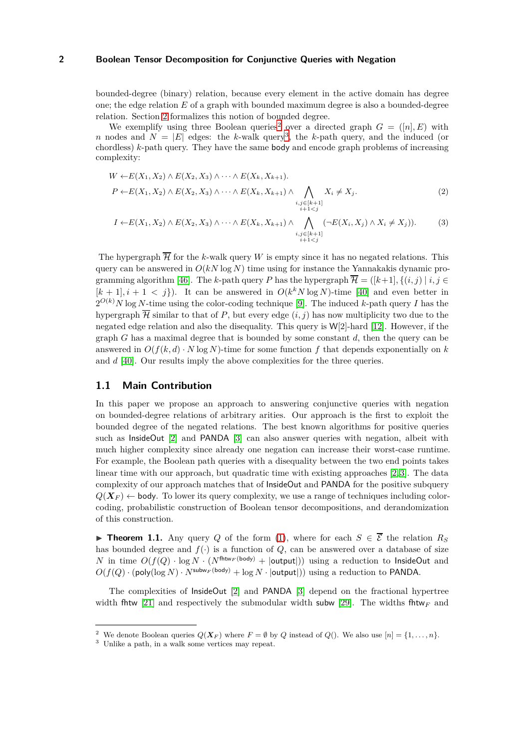bounded-degree (binary) relation, because every element in the active domain has degree one; the edge relation $E$ of a graph with bounded maximum degree is also a bounded-degree relation. Section 2 formalizes this notion of bounded degree.

We exemplify using three Boolean queries[2] over a directed graph $G = ([n], E)$ with $n$ nodes and $N = |E|$ edges: the $k$-walk query[3], the $k$-path query, and the induced (or chordless) $k$-path query. They have the same body and encode graph problems of increasing complexity:

$$W \leftarrow E(X_1, X_2) \wedge E(X_2, X_3) \wedge \cdots \wedge E(X_k, X_{k+1}).$$

$$P \leftarrow E(X_1, X_2) \wedge E(X_2, X_3) \wedge \cdots \wedge E(X_k, X_{k+1}) \wedge \bigwedge_{\substack{i,j \in [k+1] \\ i+1<j}} X_i \neq X_j. \tag{2}$$

$$I \leftarrow E(X_1, X_2) \wedge E(X_2, X_3) \wedge \cdots \wedge E(X_k, X_{k+1}) \wedge \bigwedge_{\substack{i,j \in [k+1] \\ i+1<j}} (\neg E(X_i, X_j) \wedge X_i \neq X_j). \tag{3}$$

The hypergraph $\overline{\mathcal{H}}$ for the $k$-walk query $W$ is empty since it has no negated relations. This query can be answered in $O(kN \log N)$ time using for instance the Yannakakis dynamic programming algorithm [46]. The $k$-path query $P$ has the hypergraph $\overline{\mathcal{H}} = ([k+1], \{(i,j) \mid i,j \in [k+1], i+1 < j\})$. It can be answered in $O(k^k N \log N)$-time [40] and even better in $2^{O(k)} N \log N$-time using the color-coding technique [9]. The induced $k$-path query $I$ has the hypergraph $\overline{\mathcal{H}}$ similar to that of $P$, but every edge $(i,j)$ has now multiplicity two due to the negated edge relation and also the disequality. This query is W[2]-hard [12]. However, if the graph $G$ has a maximal degree that is bounded by some constant $d$, then the query can be answered in $O(f(k,d) \cdot N \log N)$-time for some function $f$ that depends exponentially on $k$ and $d$ [40]. Our results imply the above complexities for the three queries.

## 1.1 Main Contribution

In this paper we propose an approach to answering conjunctive queries with negation on bounded-degree relations of arbitrary arities. Our approach is the first to exploit the bounded degree of the negated relations. The best known algorithms for positive queries such as InsideOut [2] and PANDA [3] can also answer queries with negation, albeit with much higher complexity since already one negation can increase their worst-case runtime. For example, the Boolean path queries with a disequality between the two end points takes linear time with our approach, but quadratic time with existing approaches [2, 3]. The data complexity of our approach matches that of InsideOut and PANDA for the positive subquery $Q(\boldsymbol{X}_F) \leftarrow \mathsf{body}$. To lower its query complexity, we use a range of techniques including color-coding, probabilistic construction of Boolean tensor decompositions, and derandomization of this construction.

▶ **Theorem 1.1.** Any query $Q$ of the form (1), where for each $S \in \overline{\mathcal{E}}$ the relation $R_S$ has bounded degree and $f(\cdot)$ is a function of $Q$, can be answered over a database of size $N$ in time $O(f(Q) \cdot \log N \cdot (N^{\mathsf{fhtw}_F(\mathsf{body})} + |\mathsf{output}|))$ using a reduction to InsideOut and $O(f(Q) \cdot (\mathsf{poly}(\log N) \cdot N^{\mathsf{subw}_F(\mathsf{body})} + \log N \cdot |\mathsf{output}|))$ using a reduction to PANDA.

The complexities of InsideOut [2] and PANDA [3] depend on the fractional hypertree width fhtw [21] and respectively the submodular width subw [29]. The widths $\mathsf{fhtw}_F$ and

---

[2] We denote Boolean queries $Q(\boldsymbol{X}_F)$ where $F = \emptyset$ by $Q$ instead of $Q()$. We also use $[n] = \{1, \ldots, n\}$.

[3] Unlike a path, in a walk some vertices may repeat.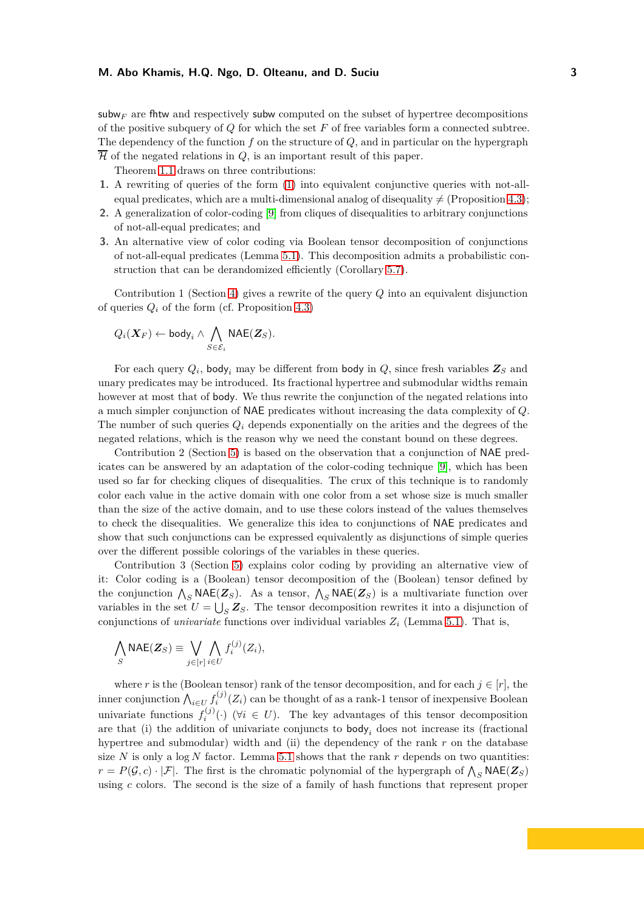$\mathsf{subw}_F$ are $\mathsf{fhtw}$ and respectively $\mathsf{subw}$ computed on the subset of hypertree decompositions of the positive subquery of $Q$ for which the set $F$ of free variables form a connected subtree. The dependency of the function $f$ on the structure of $Q$, and in particular on the hypergraph $\overline{\mathcal{H}}$ of the negated relations in $Q$, is an important result of this paper.

Theorem 1.1 draws on three contributions:

1. A rewriting of queries of the form (1) into equivalent conjunctive queries with not-all-equal predicates, which are a multi-dimensional analog of disequality $\neq$ (Proposition 4.3);
2. A generalization of color-coding [9] from cliques of disequalities to arbitrary conjunctions of not-all-equal predicates; and
3. An alternative view of color coding via Boolean tensor decomposition of conjunctions of not-all-equal predicates (Lemma 5.1). This decomposition admits a probabilistic construction that can be derandomized efficiently (Corollary 5.7).

Contribution 1 (Section 4) gives a rewrite of the query $Q$ into an equivalent disjunction of queries $Q_i$ of the form (cf. Proposition 4.3)

$$Q_i(\boldsymbol{X}_F) \leftarrow \mathsf{body}_i \wedge \bigwedge_{S \in \mathcal{E}_i} \mathsf{NAE}(\boldsymbol{Z}_S).$$

For each query $Q_i$, $\mathsf{body}_i$ may be different from $\mathsf{body}$ in $Q$, since fresh variables $\boldsymbol{Z}_S$ and unary predicates may be introduced. Its fractional hypertree and submodular widths remain however at most that of $\mathsf{body}$. We thus rewrite the conjunction of the negated relations into a much simpler conjunction of $\mathsf{NAE}$ predicates without increasing the data complexity of $Q$. The number of such queries $Q_i$ depends exponentially on the arities and the degrees of the negated relations, which is the reason why we need the constant bound on these degrees.

Contribution 2 (Section 5) is based on the observation that a conjunction of $\mathsf{NAE}$ predicates can be answered by an adaptation of the color-coding technique [9], which has been used so far for checking cliques of disequalities. The crux of this technique is to randomly color each value in the active domain with one color from a set whose size is much smaller than the size of the active domain, and to use these colors instead of the values themselves to check the disequalities. We generalize this idea to conjunctions of $\mathsf{NAE}$ predicates and show that such conjunctions can be expressed equivalently as disjunctions of simple queries over the different possible colorings of the variables in these queries.

Contribution 3 (Section 5) explains color coding by providing an alternative view of it: Color coding is a (Boolean) tensor decomposition of the (Boolean) tensor defined by the conjunction $\bigwedge_S \mathsf{NAE}(\boldsymbol{Z}_S)$. As a tensor, $\bigwedge_S \mathsf{NAE}(\boldsymbol{Z}_S)$ is a multivariate function over variables in the set $U = \bigcup_S \boldsymbol{Z}_S$. The tensor decomposition rewrites it into a disjunction of conjunctions of *univariate* functions over individual variables $Z_i$ (Lemma 5.1). That is,

$$\bigwedge_S \mathsf{NAE}(\boldsymbol{Z}_S) \equiv \bigvee_{j \in [r]} \bigwedge_{i \in U} f_i^{(j)}(Z_i),$$

where $r$ is the (Boolean tensor) rank of the tensor decomposition, and for each $j \in [r]$, the inner conjunction $\bigwedge_{i \in U} f_i^{(j)}(Z_i)$ can be thought of as a rank-1 tensor of inexpensive Boolean univariate functions $f_i^{(j)}(\cdot)$ ($\forall i \in U$). The key advantages of this tensor decomposition are that (i) the addition of univariate conjuncts to $\mathsf{body}_i$ does not increase its (fractional hypertree and submodular) width and (ii) the dependency of the rank $r$ on the database size $N$ is only a $\log N$ factor. Lemma 5.1 shows that the rank $r$ depends on two quantities: $r = P(\mathcal{G}, c) \cdot |\mathcal{F}|$. The first is the chromatic polynomial of the hypergraph of $\bigwedge_S \mathsf{NAE}(\boldsymbol{Z}_S)$ using $c$ colors. The second is the size of a family of hash functions that represent proper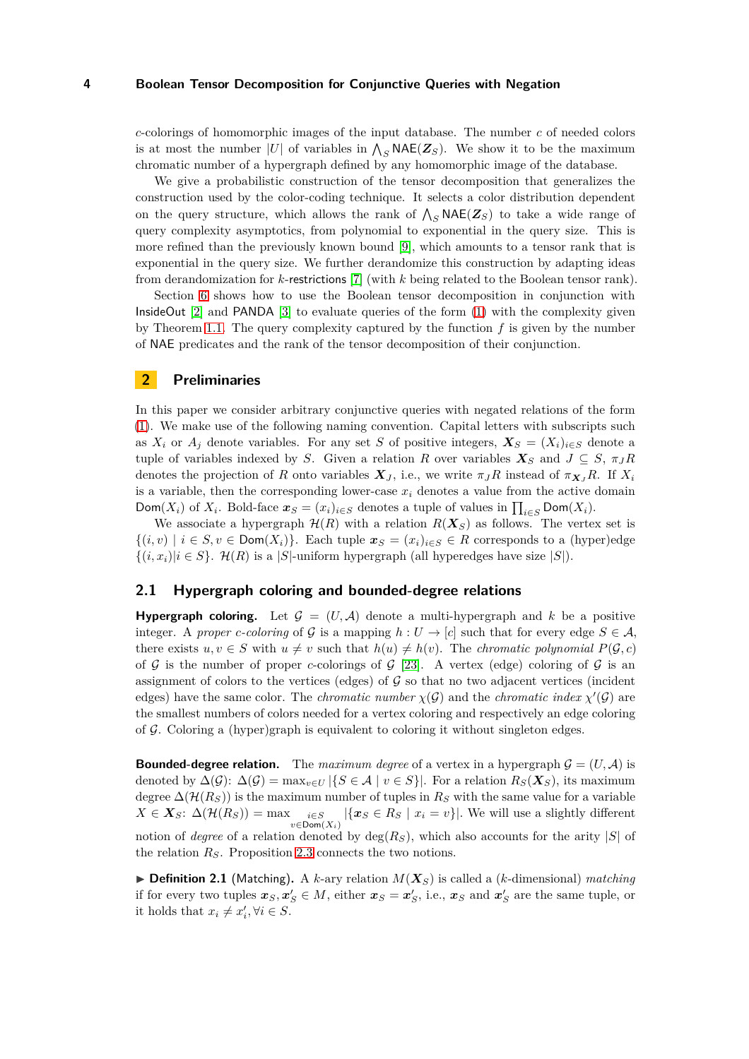$c$-colorings of homomorphic images of the input database. The number $c$ of needed colors is at most the number $|U|$ of variables in $\bigwedge_S \mathsf{NAE}(\boldsymbol{Z}_S)$. We show it to be the maximum chromatic number of a hypergraph defined by any homomorphic image of the database.

We give a probabilistic construction of the tensor decomposition that generalizes the construction used by the color-coding technique. It selects a color distribution dependent on the query structure, which allows the rank of $\bigwedge_S \mathsf{NAE}(\boldsymbol{Z}_S)$ to take a wide range of query complexity asymptotics, from polynomial to exponential in the query size. This is more refined than the previously known bound [9], which amounts to a tensor rank that is exponential in the query size. We further derandomize this construction by adapting ideas from derandomization for $k$-restrictions [7] (with $k$ being related to the Boolean tensor rank).

Section 6 shows how to use the Boolean tensor decomposition in conjunction with InsideOut [2] and PANDA [3] to evaluate queries of the form (1) with the complexity given by Theorem 1.1. The query complexity captured by the function $f$ is given by the number of NAE predicates and the rank of the tensor decomposition of their conjunction.

## 2 Preliminaries

In this paper we consider arbitrary conjunctive queries with negated relations of the form (1). We make use of the following naming convention. Capital letters with subscripts such as $X_i$ or $A_j$ denote variables. For any set $S$ of positive integers, $\boldsymbol{X}_S = (X_i)_{i\in S}$ denote a tuple of variables indexed by $S$. Given a relation $R$ over variables $\boldsymbol{X}_S$ and $J \subseteq S$, $\pi_J R$ denotes the projection of $R$ onto variables $\boldsymbol{X}_J$, i.e., we write $\pi_J R$ instead of $\pi_{\boldsymbol{X}_J} R$. If $X_i$ is a variable, then the corresponding lower-case $x_i$ denotes a value from the active domain $\mathsf{Dom}(X_i)$ of $X_i$. Bold-face $\boldsymbol{x}_S = (x_i)_{i\in S}$ denotes a tuple of values in $\prod_{i\in S} \mathsf{Dom}(X_i)$.

We associate a hypergraph $\mathcal{H}(R)$ with a relation $R(\boldsymbol{X}_S)$ as follows. The vertex set is $\{(i,v) \mid i \in S, v \in \mathsf{Dom}(X_i)\}$. Each tuple $\boldsymbol{x}_S = (x_i)_{i\in S} \in R$ corresponds to a (hyper)edge $\{(i,x_i) | i \in S\}$. $\mathcal{H}(R)$ is a $|S|$-uniform hypergraph (all hyperedges have size $|S|$).

### 2.1 Hypergraph coloring and bounded-degree relations

**Hypergraph coloring.** Let $\mathcal{G} = (U, \mathcal{A})$ denote a multi-hypergraph and $k$ be a positive integer. A *proper $c$-coloring* of $\mathcal{G}$ is a mapping $h : U \to [c]$ such that for every edge $S \in \mathcal{A}$, there exists $u, v \in S$ with $u \neq v$ such that $h(u) \neq h(v)$. The *chromatic polynomial* $P(\mathcal{G}, c)$ of $\mathcal{G}$ is the number of proper $c$-colorings of $\mathcal{G}$ [23]. A vertex (edge) coloring of $\mathcal{G}$ is an assignment of colors to the vertices (edges) of $\mathcal{G}$ so that no two adjacent vertices (incident edges) have the same color. The *chromatic number* $\chi(\mathcal{G})$ and the *chromatic index* $\chi'(\mathcal{G})$ are the smallest numbers of colors needed for a vertex coloring and respectively an edge coloring of $\mathcal{G}$. Coloring a (hyper)graph is equivalent to coloring it without singleton edges.

**Bounded-degree relation.** The *maximum degree* of a vertex in a hypergraph $\mathcal{G} = (U, \mathcal{A})$ is denoted by $\Delta(\mathcal{G})$: $\Delta(\mathcal{G}) = \max_{v\in U} |\{S \in \mathcal{A} \mid v \in S\}|$. For a relation $R_S(\boldsymbol{X}_S)$, its maximum degree $\Delta(\mathcal{H}(R_S))$ is the maximum number of tuples in $R_S$ with the same value for a variable $X \in \boldsymbol{X}_S$: $\Delta(\mathcal{H}(R_S)) = \max_{\substack{i\in S \\ v\in \mathsf{Dom}(X_i)}} |\{\boldsymbol{x}_S \in R_S \mid x_i = v\}|$. We will use a slightly different notion of *degree* of a relation denoted by $\deg(R_S)$, which also accounts for the arity $|S|$ of the relation $R_S$. Proposition 2.3 connects the two notions.

▶ **Definition 2.1** (Matching). A $k$-ary relation $M(\boldsymbol{X}_S)$ is called a ($k$-dimensional) *matching* if for every two tuples $\boldsymbol{x}_S, \boldsymbol{x}'_S \in M$, either $\boldsymbol{x}_S = \boldsymbol{x}'_S$, i.e., $\boldsymbol{x}_S$ and $\boldsymbol{x}'_S$ are the same tuple, or it holds that $x_i \neq x'_i, \forall i \in S$.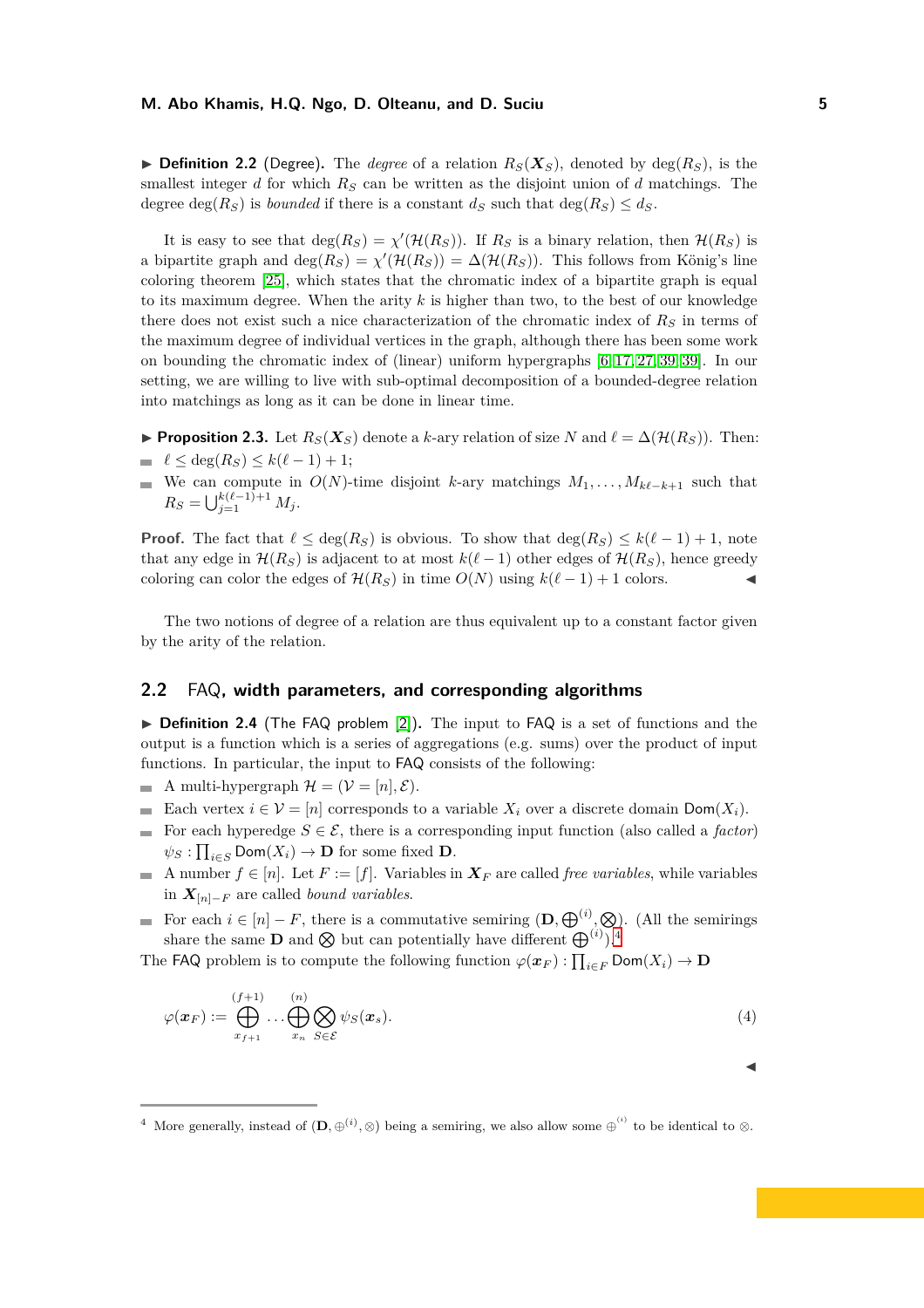▶ **Definition 2.2** (Degree)**.** The *degree* of a relation $R_S(\boldsymbol{X}_S)$, denoted by $\deg(R_S)$, is the smallest integer $d$ for which $R_S$ can be written as the disjoint union of $d$ matchings. The degree $\deg(R_S)$ is *bounded* if there is a constant $d_S$ such that $\deg(R_S) \leq d_S$.

It is easy to see that $\deg(R_S) = \chi'(\mathcal{H}(R_S))$. If $R_S$ is a binary relation, then $\mathcal{H}(R_S)$ is a bipartite graph and $\deg(R_S) = \chi'(\mathcal{H}(R_S)) = \Delta(\mathcal{H}(R_S))$. This follows from König's line coloring theorem [25], which states that the chromatic index of a bipartite graph is equal to its maximum degree. When the arity $k$ is higher than two, to the best of our knowledge there does not exist such a nice characterization of the chromatic index of $R_S$ in terms of the maximum degree of individual vertices in the graph, although there has been some work on bounding the chromatic index of (linear) uniform hypergraphs [6, 17, 27, 39, 39]. In our setting, we are willing to live with sub-optimal decomposition of a bounded-degree relation into matchings as long as it can be done in linear time.

▶ **Proposition 2.3.** *Let $R_S(\boldsymbol{X}_S)$ denote a $k$-ary relation of size $N$ and $\ell = \Delta(\mathcal{H}(R_S))$. Then:*
- *$\ell \leq \deg(R_S) \leq k(\ell - 1) + 1$;*
- *We can compute in $O(N)$-time disjoint $k$-ary matchings $M_1, \ldots, M_{k\ell-k+1}$ such that $R_S = \bigcup_{j=1}^{k(\ell-1)+1} M_j$.*

**Proof.** The fact that $\ell \leq \deg(R_S)$ is obvious. To show that $\deg(R_S) \leq k(\ell - 1) + 1$, note that any edge in $\mathcal{H}(R_S)$ is adjacent to at most $k(\ell - 1)$ other edges of $\mathcal{H}(R_S)$, hence greedy coloring can color the edges of $\mathcal{H}(R_S)$ in time $O(N)$ using $k(\ell - 1) + 1$ colors. ◀

The two notions of degree of a relation are thus equivalent up to a constant factor given by the arity of the relation.

## 2.2 FAQ, width parameters, and corresponding algorithms

▶ **Definition 2.4** (The FAQ problem [2])**.** The input to FAQ is a set of functions and the output is a function which is a series of aggregations (e.g. sums) over the product of input functions. In particular, the input to FAQ consists of the following:
- A multi-hypergraph $\mathcal{H} = (\mathcal{V} = [n], \mathcal{E})$.
- Each vertex $i \in \mathcal{V} = [n]$ corresponds to a variable $X_i$ over a discrete domain $\mathsf{Dom}(X_i)$.
- For each hyperedge $S \in \mathcal{E}$, there is a corresponding input function (also called a *factor*) $\psi_S : \prod_{i \in S} \mathsf{Dom}(X_i) \to \mathbf{D}$ for some fixed $\mathbf{D}$.
- A number $f \in [n]$. Let $F := [f]$. Variables in $\boldsymbol{X}_F$ are called *free variables*, while variables in $\boldsymbol{X}_{[n]-F}$ are called *bound variables*.
- For each $i \in [n] - F$, there is a commutative semiring $(\mathbf{D}, \bigoplus^{(i)}, \bigotimes)$. (All the semirings share the same $\mathbf{D}$ and $\bigotimes$ but can potentially have different $\bigoplus^{(i)}$).[4]

The FAQ problem is to compute the following function $\varphi(\boldsymbol{x}_F) : \prod_{i \in F} \mathsf{Dom}(X_i) \to \mathbf{D}$

$$\varphi(\boldsymbol{x}_F) := \bigoplus_{x_{f+1}}^{(f+1)} \cdots \bigoplus_{x_n}^{(n)} \bigotimes_{S \in \mathcal{E}} \psi_S(\boldsymbol{x}_s). \tag{4}$$

◀

[4] More generally, instead of $(\mathbf{D}, \oplus^{(i)}, \otimes)$ being a semiring, we also allow some $\oplus^{(i)}$ to be identical to $\otimes$.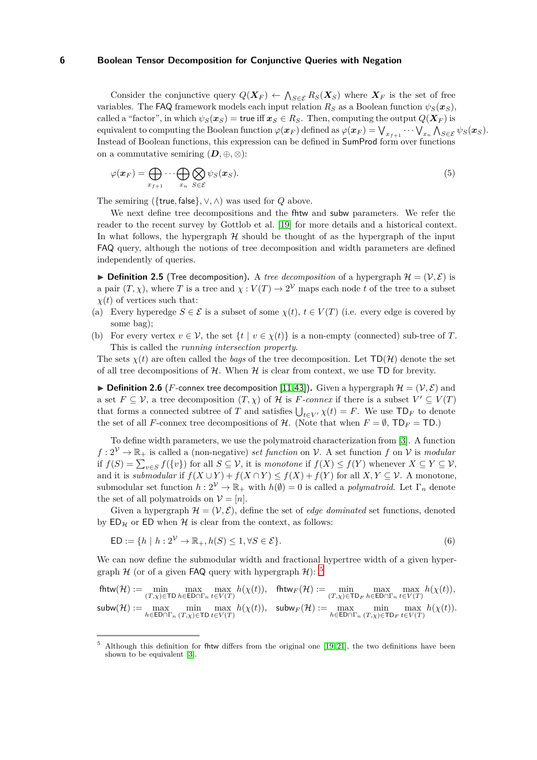Consider the conjunctive query $Q(\boldsymbol{X}_F) \leftarrow \bigwedge_{S\in\mathcal{E}} R_S(\boldsymbol{X}_S)$ where $\boldsymbol{X}_F$ is the set of free variables. The FAQ framework models each input relation $R_S$ as a Boolean function $\psi_S(\boldsymbol{x}_S)$, called a "factor", in which $\psi_S(\boldsymbol{x}_S) = \mathsf{true}$ iff $\boldsymbol{x}_S \in R_S$. Then, computing the output $Q(\boldsymbol{X}_F)$ is equivalent to computing the Boolean function $\varphi(\boldsymbol{x}_F)$ defined as $\varphi(\boldsymbol{x}_F) = \bigvee_{x_{f+1}} \cdots \bigvee_{x_n} \bigwedge_{S\in\mathcal{E}} \psi_S(\boldsymbol{x}_S)$. Instead of Boolean functions, this expression can be defined in SumProd form over functions on a commutative semiring $(\boldsymbol{D}, \oplus, \otimes)$:

$$\varphi(\boldsymbol{x}_F) = \bigoplus_{x_{f+1}} \cdots \bigoplus_{x_n} \bigotimes_{S\in\mathcal{E}} \psi_S(\boldsymbol{x}_S). \tag{5}$$

The semiring $(\{\mathsf{true}, \mathsf{false}\}, \vee, \wedge)$ was used for $Q$ above.

We next define tree decompositions and the fhtw and subw parameters. We refer the reader to the recent survey by Gottlob et al. [19] for more details and a historical context. In what follows, the hypergraph $\mathcal{H}$ should be thought of as the hypergraph of the input FAQ query, although the notions of tree decomposition and width parameters are defined independently of queries.

**Definition 2.5** (Tree decomposition)**.** A *tree decomposition* of a hypergraph $\mathcal{H} = (\mathcal{V}, \mathcal{E})$ is a pair $(T, \chi)$, where $T$ is a tree and $\chi : V(T) \to 2^{\mathcal{V}}$ maps each node $t$ of the tree to a subset $\chi(t)$ of vertices such that:

(a) Every hyperedge $S \in \mathcal{E}$ is a subset of some $\chi(t)$, $t \in V(T)$ (i.e. every edge is covered by some bag);

(b) For every vertex $v \in \mathcal{V}$, the set $\{t \mid v \in \chi(t)\}$ is a non-empty (connected) sub-tree of $T$. This is called the *running intersection property*.

The sets $\chi(t)$ are often called the *bags* of the tree decomposition. Let $\mathsf{TD}(\mathcal{H})$ denote the set of all tree decompositions of $\mathcal{H}$. When $\mathcal{H}$ is clear from context, we use $\mathsf{TD}$ for brevity.

**Definition 2.6** ($F$-connex tree decomposition [11, 43])**.** Given a hypergraph $\mathcal{H} = (\mathcal{V}, \mathcal{E})$ and a set $F \subseteq \mathcal{V}$, a tree decomposition $(T, \chi)$ of $\mathcal{H}$ is $F$*-connex* if there is a subset $V' \subseteq V(T)$ that forms a connected subtree of $T$ and satisfies $\bigcup_{t\in V'} \chi(t) = F$. We use $\mathsf{TD}_F$ to denote the set of all $F$-connex tree decompositions of $\mathcal{H}$. (Note that when $F = \emptyset$, $\mathsf{TD}_F = \mathsf{TD}$.)

To define width parameters, we use the polymatroid characterization from [3]. A function $f : 2^{\mathcal{V}} \to \mathbb{R}_+$ is called a (non-negative) *set function* on $\mathcal{V}$. A set function $f$ on $\mathcal{V}$ is *modular* if $f(S) = \sum_{v\in S} f(\{v\})$ for all $S \subseteq \mathcal{V}$, it is *monotone* if $f(X) \le f(Y)$ whenever $X \subseteq Y \subseteq \mathcal{V}$, and it is *submodular* if $f(X \cup Y) + f(X \cap Y) \le f(X) + f(Y)$ for all $X, Y \subseteq \mathcal{V}$. A monotone, submodular set function $h : 2^{\mathcal{V}} \to \mathbb{R}_+$ with $h(\emptyset) = 0$ is called a *polymatroid*. Let $\Gamma_n$ denote the set of all polymatroids on $\mathcal{V} = [n]$.

Given a hypergraph $\mathcal{H} = (\mathcal{V}, \mathcal{E})$, define the set of *edge dominated* set functions, denoted by $\mathsf{ED}_{\mathcal{H}}$ or $\mathsf{ED}$ when $\mathcal{H}$ is clear from the context, as follows:

$$\mathsf{ED} := \{h \mid h : 2^{\mathcal{V}} \to \mathbb{R}_+, h(S) \le 1, \forall S \in \mathcal{E}\}. \tag{6}$$

We can now define the submodular width and fractional hypertree width of a given hypergraph $\mathcal{H}$ (or of a given FAQ query with hypergraph $\mathcal{H}$): [5]

$$\mathsf{fhtw}(\mathcal{H}) := \min_{(T,\chi)\in\mathsf{TD}} \max_{h\in\mathsf{ED}\cap\Gamma_n} \max_{t\in V(T)} h(\chi(t)), \quad \mathsf{fhtw}_F(\mathcal{H}) := \min_{(T,\chi)\in\mathsf{TD}_F} \max_{h\in\mathsf{ED}\cap\Gamma_n} \max_{t\in V(T)} h(\chi(t)),$$

$$\mathsf{subw}(\mathcal{H}) := \max_{h\in\mathsf{ED}\cap\Gamma_n} \min_{(T,\chi)\in\mathsf{TD}} \max_{t\in V(T)} h(\chi(t)), \quad \mathsf{subw}_F(\mathcal{H}) := \max_{h\in\mathsf{ED}\cap\Gamma_n} \min_{(T,\chi)\in\mathsf{TD}_F} \max_{t\in V(T)} h(\chi(t)).$$

[5] Although this definition for fhtw differs from the original one [19, 21], the two definitions have been shown to be equivalent [3].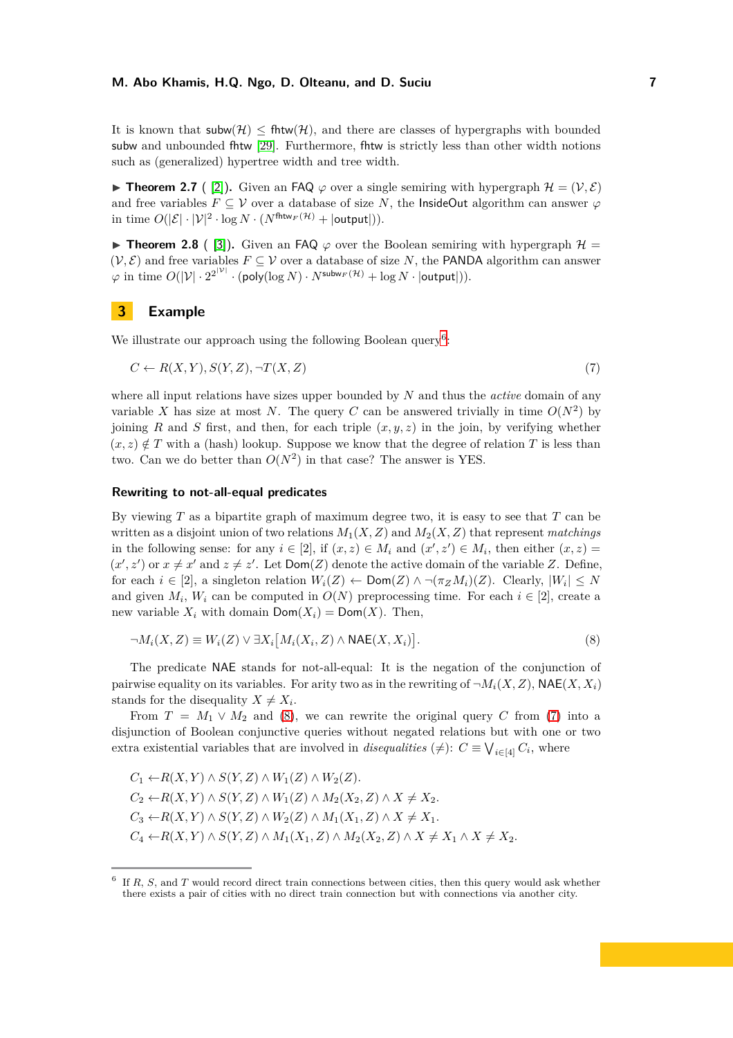It is known that $\mathsf{subw}(\mathcal{H}) \leq \mathsf{fhtw}(\mathcal{H})$, and there are classes of hypergraphs with bounded subw and unbounded fhtw [29]. Furthermore, fhtw is strictly less than other width notions such as (generalized) hypertree width and tree width.

▶ **Theorem 2.7** ( [2]). Given an FAQ $\varphi$ over a single semiring with hypergraph $\mathcal{H} = (\mathcal{V}, \mathcal{E})$ and free variables $F \subseteq \mathcal{V}$ over a database of size $N$, the InsideOut algorithm can answer $\varphi$ in time $O(|\mathcal{E}| \cdot |\mathcal{V}|^2 \cdot \log N \cdot (N^{\mathsf{fhtw}_F(\mathcal{H})} + |\mathsf{output}|))$.

▶ **Theorem 2.8** ( [3]). Given an FAQ $\varphi$ over the Boolean semiring with hypergraph $\mathcal{H} = (\mathcal{V}, \mathcal{E})$ and free variables $F \subseteq \mathcal{V}$ over a database of size $N$, the PANDA algorithm can answer $\varphi$ in time $O(|\mathcal{V}| \cdot 2^{2^{|\mathcal{V}|}} \cdot (\mathsf{poly}(\log N) \cdot N^{\mathsf{subw}_F(\mathcal{H})} + \log N \cdot |\mathsf{output}|))$.

# 3 Example

We illustrate our approach using the following Boolean query[6]:

$$C \leftarrow R(X,Y), S(Y,Z), \neg T(X,Z) \tag{7}$$

where all input relations have sizes upper bounded by $N$ and thus the *active* domain of any variable $X$ has size at most $N$. The query $C$ can be answered trivially in time $O(N^2)$ by joining $R$ and $S$ first, and then, for each triple $(x, y, z)$ in the join, by verifying whether $(x, z) \notin T$ with a (hash) lookup. Suppose we know that the degree of relation $T$ is less than two. Can we do better than $O(N^2)$ in that case? The answer is YES.

### Rewriting to not-all-equal predicates

By viewing $T$ as a bipartite graph of maximum degree two, it is easy to see that $T$ can be written as a disjoint union of two relations $M_1(X, Z)$ and $M_2(X, Z)$ that represent *matchings* in the following sense: for any $i \in [2]$, if $(x, z) \in M_i$ and $(x', z') \in M_i$, then either $(x, z) = (x', z')$ or $x \neq x'$ and $z \neq z'$. Let $\mathsf{Dom}(Z)$ denote the active domain of the variable $Z$. Define, for each $i \in [2]$, a singleton relation $W_i(Z) \leftarrow \mathsf{Dom}(Z) \wedge \neg(\pi_Z M_i)(Z)$. Clearly, $|W_i| \leq N$ and given $M_i$, $W_i$ can be computed in $O(N)$ preprocessing time. For each $i \in [2]$, create a new variable $X_i$ with domain $\mathsf{Dom}(X_i) = \mathsf{Dom}(X)$. Then,

$$\neg M_i(X, Z) \equiv W_i(Z) \vee \exists X_i \big[ M_i(X_i, Z) \wedge \mathsf{NAE}(X, X_i) \big]. \tag{8}$$

The predicate NAE stands for not-all-equal: It is the negation of the conjunction of pairwise equality on its variables. For arity two as in the rewriting of $\neg M_i(X, Z)$, $\mathsf{NAE}(X, X_i)$ stands for the disequality $X \neq X_i$.

From $T = M_1 \vee M_2$ and (8), we can rewrite the original query $C$ from (7) into a disjunction of Boolean conjunctive queries without negated relations but with one or two extra existential variables that are involved in *disequalities* ($\neq$): $C \equiv \bigvee_{i \in [4]} C_i$, where

$$C_1 \leftarrow R(X, Y) \wedge S(Y, Z) \wedge W_1(Z) \wedge W_2(Z).$$
$$C_2 \leftarrow R(X, Y) \wedge S(Y, Z) \wedge W_1(Z) \wedge M_2(X_2, Z) \wedge X \neq X_2.$$
$$C_3 \leftarrow R(X, Y) \wedge S(Y, Z) \wedge W_2(Z) \wedge M_1(X_1, Z) \wedge X \neq X_1.$$
$$C_4 \leftarrow R(X, Y) \wedge S(Y, Z) \wedge M_1(X_1, Z) \wedge M_2(X_2, Z) \wedge X \neq X_1 \wedge X \neq X_2.$$

[6] If $R$, $S$, and $T$ would record direct train connections between cities, then this query would ask whether there exists a pair of cities with no direct train connection but with connections via another city.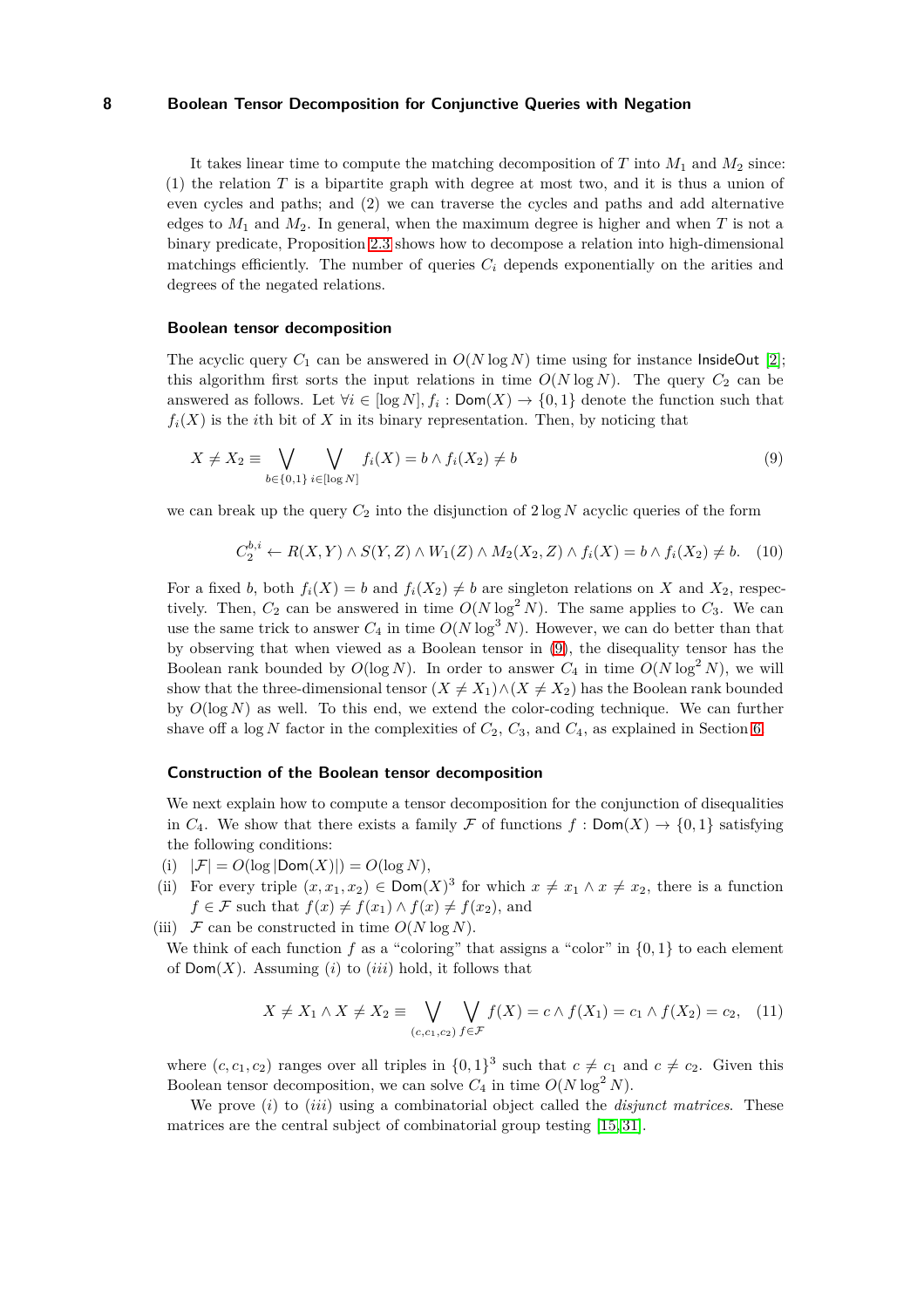It takes linear time to compute the matching decomposition of $T$ into $M_1$ and $M_2$ since: (1) the relation $T$ is a bipartite graph with degree at most two, and it is thus a union of even cycles and paths; and (2) we can traverse the cycles and paths and add alternative edges to $M_1$ and $M_2$. In general, when the maximum degree is higher and when $T$ is not a binary predicate, Proposition 2.3 shows how to decompose a relation into high-dimensional matchings efficiently. The number of queries $C_i$ depends exponentially on the arities and degrees of the negated relations.

### Boolean tensor decomposition

The acyclic query $C_1$ can be answered in $O(N \log N)$ time using for instance InsideOut [2]; this algorithm first sorts the input relations in time $O(N \log N)$. The query $C_2$ can be answered as follows. Let $\forall i \in [\log N], f_i : \mathsf{Dom}(X) \to \{0,1\}$ denote the function such that $f_i(X)$ is the $i$th bit of $X$ in its binary representation. Then, by noticing that

$$X \neq X_2 \equiv \bigvee_{b \in \{0,1\}} \bigvee_{i \in [\log N]} f_i(X) = b \wedge f_i(X_2) \neq b \tag{9}$$

we can break up the query $C_2$ into the disjunction of $2 \log N$ acyclic queries of the form

$$C_2^{b,i} \leftarrow R(X,Y) \wedge S(Y,Z) \wedge W_1(Z) \wedge M_2(X_2,Z) \wedge f_i(X) = b \wedge f_i(X_2) \neq b. \tag{10}$$

For a fixed $b$, both $f_i(X) = b$ and $f_i(X_2) \neq b$ are singleton relations on $X$ and $X_2$, respectively. Then, $C_2$ can be answered in time $O(N \log^2 N)$. The same applies to $C_3$. We can use the same trick to answer $C_4$ in time $O(N \log^3 N)$. However, we can do better than that by observing that when viewed as a Boolean tensor in (9), the disequality tensor has the Boolean rank bounded by $O(\log N)$. In order to answer $C_4$ in time $O(N \log^2 N)$, we will show that the three-dimensional tensor $(X \neq X_1) \wedge (X \neq X_2)$ has the Boolean rank bounded by $O(\log N)$ as well. To this end, we extend the color-coding technique. We can further shave off a $\log N$ factor in the complexities of $C_2$, $C_3$, and $C_4$, as explained in Section 6.

### Construction of the Boolean tensor decomposition

We next explain how to compute a tensor decomposition for the conjunction of disequalities in $C_4$. We show that there exists a family $\mathcal{F}$ of functions $f : \mathsf{Dom}(X) \to \{0,1\}$ satisfying the following conditions:

(i) $|\mathcal{F}| = O(\log |\mathsf{Dom}(X)|) = O(\log N)$,
(ii) For every triple $(x, x_1, x_2) \in \mathsf{Dom}(X)^3$ for which $x \neq x_1 \wedge x \neq x_2$, there is a function $f \in \mathcal{F}$ such that $f(x) \neq f(x_1) \wedge f(x) \neq f(x_2)$, and
(iii) $\mathcal{F}$ can be constructed in time $O(N \log N)$.

We think of each function $f$ as a "coloring" that assigns a "color" in $\{0,1\}$ to each element of $\mathsf{Dom}(X)$. Assuming $(i)$ to $(iii)$ hold, it follows that

$$X \neq X_1 \wedge X \neq X_2 \equiv \bigvee_{(c,c_1,c_2)} \bigvee_{f \in \mathcal{F}} f(X) = c \wedge f(X_1) = c_1 \wedge f(X_2) = c_2, \tag{11}$$

where $(c, c_1, c_2)$ ranges over all triples in $\{0,1\}^3$ such that $c \neq c_1$ and $c \neq c_2$. Given this Boolean tensor decomposition, we can solve $C_4$ in time $O(N \log^2 N)$.

We prove $(i)$ to $(iii)$ using a combinatorial object called the *disjunct matrices*. These matrices are the central subject of combinatorial group testing [15, 31].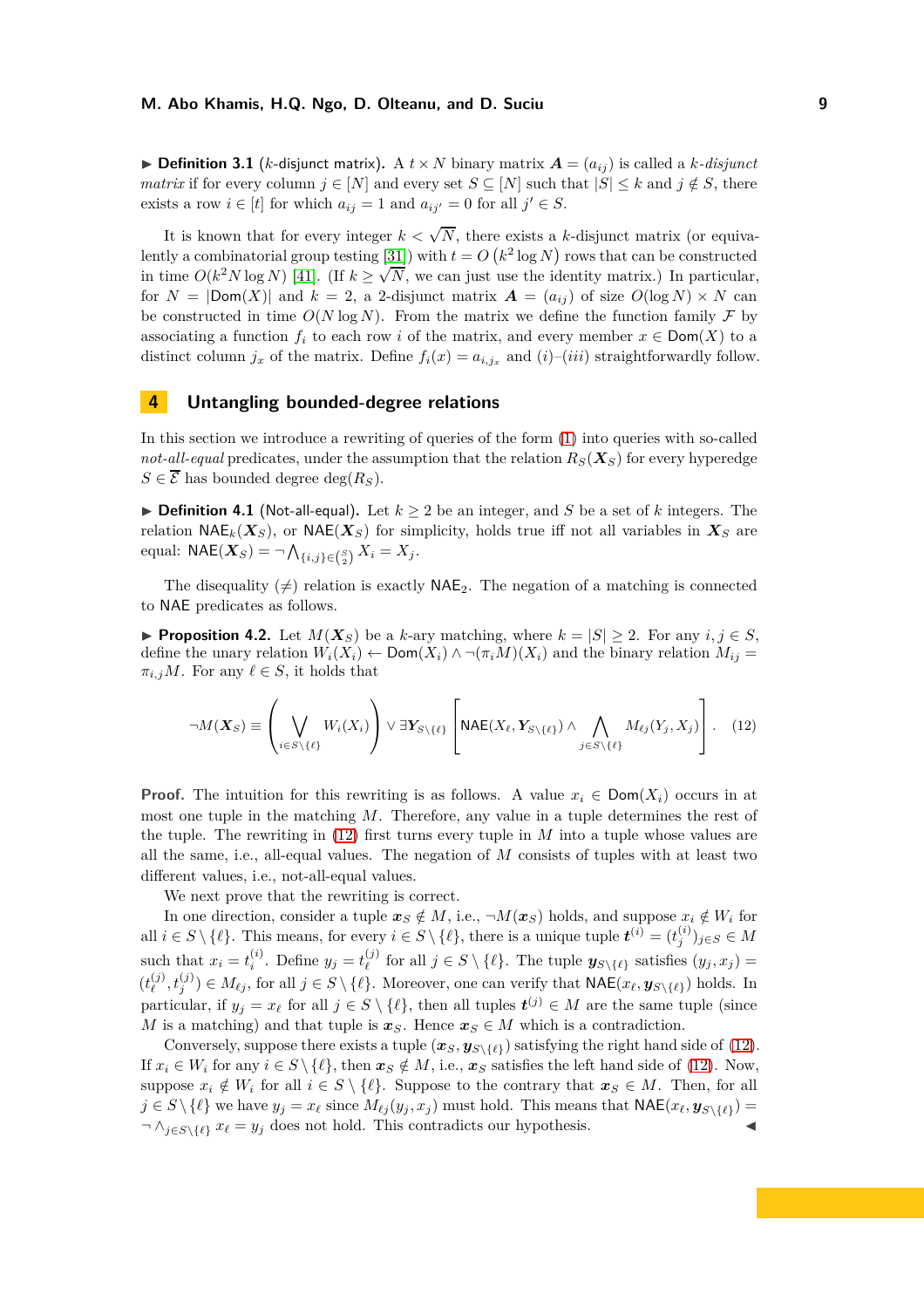▶ **Definition 3.1** ($k$-disjunct matrix)**.** A $t \times N$ binary matrix $\boldsymbol{A} = (a_{ij})$ is called a *$k$-disjunct matrix* if for every column $j \in [N]$ and every set $S \subseteq [N]$ such that $|S| \leq k$ and $j \notin S$, there exists a row $i \in [t]$ for which $a_{ij} = 1$ and $a_{ij'} = 0$ for all $j' \in S$.

It is known that for every integer $k < \sqrt{N}$, there exists a $k$-disjunct matrix (or equivalently a combinatorial group testing [31]) with $t = O\left(k^2 \log N\right)$ rows that can be constructed in time $O(k^2 N \log N)$ [41]. (If $k \geq \sqrt{N}$, we can just use the identity matrix.) In particular, for $N = |\mathsf{Dom}(X)|$ and $k = 2$, a 2-disjunct matrix $\boldsymbol{A} = (a_{ij})$ of size $O(\log N) \times N$ can be constructed in time $O(N \log N)$. From the matrix we define the function family $\mathcal{F}$ by associating a function $f_i$ to each row $i$ of the matrix, and every member $x \in \mathsf{Dom}(X)$ to a distinct column $j_x$ of the matrix. Define $f_i(x) = a_{i,j_x}$ and $(i)$–$(iii)$ straightforwardly follow.

## 4 Untangling bounded-degree relations

In this section we introduce a rewriting of queries of the form (1) into queries with so-called *not-all-equal* predicates, under the assumption that the relation $R_S(\boldsymbol{X}_S)$ for every hyperedge $S \in \overline{\mathcal{E}}$ has bounded degree $\deg(R_S)$.

▶ **Definition 4.1** (Not-all-equal)**.** Let $k \geq 2$ be an integer, and $S$ be a set of $k$ integers. The relation $\mathsf{NAE}_k(\boldsymbol{X}_S)$, or $\mathsf{NAE}(\boldsymbol{X}_S)$ for simplicity, holds true iff not all variables in $\boldsymbol{X}_S$ are equal: $\mathsf{NAE}(\boldsymbol{X}_S) = \neg \bigwedge_{\{i,j\} \in \binom{S}{2}} X_i = X_j$.

The disequality ($\neq$) relation is exactly $\mathsf{NAE}_2$. The negation of a matching is connected to $\mathsf{NAE}$ predicates as follows.

▶ **Proposition 4.2.** Let $M(\boldsymbol{X}_S)$ be a $k$-ary matching, where $k = |S| \geq 2$. For any $i, j \in S$, define the unary relation $W_i(X_i) \leftarrow \mathsf{Dom}(X_i) \wedge \neg(\pi_i M)(X_i)$ and the binary relation $M_{ij} = \pi_{i,j} M$. For any $\ell \in S$, it holds that

$$\neg M(\boldsymbol{X}_S) \equiv \left( \bigvee_{i \in S \setminus \{\ell\}} W_i(X_i) \right) \vee \exists \boldsymbol{Y}_{S \setminus \{\ell\}} \left[ \mathsf{NAE}(X_\ell, \boldsymbol{Y}_{S \setminus \{\ell\}}) \wedge \bigwedge_{j \in S \setminus \{\ell\}} M_{\ell j}(Y_j, X_j) \right]. \quad (12)$$

**Proof.** The intuition for this rewriting is as follows. A value $x_i \in \mathsf{Dom}(X_i)$ occurs in at most one tuple in the matching $M$. Therefore, any value in a tuple determines the rest of the tuple. The rewriting in (12) first turns every tuple in $M$ into a tuple whose values are all the same, i.e., all-equal values. The negation of $M$ consists of tuples with at least two different values, i.e., not-all-equal values.

We next prove that the rewriting is correct.

In one direction, consider a tuple $\boldsymbol{x}_S \notin M$, i.e., $\neg M(\boldsymbol{x}_S)$ holds, and suppose $x_i \notin W_i$ for all $i \in S \setminus \{\ell\}$. This means, for every $i \in S \setminus \{\ell\}$, there is a unique tuple $\boldsymbol{t}^{(i)} = (t_j^{(i)})_{j \in S} \in M$ such that $x_i = t_i^{(i)}$. Define $y_j = t_\ell^{(j)}$ for all $j \in S \setminus \{\ell\}$. The tuple $\boldsymbol{y}_{S \setminus \{\ell\}}$ satisfies $(y_j, x_j) = (t_\ell^{(j)}, t_j^{(j)}) \in M_{\ell j}$, for all $j \in S \setminus \{\ell\}$. Moreover, one can verify that $\mathsf{NAE}(x_\ell, \boldsymbol{y}_{S \setminus \{\ell\}})$ holds. In particular, if $y_j = x_\ell$ for all $j \in S \setminus \{\ell\}$, then all tuples $\boldsymbol{t}^{(j)} \in M$ are the same tuple (since $M$ is a matching) and that tuple is $\boldsymbol{x}_S$. Hence $\boldsymbol{x}_S \in M$ which is a contradiction.

Conversely, suppose there exists a tuple $(\boldsymbol{x}_S, \boldsymbol{y}_{S \setminus \{\ell\}})$ satisfying the right hand side of (12). If $x_i \in W_i$ for any $i \in S \setminus \{\ell\}$, then $\boldsymbol{x}_S \notin M$, i.e., $\boldsymbol{x}_S$ satisfies the left hand side of (12). Now, suppose $x_i \notin W_i$ for all $i \in S \setminus \{\ell\}$. Suppose to the contrary that $\boldsymbol{x}_S \in M$. Then, for all $j \in S \setminus \{\ell\}$ we have $y_j = x_\ell$ since $M_{\ell j}(y_j, x_j)$ must hold. This means that $\mathsf{NAE}(x_\ell, \boldsymbol{y}_{S \setminus \{\ell\}}) = \neg \wedge_{j \in S \setminus \{\ell\}} x_\ell = y_j$ does not hold. This contradicts our hypothesis. ◀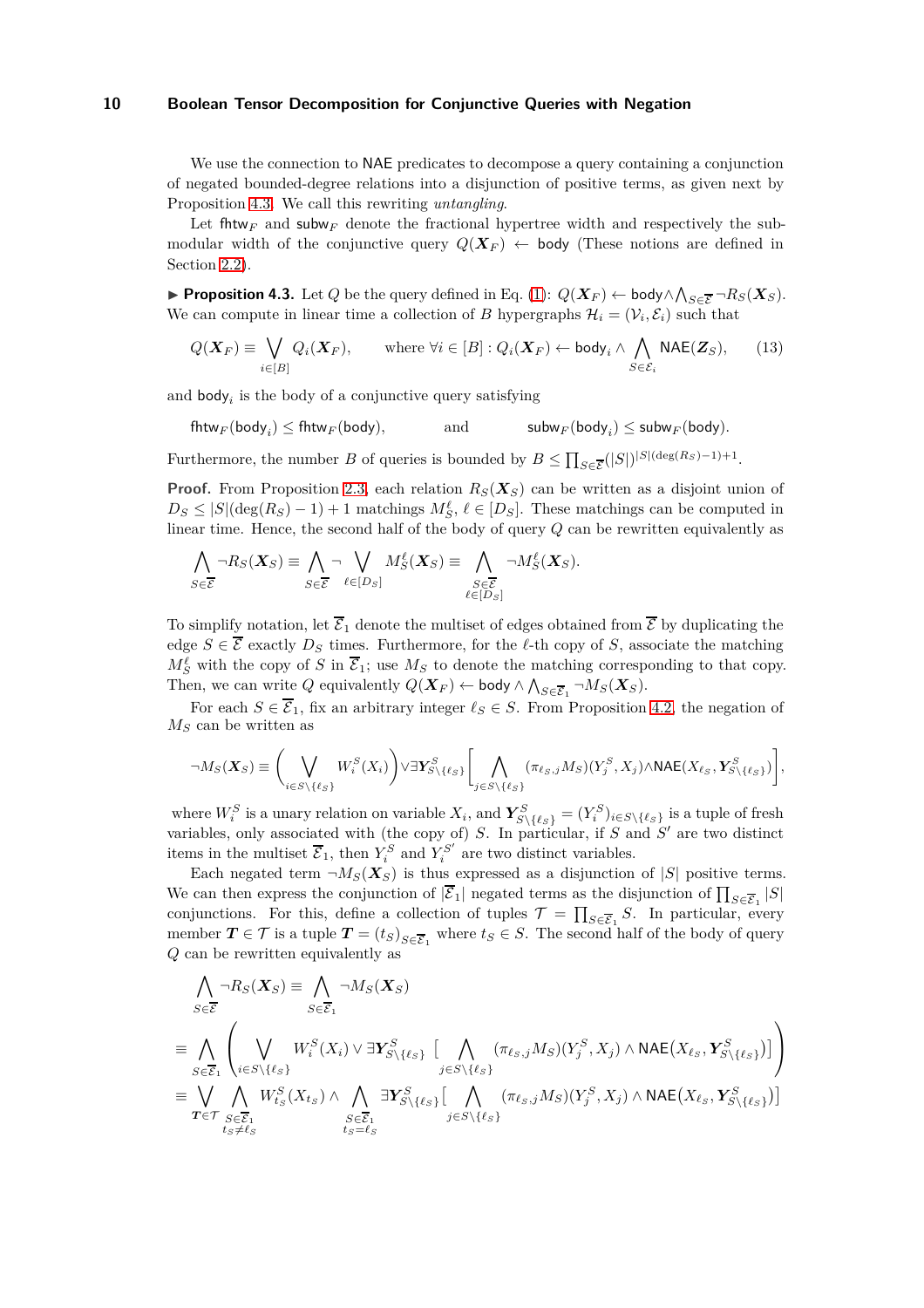We use the connection to $\mathsf{NAE}$ predicates to decompose a query containing a conjunction of negated bounded-degree relations into a disjunction of positive terms, as given next by Proposition 4.3. We call this rewriting *untangling*.

Let $\mathsf{fhtw}_F$ and $\mathsf{subw}_F$ denote the fractional hypertree width and respectively the submodular width of the conjunctive query $Q(\boldsymbol{X}_F) \leftarrow \mathsf{body}$ (These notions are defined in Section 2.2).

▶ **Proposition 4.3.** Let $Q$ be the query defined in Eq. (1): $Q(\boldsymbol{X}_F) \leftarrow \mathsf{body} \wedge \bigwedge_{S\in\overline{\mathcal{E}}} \neg R_S(\boldsymbol{X}_S)$. We can compute in linear time a collection of $B$ hypergraphs $\mathcal{H}_i = (\mathcal{V}_i, \mathcal{E}_i)$ such that

$$Q(\boldsymbol{X}_F) \equiv \bigvee_{i\in[B]} Q_i(\boldsymbol{X}_F), \qquad \text{where } \forall i \in [B] : Q_i(\boldsymbol{X}_F) \leftarrow \mathsf{body}_i \wedge \bigwedge_{S\in\mathcal{E}_i} \mathsf{NAE}(\boldsymbol{Z}_S), \tag{13}$$

and $\mathsf{body}_i$ is the body of a conjunctive query satisfying

$$\mathsf{fhtw}_F(\mathsf{body}_i) \leq \mathsf{fhtw}_F(\mathsf{body}), \qquad \text{and} \qquad \mathsf{subw}_F(\mathsf{body}_i) \leq \mathsf{subw}_F(\mathsf{body}).$$

Furthermore, the number $B$ of queries is bounded by $B \leq \prod_{S\in\overline{\mathcal{E}}}(|S|)^{|S|(\deg(R_S)-1)+1}$.

**Proof.** From Proposition 2.3, each relation $R_S(\boldsymbol{X}_S)$ can be written as a disjoint union of $D_S \leq |S|(\deg(R_S) - 1) + 1$ matchings $M_S^\ell$, $\ell \in [D_S]$. These matchings can be computed in linear time. Hence, the second half of the body of query $Q$ can be rewritten equivalently as

$$\bigwedge_{S\in\overline{\mathcal{E}}} \neg R_S(\boldsymbol{X}_S) \equiv \bigwedge_{S\in\overline{\mathcal{E}}} \neg \bigvee_{\ell\in[D_S]} M_S^\ell(\boldsymbol{X}_S) \equiv \bigwedge_{\substack{S\in\overline{\mathcal{E}}\\ \ell\in[D_S]}} \neg M_S^\ell(\boldsymbol{X}_S).$$

To simplify notation, let $\overline{\mathcal{E}}_1$ denote the multiset of edges obtained from $\overline{\mathcal{E}}$ by duplicating the edge $S \in \overline{\mathcal{E}}$ exactly $D_S$ times. Furthermore, for the $\ell$-th copy of $S$, associate the matching $M_S^\ell$ with the copy of $S$ in $\overline{\mathcal{E}}_1$; use $M_S$ to denote the matching corresponding to that copy. Then, we can write $Q$ equivalently $Q(\boldsymbol{X}_F) \leftarrow \mathsf{body} \wedge \bigwedge_{S\in\overline{\mathcal{E}}_1} \neg M_S(\boldsymbol{X}_S)$.

For each $S \in \overline{\mathcal{E}}_1$, fix an arbitrary integer $\ell_S \in S$. From Proposition 4.2, the negation of $M_S$ can be written as

$$\neg M_S(\boldsymbol{X}_S) \equiv \left(\bigvee_{i\in S\setminus\{\ell_S\}} W_i^S(X_i)\right) \vee \exists \boldsymbol{Y}^S_{S\setminus\{\ell_S\}} \left[\bigwedge_{j\in S\setminus\{\ell_S\}} (\pi_{\ell_S,j} M_S)(Y_j^S, X_j) \wedge \mathsf{NAE}(X_{\ell_S}, \boldsymbol{Y}^S_{S\setminus\{\ell_S\}})\right],$$

where $W_i^S$ is a unary relation on variable $X_i$, and $\boldsymbol{Y}^S_{S\setminus\{\ell_S\}} = (Y_i^S)_{i\in S\setminus\{\ell_S\}}$ is a tuple of fresh variables, only associated with (the copy of) $S$. In particular, if $S$ and $S'$ are two distinct items in the multiset $\overline{\mathcal{E}}_1$, then $Y_i^S$ and $Y_i^{S'}$ are two distinct variables.

Each negated term $\neg M_S(\boldsymbol{X}_S)$ is thus expressed as a disjunction of $|S|$ positive terms. We can then express the conjunction of $|\overline{\mathcal{E}}_1|$ negated terms as the disjunction of $\prod_{S\in\overline{\mathcal{E}}_1} |S|$ conjunctions. For this, define a collection of tuples $\mathcal{T} = \prod_{S\in\overline{\mathcal{E}}_1} S$. In particular, every member $\boldsymbol{T} \in \mathcal{T}$ is a tuple $\boldsymbol{T} = (t_S)_{S\in\overline{\mathcal{E}}_1}$ where $t_S \in S$. The second half of the body of query $Q$ can be rewritten equivalently as

$$\begin{aligned}
&\bigwedge_{S\in\overline{\mathcal{E}}} \neg R_S(\boldsymbol{X}_S) \equiv \bigwedge_{S\in\overline{\mathcal{E}}_1} \neg M_S(\boldsymbol{X}_S)\\
&\equiv \bigwedge_{S\in\overline{\mathcal{E}}_1} \left(\bigvee_{i\in S\setminus\{\ell_S\}} W_i^S(X_i) \vee \exists \boldsymbol{Y}^S_{S\setminus\{\ell_S\}} \left[\bigwedge_{j\in S\setminus\{\ell_S\}} (\pi_{\ell_S,j} M_S)(Y_j^S, X_j) \wedge \mathsf{NAE}(X_{\ell_S}, \boldsymbol{Y}^S_{S\setminus\{\ell_S\}})\right]\right)\\
&\equiv \bigvee_{\boldsymbol{T}\in\mathcal{T}} \bigwedge_{\substack{S\in\overline{\mathcal{E}}_1\\ t_S\neq\ell_S}} W_{t_S}^S(X_{t_S}) \wedge \bigwedge_{\substack{S\in\overline{\mathcal{E}}_1\\ t_S=\ell_S}} \exists \boldsymbol{Y}^S_{S\setminus\{\ell_S\}} \left[\bigwedge_{j\in S\setminus\{\ell_S\}} (\pi_{\ell_S,j} M_S)(Y_j^S, X_j) \wedge \mathsf{NAE}(X_{\ell_S}, \boldsymbol{Y}^S_{S\setminus\{\ell_S\}})\right]
\end{aligned}$$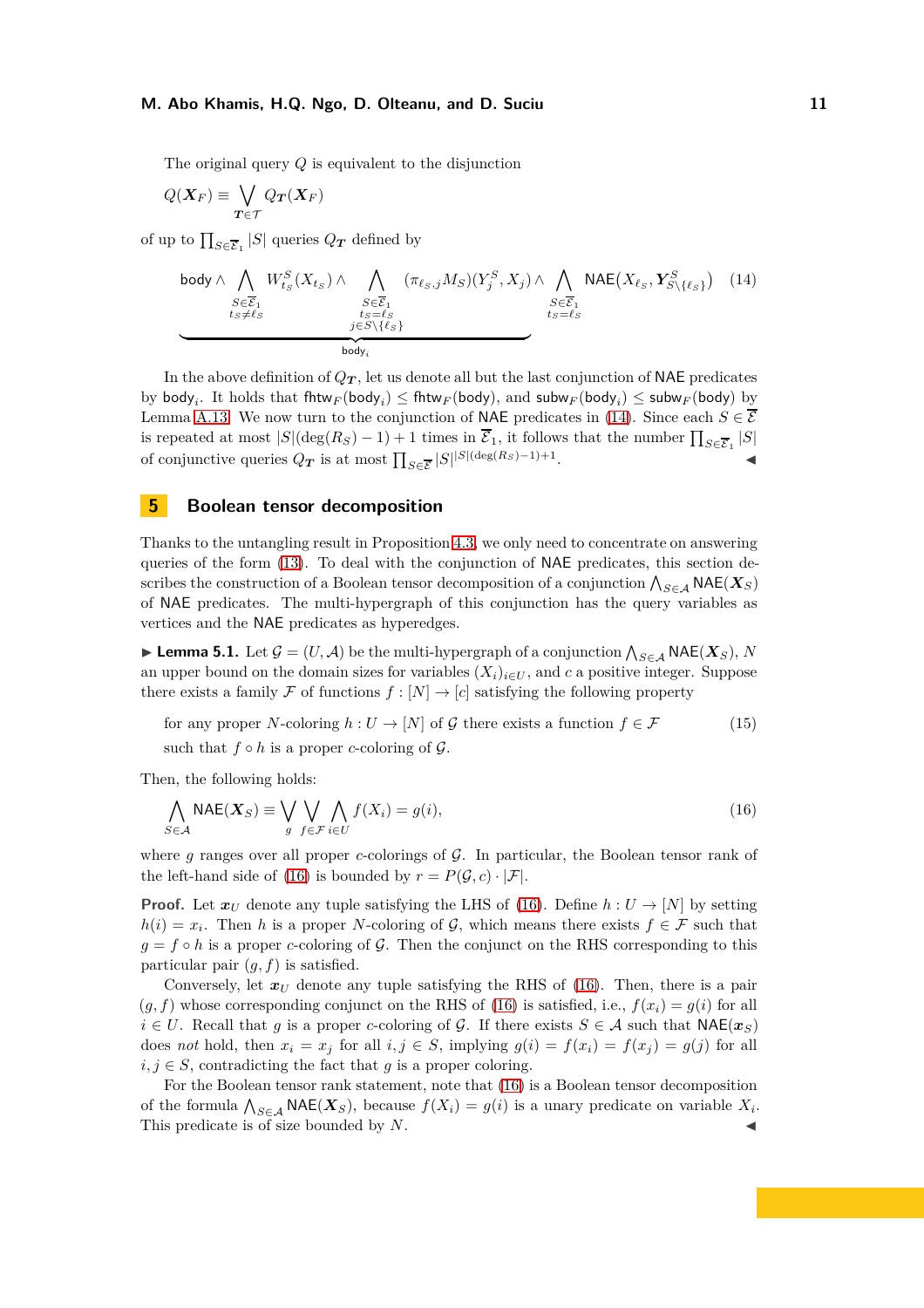The original query $Q$ is equivalent to the disjunction

$$Q(\boldsymbol{X}_F) \equiv \bigvee_{\boldsymbol{T} \in \mathcal{T}} Q_{\boldsymbol{T}}(\boldsymbol{X}_F)$$

of up to $\prod_{S \in \overline{\mathcal{E}}_1} |S|$ queries $Q_{\boldsymbol{T}}$ defined by

$$\underbrace{\mathsf{body} \wedge \bigwedge_{\substack{S \in \overline{\mathcal{E}}_1 \\ t_S \neq \ell_S}} W^S_{t_S}(X_{t_S}) \wedge \bigwedge_{\substack{S \in \overline{\mathcal{E}}_1 \\ t_S = \ell_S \\ j \in S \setminus \{\ell_S\}}} (\pi_{\ell_S, j} M_S)(Y^S_j, X_j)}_{\mathsf{body}_i} \wedge \bigwedge_{\substack{S \in \overline{\mathcal{E}}_1 \\ t_S = \ell_S}} \mathsf{NAE}(X_{\ell_S}, \boldsymbol{Y}^S_{S \setminus \{\ell_S\}}) \tag{14}$$

In the above definition of $Q_{\boldsymbol{T}}$, let us denote all but the last conjunction of NAE predicates by $\mathsf{body}_i$. It holds that $\mathsf{fhtw}_F(\mathsf{body}_i) \leq \mathsf{fhtw}_F(\mathsf{body})$, and $\mathsf{subw}_F(\mathsf{body}_i) \leq \mathsf{subw}_F(\mathsf{body})$ by Lemma A.13. We now turn to the conjunction of NAE predicates in (14). Since each $S \in \overline{\mathcal{E}}$ is repeated at most $|S|(\deg(R_S) - 1) + 1$ times in $\overline{\mathcal{E}}_1$, it follows that the number $\prod_{S \in \overline{\mathcal{E}}_1} |S|$ of conjunctive queries $Q_{\boldsymbol{T}}$ is at most $\prod_{S \in \overline{\mathcal{E}}} |S|^{|S|(\deg(R_S)-1)+1}$. ◀

## 5 Boolean tensor decomposition

Thanks to the untangling result in Proposition 4.3, we only need to concentrate on answering queries of the form (13). To deal with the conjunction of NAE predicates, this section describes the construction of a Boolean tensor decomposition of a conjunction $\bigwedge_{S \in \mathcal{A}} \mathsf{NAE}(\boldsymbol{X}_S)$ of NAE predicates. The multi-hypergraph of this conjunction has the query variables as vertices and the NAE predicates as hyperedges.

▶ **Lemma 5.1.** Let $\mathcal{G} = (U, \mathcal{A})$ be the multi-hypergraph of a conjunction $\bigwedge_{S \in \mathcal{A}} \mathsf{NAE}(\boldsymbol{X}_S)$, $N$ an upper bound on the domain sizes for variables $(X_i)_{i \in U}$, and $c$ a positive integer. Suppose there exists a family $\mathcal{F}$ of functions $f : [N] \to [c]$ satisfying the following property

for any proper $N$-coloring $h : U \to [N]$ of $\mathcal{G}$ there exists a function $f \in \mathcal{F}$ such that $f \circ h$ is a proper $c$-coloring of $\mathcal{G}$. (15)

Then, the following holds:

$$\bigwedge_{S \in \mathcal{A}} \mathsf{NAE}(\boldsymbol{X}_S) \equiv \bigvee_{g} \bigvee_{f \in \mathcal{F}} \bigwedge_{i \in U} f(X_i) = g(i), \tag{16}$$

where $g$ ranges over all proper $c$-colorings of $\mathcal{G}$. In particular, the Boolean tensor rank of the left-hand side of (16) is bounded by $r = P(\mathcal{G}, c) \cdot |\mathcal{F}|$.

**Proof.** Let $\boldsymbol{x}_U$ denote any tuple satisfying the LHS of (16). Define $h : U \to [N]$ by setting $h(i) = x_i$. Then $h$ is a proper $N$-coloring of $\mathcal{G}$, which means there exists $f \in \mathcal{F}$ such that $g = f \circ h$ is a proper $c$-coloring of $\mathcal{G}$. Then the conjunct on the RHS corresponding to this particular pair $(g, f)$ is satisfied.

Conversely, let $\boldsymbol{x}_U$ denote any tuple satisfying the RHS of (16). Then, there is a pair $(g, f)$ whose corresponding conjunct on the RHS of (16) is satisfied, i.e., $f(x_i) = g(i)$ for all $i \in U$. Recall that $g$ is a proper $c$-coloring of $\mathcal{G}$. If there exists $S \in \mathcal{A}$ such that $\mathsf{NAE}(\boldsymbol{x}_S)$ does *not* hold, then $x_i = x_j$ for all $i, j \in S$, implying $g(i) = f(x_i) = f(x_j) = g(j)$ for all $i, j \in S$, contradicting the fact that $g$ is a proper coloring.

For the Boolean tensor rank statement, note that (16) is a Boolean tensor decomposition of the formula $\bigwedge_{S \in \mathcal{A}} \mathsf{NAE}(\boldsymbol{X}_S)$, because $f(X_i) = g(i)$ is a unary predicate on variable $X_i$. This predicate is of size bounded by $N$. ◀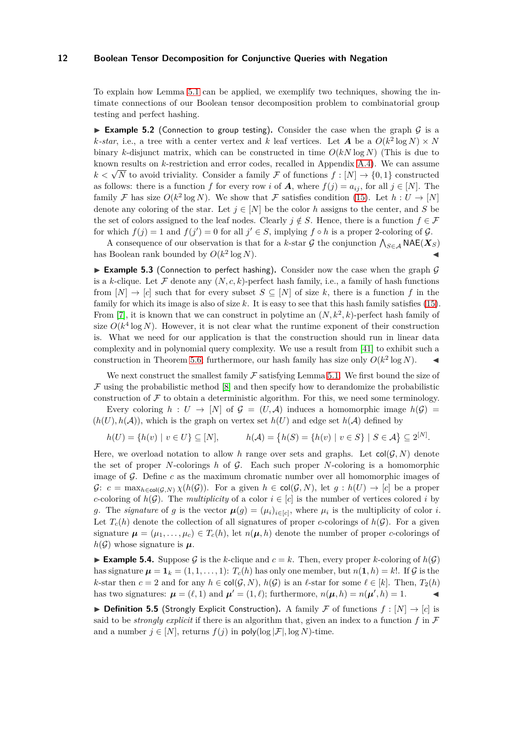To explain how Lemma 5.1 can be applied, we exemplify two techniques, showing the intimate connections of our Boolean tensor decomposition problem to combinatorial group testing and perfect hashing.

▶ **Example 5.2** (Connection to group testing)**.** Consider the case when the graph $\mathcal{G}$ is a $k$-*star*, i.e., a tree with a center vertex and $k$ leaf vertices. Let $\boldsymbol{A}$ be a $O(k^2 \log N) \times N$ binary $k$-disjunct matrix, which can be constructed in time $O(kN \log N)$ (This is due to known results on $k$-restriction and error codes, recalled in Appendix A.4). We can assume $k < \sqrt{N}$ to avoid triviality. Consider a family $\mathcal{F}$ of functions $f : [N] \to \{0, 1\}$ constructed as follows: there is a function $f$ for every row $i$ of $\boldsymbol{A}$, where $f(j) = a_{ij}$, for all $j \in [N]$. The family $\mathcal{F}$ has size $O(k^2 \log N)$. We show that $\mathcal{F}$ satisfies condition (15). Let $h : U \to [N]$ denote any coloring of the star. Let $j \in [N]$ be the color $h$ assigns to the center, and $S$ be the set of colors assigned to the leaf nodes. Clearly $j \notin S$. Hence, there is a function $f \in \mathcal{F}$ for which $f(j) = 1$ and $f(j') = 0$ for all $j' \in S$, implying $f \circ h$ is a proper 2-coloring of $\mathcal{G}$.

A consequence of our observation is that for a $k$-star $\mathcal{G}$ the conjunction $\bigwedge_{S \in \mathcal{A}} \mathsf{NAE}(\boldsymbol{X}_S)$ has Boolean rank bounded by $O(k^2 \log N)$. ◀

▶ **Example 5.3** (Connection to perfect hashing)**.** Consider now the case when the graph $\mathcal{G}$ is a $k$-clique. Let $\mathcal{F}$ denote any $(N, c, k)$-perfect hash family, i.e., a family of hash functions from $[N] \to [c]$ such that for every subset $S \subseteq [N]$ of size $k$, there is a function $f$ in the family for which its image is also of size $k$. It is easy to see that this hash family satisfies (15). From [7], it is known that we can construct in polytime an $(N, k^2, k)$-perfect hash family of size $O(k^4 \log N)$. However, it is not clear what the runtime exponent of their construction is. What we need for our application is that the construction should run in linear data complexity and in polynomial query complexity. We use a result from [41] to exhibit such a construction in Theorem 5.6; furthermore, our hash family has size only $O(k^2 \log N)$. ◀

We next construct the smallest family $\mathcal{F}$ satisfying Lemma 5.1. We first bound the size of $\mathcal{F}$ using the probabilistic method [8] and then specify how to derandomize the probabilistic construction of $\mathcal{F}$ to obtain a deterministic algorithm. For this, we need some terminology.

Every coloring $h : U \to [N]$ of $\mathcal{G} = (U, \mathcal{A})$ induces a homomorphic image $h(\mathcal{G}) = (h(U), h(\mathcal{A}))$, which is the graph on vertex set $h(U)$ and edge set $h(\mathcal{A})$ defined by

$$h(U) = \{h(v) \mid v \in U\} \subseteq [N], \qquad h(\mathcal{A}) = \big\{h(S) = \{h(v) \mid v \in S\} \mid S \in \mathcal{A}\big\} \subseteq 2^{[N]}.$$

Here, we overload notation to allow $h$ range over sets and graphs. Let $\mathsf{col}(\mathcal{G}, N)$ denote the set of proper $N$-colorings $h$ of $\mathcal{G}$. Each such proper $N$-coloring is a homomorphic image of $\mathcal{G}$. Define $c$ as the maximum chromatic number over all homomorphic images of $\mathcal{G}$: $c = \max_{h \in \mathsf{col}(\mathcal{G}, N)} \chi(h(\mathcal{G}))$. For a given $h \in \mathsf{col}(\mathcal{G}, N)$, let $g : h(U) \to [c]$ be a proper $c$-coloring of $h(\mathcal{G})$. The *multiplicity* of a color $i \in [c]$ is the number of vertices colored $i$ by $g$. The *signature* of $g$ is the vector $\boldsymbol{\mu}(g) = (\mu_i)_{i \in [c]}$, where $\mu_i$ is the multiplicity of color $i$. Let $T_c(h)$ denote the collection of all signatures of proper $c$-colorings of $h(\mathcal{G})$. For a given signature $\boldsymbol{\mu} = (\mu_1, \ldots, \mu_c) \in T_c(h)$, let $n(\boldsymbol{\mu}, h)$ denote the number of proper $c$-colorings of $h(\mathcal{G})$ whose signature is $\boldsymbol{\mu}$.

▶ **Example 5.4.** Suppose $\mathcal{G}$ is the $k$-clique and $c = k$. Then, every proper $k$-coloring of $h(\mathcal{G})$ has signature $\boldsymbol{\mu} = \mathbf{1}_k = (1, 1, \ldots, 1)$: $T_c(h)$ has only one member, but $n(\mathbf{1}, h) = k!$. If $\mathcal{G}$ is the $k$-star then $c = 2$ and for any $h \in \mathsf{col}(\mathcal{G}, N)$, $h(\mathcal{G})$ is an $\ell$-star for some $\ell \in [k]$. Then, $T_2(h)$ has two signatures: $\boldsymbol{\mu} = (\ell, 1)$ and $\boldsymbol{\mu}' = (1, \ell)$; furthermore, $n(\boldsymbol{\mu}, h) = n(\boldsymbol{\mu}', h) = 1$. ◀

▶ **Definition 5.5** (Strongly Explicit Construction)**.** A family $\mathcal{F}$ of functions $f : [N] \to [c]$ is said to be *strongly explicit* if there is an algorithm that, given an index to a function $f$ in $\mathcal{F}$ and a number $j \in [N]$, returns $f(j)$ in $\mathsf{poly}(\log |\mathcal{F}|, \log N)$-time.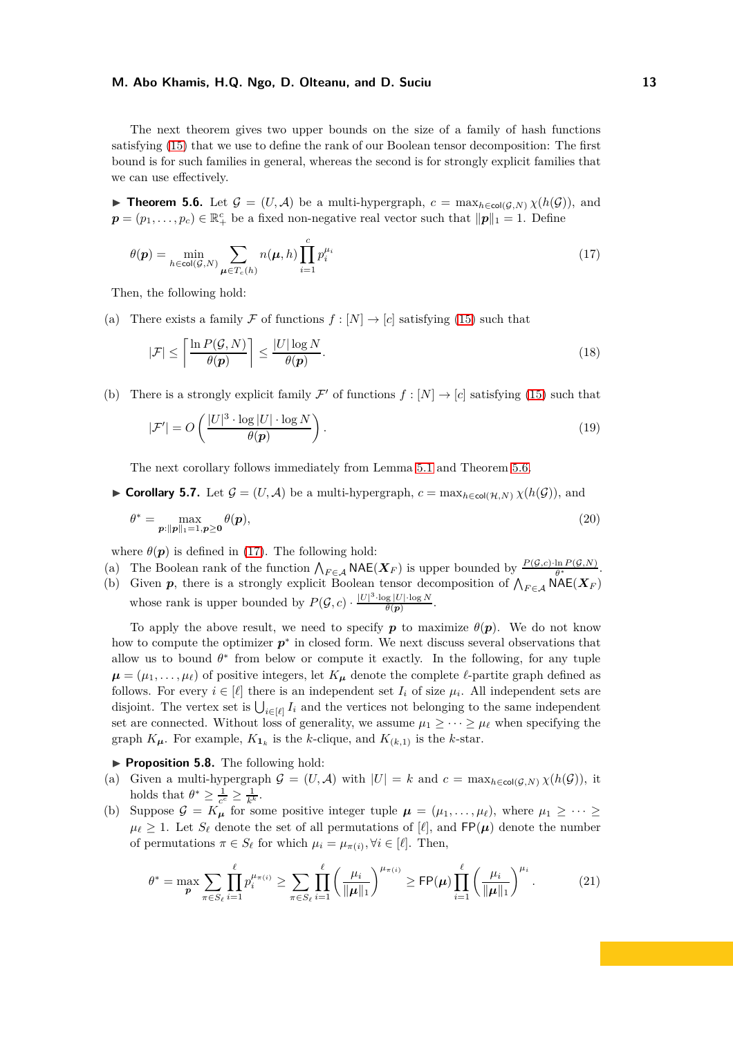The next theorem gives two upper bounds on the size of a family of hash functions satisfying (15) that we use to define the rank of our Boolean tensor decomposition: The first bound is for such families in general, whereas the second is for strongly explicit families that we can use effectively.

▶ **Theorem 5.6.** Let $\mathcal{G} = (U, \mathcal{A})$ be a multi-hypergraph, $c = \max_{h \in \mathsf{col}(\mathcal{G},N)} \chi(h(\mathcal{G}))$, and $\boldsymbol{p} = (p_1, \dots, p_c) \in \mathbb{R}_+^c$ be a fixed non-negative real vector such that $\|\boldsymbol{p}\|_1 = 1$. Define

$$\theta(\boldsymbol{p}) = \min_{h \in \mathsf{col}(\mathcal{G},N)} \sum_{\boldsymbol{\mu} \in T_c(h)} n(\boldsymbol{\mu}, h) \prod_{i=1}^{c} p_i^{\mu_i} \tag{17}$$

Then, the following hold:

(a) There exists a family $\mathcal{F}$ of functions $f : [N] \to [c]$ satisfying (15) such that

$$|\mathcal{F}| \leq \left\lceil \frac{\ln P(\mathcal{G}, N)}{\theta(\boldsymbol{p})} \right\rceil \leq \frac{|U| \log N}{\theta(\boldsymbol{p})}. \tag{18}$$

(b) There is a strongly explicit family $\mathcal{F}'$ of functions $f : [N] \to [c]$ satisfying (15) such that

$$|\mathcal{F}'| = O\left(\frac{|U|^3 \cdot \log |U| \cdot \log N}{\theta(\boldsymbol{p})}\right). \tag{19}$$

The next corollary follows immediately from Lemma 5.1 and Theorem 5.6.

▶ **Corollary 5.7.** Let $\mathcal{G} = (U, \mathcal{A})$ be a multi-hypergraph, $c = \max_{h \in \mathsf{col}(\mathcal{H},N)} \chi(h(\mathcal{G}))$, and

$$\theta^* = \max_{\boldsymbol{p}: \|\boldsymbol{p}\|_1 = 1, \boldsymbol{p} \geq \boldsymbol{0}} \theta(\boldsymbol{p}), \tag{20}$$

where $\theta(\boldsymbol{p})$ is defined in (17). The following hold:

(a) The Boolean rank of the function $\bigwedge_{F \in \mathcal{A}} \mathsf{NAE}(\boldsymbol{X}_F)$ is upper bounded by $\frac{P(\mathcal{G},c) \cdot \ln P(\mathcal{G},N)}{\theta^*}$.

(b) Given $\boldsymbol{p}$, there is a strongly explicit Boolean tensor decomposition of $\bigwedge_{F \in \mathcal{A}} \mathsf{NAE}(\boldsymbol{X}_F)$ whose rank is upper bounded by $P(\mathcal{G}, c) \cdot \frac{|U|^3 \cdot \log |U| \cdot \log N}{\theta(\boldsymbol{p})}$.

To apply the above result, we need to specify $\boldsymbol{p}$ to maximize $\theta(\boldsymbol{p})$. We do not know how to compute the optimizer $\boldsymbol{p}^*$ in closed form. We next discuss several observations that allow us to bound $\theta^*$ from below or compute it exactly. In the following, for any tuple $\boldsymbol{\mu} = (\mu_1, \dots, \mu_\ell)$ of positive integers, let $K_{\boldsymbol{\mu}}$ denote the complete $\ell$-partite graph defined as follows. For every $i \in [\ell]$ there is an independent set $I_i$ of size $\mu_i$. All independent sets are disjoint. The vertex set is $\bigcup_{i \in [\ell]} I_i$ and the vertices not belonging to the same independent set are connected. Without loss of generality, we assume $\mu_1 \geq \dots \geq \mu_\ell$ when specifying the graph $K_{\boldsymbol{\mu}}$. For example, $K_{\boldsymbol{1}_k}$ is the $k$-clique, and $K_{(k,1)}$ is the $k$-star.

▶ **Proposition 5.8.** The following hold:

(a) Given a multi-hypergraph $\mathcal{G} = (U, \mathcal{A})$ with $|U| = k$ and $c = \max_{h \in \mathsf{col}(\mathcal{G},N)} \chi(h(\mathcal{G}))$, it holds that $\theta^* \geq \frac{1}{c^c} \geq \frac{1}{k^k}$.

(b) Suppose $\mathcal{G} = K_{\boldsymbol{\mu}}$ for some positive integer tuple $\boldsymbol{\mu} = (\mu_1, \dots, \mu_\ell)$, where $\mu_1 \geq \dots \geq \mu_\ell \geq 1$. Let $S_\ell$ denote the set of all permutations of $[\ell]$, and $\mathsf{FP}(\boldsymbol{\mu})$ denote the number of permutations $\pi \in S_\ell$ for which $\mu_i = \mu_{\pi(i)}, \forall i \in [\ell]$. Then,

$$\theta^* = \max_{\boldsymbol{p}} \sum_{\pi \in S_\ell} \prod_{i=1}^{\ell} p_i^{\mu_{\pi(i)}} \geq \sum_{\pi \in S_\ell} \prod_{i=1}^{\ell} \left(\frac{\mu_i}{\|\boldsymbol{\mu}\|_1}\right)^{\mu_{\pi(i)}} \geq \mathsf{FP}(\boldsymbol{\mu}) \prod_{i=1}^{\ell} \left(\frac{\mu_i}{\|\boldsymbol{\mu}\|_1}\right)^{\mu_i}. \tag{21}$$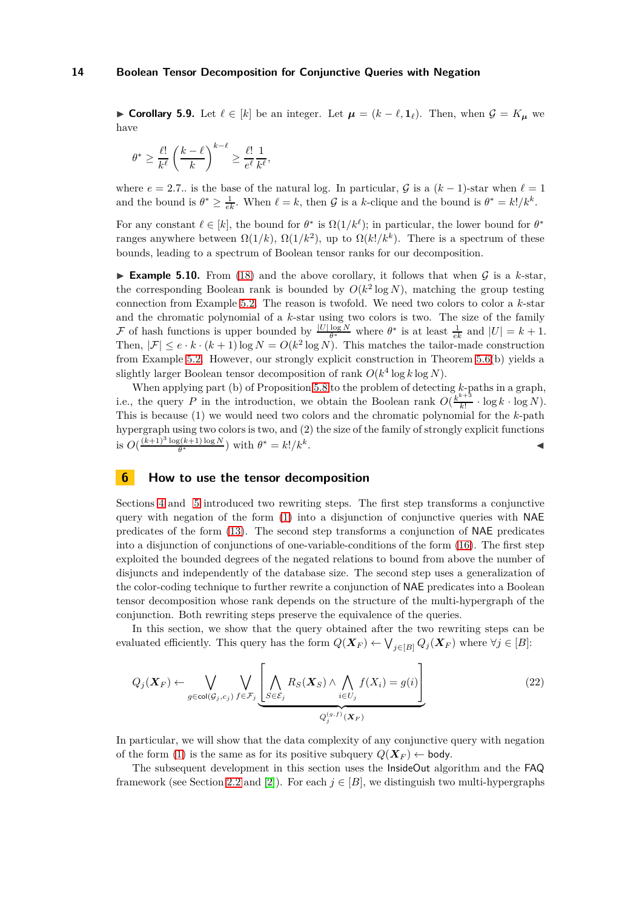▶ **Corollary 5.9.** Let $\ell \in [k]$ be an integer. Let $\boldsymbol{\mu} = (k-\ell, \mathbf{1}_\ell)$. Then, when $\mathcal{G} = K_{\boldsymbol{\mu}}$ we have

$$\theta^* \geq \frac{\ell!}{k^\ell}\left(\frac{k-\ell}{k}\right)^{k-\ell} \geq \frac{\ell!}{e^\ell}\frac{1}{k^\ell},$$

where $e = 2.7..$ is the base of the natural log. In particular, $\mathcal{G}$ is a $(k-1)$-star when $\ell = 1$ and the bound is $\theta^* \geq \frac{1}{ek}$. When $\ell = k$, then $\mathcal{G}$ is a $k$-clique and the bound is $\theta^* = k!/k^k$.

For any constant $\ell \in [k]$, the bound for $\theta^*$ is $\Omega(1/k^\ell)$; in particular, the lower bound for $\theta^*$ ranges anywhere between $\Omega(1/k)$, $\Omega(1/k^2)$, up to $\Omega(k!/k^k)$. There is a spectrum of these bounds, leading to a spectrum of Boolean tensor ranks for our decomposition.

▶ **Example 5.10.** From (18) and the above corollary, it follows that when $\mathcal{G}$ is a $k$-star, the corresponding Boolean rank is bounded by $O(k^2 \log N)$, matching the group testing connection from Example 5.2. The reason is twofold. We need two colors to color a $k$-star and the chromatic polynomial of a $k$-star using two colors is two. The size of the family $\mathcal{F}$ of hash functions is upper bounded by $\frac{|U|\log N}{\theta^*}$ where $\theta^*$ is at least $\frac{1}{ek}$ and $|U| = k+1$. Then, $|\mathcal{F}| \leq e \cdot k \cdot (k+1)\log N = O(k^2 \log N)$. This matches the tailor-made construction from Example 5.2. However, our strongly explicit construction in Theorem 5.6(b) yields a slightly larger Boolean tensor decomposition of rank $O(k^4 \log k \log N)$.

When applying part (b) of Proposition 5.8 to the problem of detecting $k$-paths in a graph, i.e., the query $P$ in the introduction, we obtain the Boolean rank $O(\frac{k^{k+3}}{k!} \cdot \log k \cdot \log N)$. This is because (1) we would need two colors and the chromatic polynomial for the $k$-path hypergraph using two colors is two, and (2) the size of the family of strongly explicit functions is $O(\frac{(k+1)^3 \log(k+1)\log N}{\theta^*})$ with $\theta^* = k!/k^k$. ◀

# 6 How to use the tensor decomposition

Sections 4 and 5 introduced two rewriting steps. The first step transforms a conjunctive query with negation of the form (1) into a disjunction of conjunctive queries with NAE predicates of the form (13). The second step transforms a conjunction of NAE predicates into a disjunction of conjunctions of one-variable-conditions of the form (16). The first step exploited the bounded degrees of the negated relations to bound from above the number of disjuncts and independently of the database size. The second step uses a generalization of the color-coding technique to further rewrite a conjunction of NAE predicates into a Boolean tensor decomposition whose rank depends on the structure of the multi-hypergraph of the conjunction. Both rewriting steps preserve the equivalence of the queries.

In this section, we show that the query obtained after the two rewriting steps can be evaluated efficiently. This query has the form $Q(\boldsymbol{X}_F) \leftarrow \bigvee_{j\in[B]} Q_j(\boldsymbol{X}_F)$ where $\forall j \in [B]$:

$$Q_j(\boldsymbol{X}_F) \leftarrow \bigvee_{g\in\mathsf{col}(\mathcal{G}_j,c_j)} \bigvee_{f\in\mathcal{F}_j} \underbrace{\left[\bigwedge_{S\in\mathcal{E}_j} R_S(\boldsymbol{X}_S) \wedge \bigwedge_{i\in U_j} f(X_i) = g(i)\right]}_{Q_j^{(g,f)}(\boldsymbol{X}_F)} \tag{22}$$

In particular, we will show that the data complexity of any conjunctive query with negation of the form (1) is the same as for its positive subquery $Q(\boldsymbol{X}_F) \leftarrow \mathsf{body}$.

The subsequent development in this section uses the InsideOut algorithm and the FAQ framework (see Section 2.2 and [2]). For each $j \in [B]$, we distinguish two multi-hypergraphs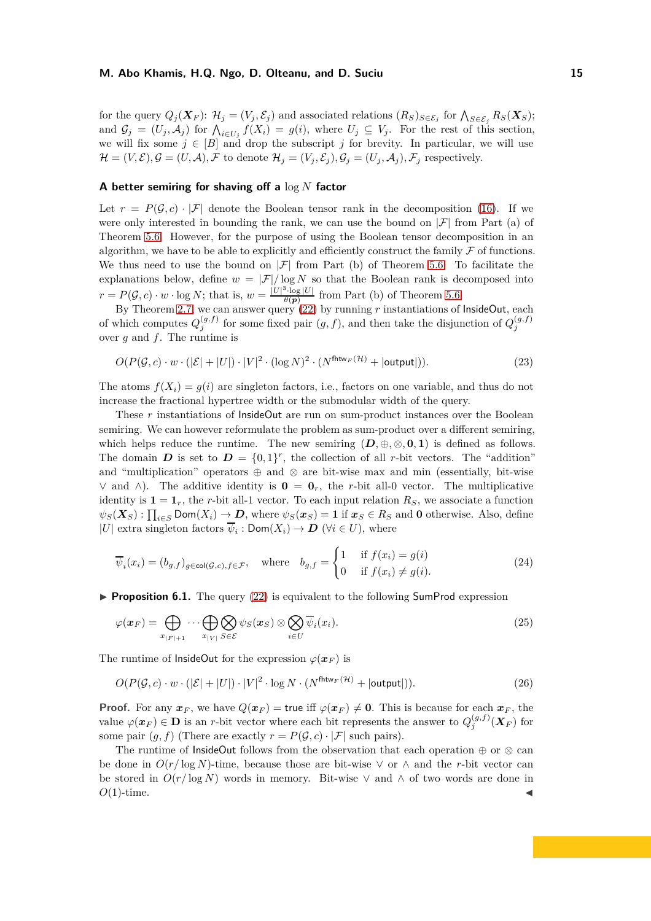for the query $Q_j(\boldsymbol{X}_F)$: $\mathcal{H}_j = (V_j, \mathcal{E}_j)$ and associated relations $(R_S)_{S\in\mathcal{E}_j}$ for $\bigwedge_{S\in\mathcal{E}_j} R_S(\boldsymbol{X}_S)$; and $\mathcal{G}_j = (U_j, \mathcal{A}_j)$ for $\bigwedge_{i\in U_j} f(X_i) = g(i)$, where $U_j \subseteq V_j$. For the rest of this section, we will fix some $j \in [B]$ and drop the subscript $j$ for brevity. In particular, we will use $\mathcal{H} = (V, \mathcal{E}), \mathcal{G} = (U, \mathcal{A}), \mathcal{F}$ to denote $\mathcal{H}_j = (V_j, \mathcal{E}_j), \mathcal{G}_j = (U_j, \mathcal{A}_j), \mathcal{F}_j$ respectively.

### A better semiring for shaving off a $\log N$ factor

Let $r = P(\mathcal{G}, c) \cdot |\mathcal{F}|$ denote the Boolean tensor rank in the decomposition (16). If we were only interested in bounding the rank, we can use the bound on $|\mathcal{F}|$ from Part (a) of Theorem 5.6. However, for the purpose of using the Boolean tensor decomposition in an algorithm, we have to be able to explicitly and efficiently construct the family $\mathcal{F}$ of functions. We thus need to use the bound on $|\mathcal{F}|$ from Part (b) of Theorem 5.6. To facilitate the explanations below, define $w = |\mathcal{F}|/\log N$ so that the Boolean rank is decomposed into $r = P(\mathcal{G}, c) \cdot w \cdot \log N$; that is, $w = \frac{|U|^3 \cdot \log |U|}{\theta(\boldsymbol{p})}$ from Part (b) of Theorem 5.6.

By Theorem 2.7, we can answer query (22) by running $r$ instantiations of InsideOut, each of which computes $Q_j^{(g,f)}$ for some fixed pair $(g, f)$, and then take the disjunction of $Q_j^{(g,f)}$ over $g$ and $f$. The runtime is

$$O(P(\mathcal{G}, c) \cdot w \cdot (|\mathcal{E}| + |U|) \cdot |V|^2 \cdot (\log N)^2 \cdot (N^{\mathsf{fhtw}_F(\mathcal{H})} + |\mathsf{output}|)). \tag{23}$$

The atoms $f(X_i) = g(i)$ are singleton factors, i.e., factors on one variable, and thus do not increase the fractional hypertree width or the submodular width of the query.

These $r$ instantiations of InsideOut are run on sum-product instances over the Boolean semiring. We can however reformulate the problem as sum-product over a different semiring, which helps reduce the runtime. The new semiring $(\boldsymbol{D}, \oplus, \otimes, \boldsymbol{0}, \boldsymbol{1})$ is defined as follows. The domain $\boldsymbol{D}$ is set to $\boldsymbol{D} = \{0, 1\}^r$, the collection of all $r$-bit vectors. The "addition" and "multiplication" operators $\oplus$ and $\otimes$ are bit-wise max and min (essentially, bit-wise $\vee$ and $\wedge$). The additive identity is $\boldsymbol{0} = \boldsymbol{0}_r$, the $r$-bit all-0 vector. The multiplicative identity is $\boldsymbol{1} = \boldsymbol{1}_r$, the $r$-bit all-1 vector. To each input relation $R_S$, we associate a function $\psi_S(\boldsymbol{X}_S) : \prod_{i\in S} \mathsf{Dom}(X_i) \to \boldsymbol{D}$, where $\psi_S(\boldsymbol{x}_S) = \boldsymbol{1}$ if $\boldsymbol{x}_S \in R_S$ and $\boldsymbol{0}$ otherwise. Also, define $|U|$ extra singleton factors $\overline{\psi}_i : \mathsf{Dom}(X_i) \to \boldsymbol{D}$ ($\forall i \in U$), where

$$\overline{\psi}_i(x_i) = (b_{g,f})_{g\in\mathsf{col}(\mathcal{G},c), f\in\mathcal{F}}, \quad \text{where} \quad b_{g,f} = \begin{cases} 1 & \text{if } f(x_i) = g(i) \\ 0 & \text{if } f(x_i) \neq g(i). \end{cases} \tag{24}$$

▶ **Proposition 6.1.** The query (22) is equivalent to the following SumProd expression

$$\varphi(\boldsymbol{x}_F) = \bigoplus_{x_{|F|+1}} \cdots \bigoplus_{x_{|V|}} \bigotimes_{S\in\mathcal{E}} \psi_S(\boldsymbol{x}_S) \otimes \bigotimes_{i\in U} \overline{\psi}_i(x_i). \tag{25}$$

The runtime of InsideOut for the expression $\varphi(\boldsymbol{x}_F)$ is

$$O(P(\mathcal{G}, c) \cdot w \cdot (|\mathcal{E}| + |U|) \cdot |V|^2 \cdot \log N \cdot (N^{\mathsf{fhtw}_F(\mathcal{H})} + |\mathsf{output}|)). \tag{26}$$

**Proof.** For any $\boldsymbol{x}_F$, we have $Q(\boldsymbol{x}_F) = \mathsf{true}$ iff $\varphi(\boldsymbol{x}_F) \neq \boldsymbol{0}$. This is because for each $\boldsymbol{x}_F$, the value $\varphi(\boldsymbol{x}_F) \in \mathbf{D}$ is an $r$-bit vector where each bit represents the answer to $Q_j^{(g,f)}(\boldsymbol{X}_F)$ for some pair $(g, f)$ (There are exactly $r = P(\mathcal{G}, c) \cdot |\mathcal{F}|$ such pairs).

The runtime of InsideOut follows from the observation that each operation $\oplus$ or $\otimes$ can be done in $O(r/\log N)$-time, because those are bit-wise $\vee$ or $\wedge$ and the $r$-bit vector can be stored in $O(r/\log N)$ words in memory. Bit-wise $\vee$ and $\wedge$ of two words are done in $O(1)$-time. ◀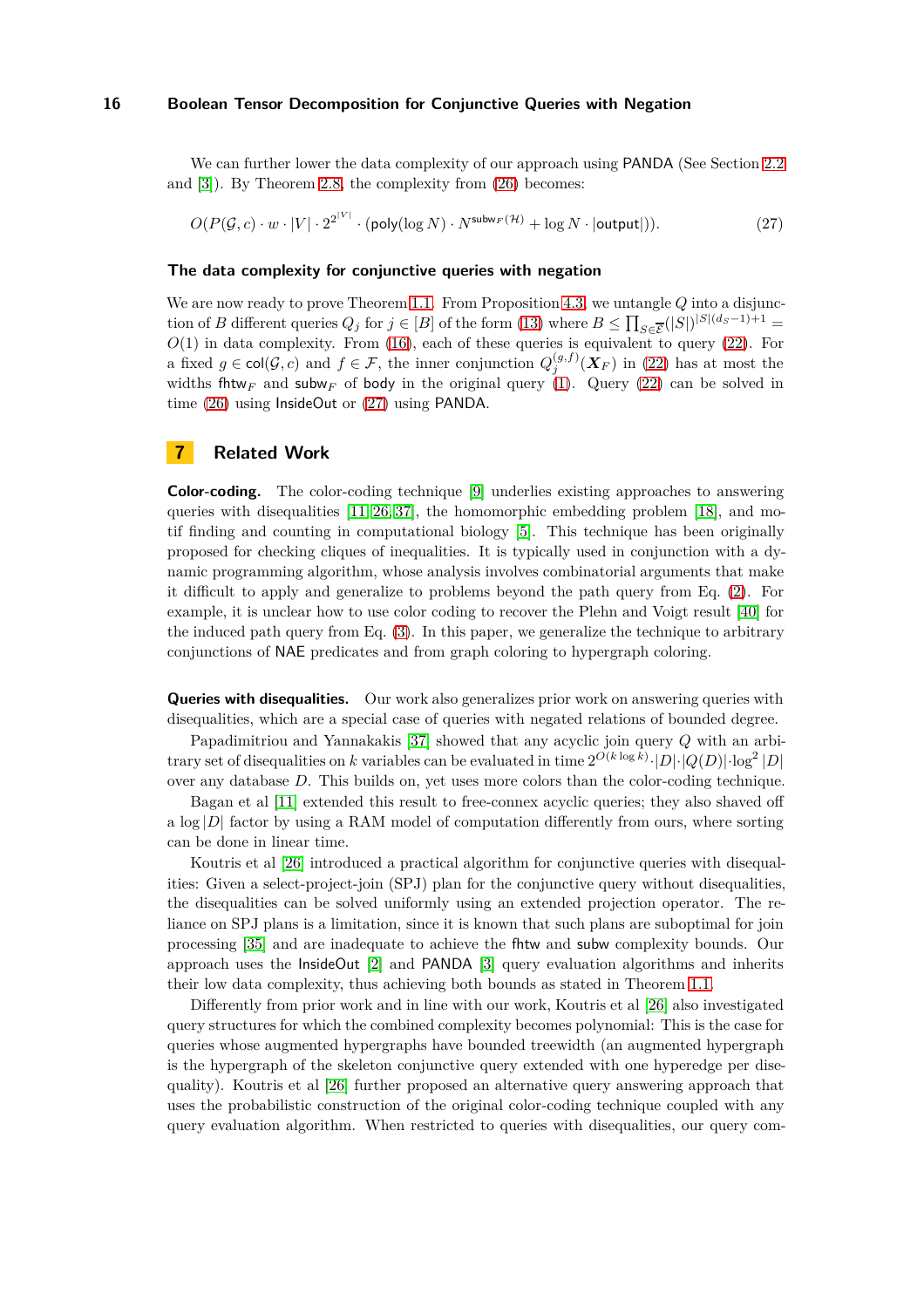We can further lower the data complexity of our approach using PANDA (See Section 2.2 and [3]). By Theorem 2.8, the complexity from (26) becomes:

$$O(P(\mathcal{G}, c) \cdot w \cdot |V| \cdot 2^{2^{|V|}} \cdot (\mathsf{poly}(\log N) \cdot N^{\mathsf{subw}_F(\mathcal{H})} + \log N \cdot |\mathsf{output}|)). \tag{27}$$

### The data complexity for conjunctive queries with negation

We are now ready to prove Theorem 1.1. From Proposition 4.3, we untangle $Q$ into a disjunction of $B$ different queries $Q_j$ for $j \in [B]$ of the form (13) where $B \leq \prod_{S \in \overline{\mathcal{E}}}(|S|)^{|S|(d_S-1)+1} = O(1)$ in data complexity. From (16), each of these queries is equivalent to query (22). For a fixed $g \in \mathsf{col}(\mathcal{G}, c)$ and $f \in \mathcal{F}$, the inner conjunction $Q_j^{(g,f)}(\boldsymbol{X}_F)$ in (22) has at most the widths $\mathsf{fhtw}_F$ and $\mathsf{subw}_F$ of body in the original query (1). Query (22) can be solved in time (26) using InsideOut or (27) using PANDA.

## 7 Related Work

**Color-coding.** The color-coding technique [9] underlies existing approaches to answering queries with disequalities [11, 26, 37], the homomorphic embedding problem [18], and motif finding and counting in computational biology [5]. This technique has been originally proposed for checking cliques of inequalities. It is typically used in conjunction with a dynamic programming algorithm, whose analysis involves combinatorial arguments that make it difficult to apply and generalize to problems beyond the path query from Eq. (2). For example, it is unclear how to use color coding to recover the Plehn and Voigt result [40] for the induced path query from Eq. (3). In this paper, we generalize the technique to arbitrary conjunctions of NAE predicates and from graph coloring to hypergraph coloring.

**Queries with disequalities.** Our work also generalizes prior work on answering queries with disequalities, which are a special case of queries with negated relations of bounded degree.

Papadimitriou and Yannakakis [37] showed that any acyclic join query $Q$ with an arbitrary set of disequalities on $k$ variables can be evaluated in time $2^{O(k \log k)} \cdot |D| \cdot |Q(D)| \cdot \log^2 |D|$ over any database $D$. This builds on, yet uses more colors than the color-coding technique.

Bagan et al [11] extended this result to free-connex acyclic queries; they also shaved off a $\log |D|$ factor by using a RAM model of computation differently from ours, where sorting can be done in linear time.

Koutris et al [26] introduced a practical algorithm for conjunctive queries with disequalities: Given a select-project-join (SPJ) plan for the conjunctive query without disequalities, the disequalities can be solved uniformly using an extended projection operator. The reliance on SPJ plans is a limitation, since it is known that such plans are suboptimal for join processing [35] and are inadequate to achieve the fhtw and subw complexity bounds. Our approach uses the InsideOut [2] and PANDA [3] query evaluation algorithms and inherits their low data complexity, thus achieving both bounds as stated in Theorem 1.1.

Differently from prior work and in line with our work, Koutris et al [26] also investigated query structures for which the combined complexity becomes polynomial: This is the case for queries whose augmented hypergraphs have bounded treewidth (an augmented hypergraph is the hypergraph of the skeleton conjunctive query extended with one hyperedge per disequality). Koutris et al [26] further proposed an alternative query answering approach that uses the probabilistic construction of the original color-coding technique coupled with any query evaluation algorithm. When restricted to queries with disequalities, our query com-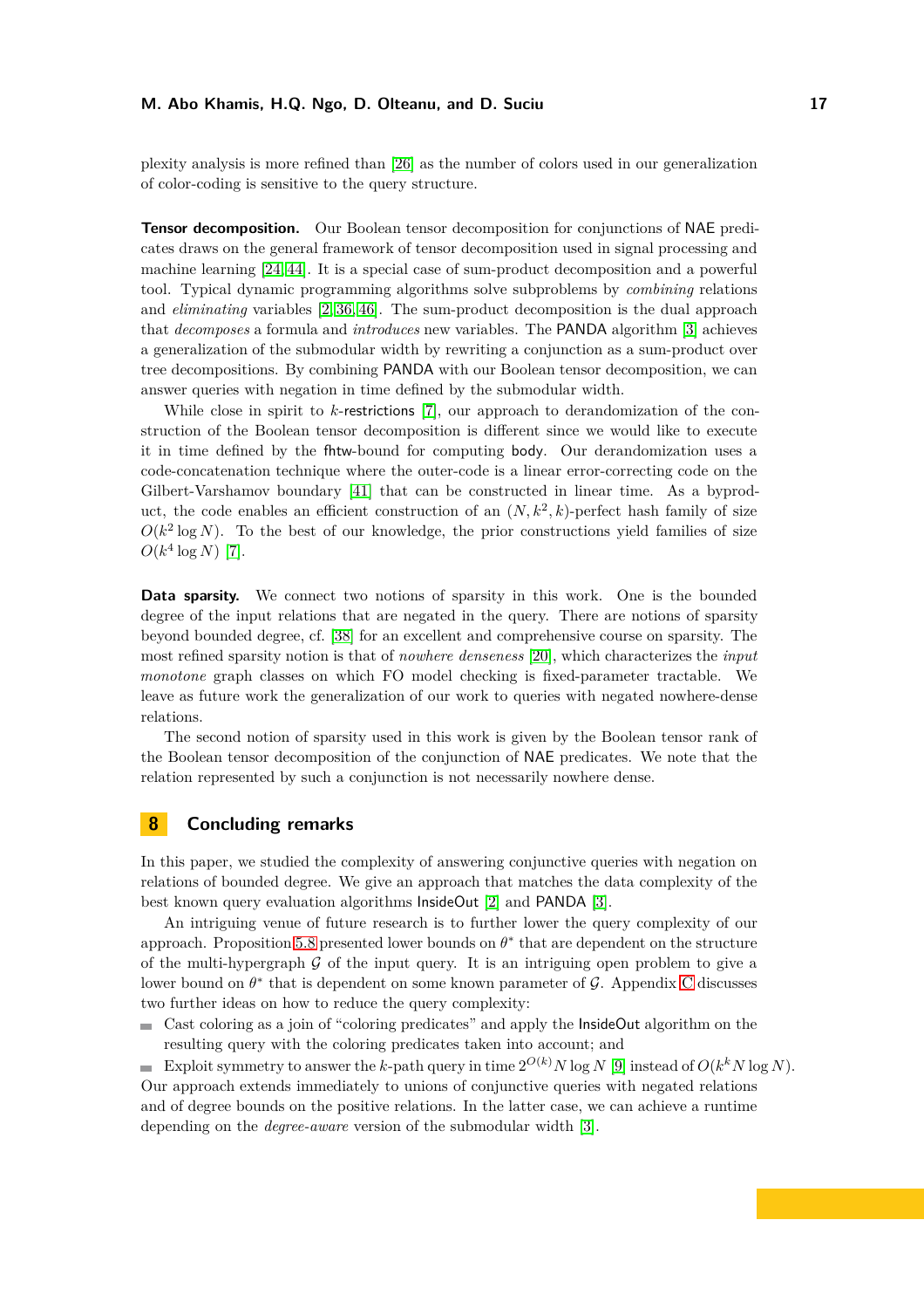plexity analysis is more refined than [26] as the number of colors used in our generalization of color-coding is sensitive to the query structure.

**Tensor decomposition.** Our Boolean tensor decomposition for conjunctions of NAE predicates draws on the general framework of tensor decomposition used in signal processing and machine learning [24,44]. It is a special case of sum-product decomposition and a powerful tool. Typical dynamic programming algorithms solve subproblems by *combining* relations and *eliminating* variables [2,36,46]. The sum-product decomposition is the dual approach that *decomposes* a formula and *introduces* new variables. The PANDA algorithm [3] achieves a generalization of the submodular width by rewriting a conjunction as a sum-product over tree decompositions. By combining PANDA with our Boolean tensor decomposition, we can answer queries with negation in time defined by the submodular width.

While close in spirit to $k$-restrictions [7], our approach to derandomization of the construction of the Boolean tensor decomposition is different since we would like to execute it in time defined by the fhtw-bound for computing body. Our derandomization uses a code-concatenation technique where the outer-code is a linear error-correcting code on the Gilbert-Varshamov boundary [41] that can be constructed in linear time. As a byproduct, the code enables an efficient construction of an $(N, k^2, k)$-perfect hash family of size $O(k^2 \log N)$. To the best of our knowledge, the prior constructions yield families of size $O(k^4 \log N)$ [7].

**Data sparsity.** We connect two notions of sparsity in this work. One is the bounded degree of the input relations that are negated in the query. There are notions of sparsity beyond bounded degree, cf. [38] for an excellent and comprehensive course on sparsity. The most refined sparsity notion is that of *nowhere denseness* [20], which characterizes the *input monotone* graph classes on which FO model checking is fixed-parameter tractable. We leave as future work the generalization of our work to queries with negated nowhere-dense relations.

The second notion of sparsity used in this work is given by the Boolean tensor rank of the Boolean tensor decomposition of the conjunction of NAE predicates. We note that the relation represented by such a conjunction is not necessarily nowhere dense.

## 8 Concluding remarks

In this paper, we studied the complexity of answering conjunctive queries with negation on relations of bounded degree. We give an approach that matches the data complexity of the best known query evaluation algorithms InsideOut [2] and PANDA [3].

An intriguing venue of future research is to further lower the query complexity of our approach. Proposition 5.8 presented lower bounds on $\theta^*$ that are dependent on the structure of the multi-hypergraph $\mathcal{G}$ of the input query. It is an intriguing open problem to give a lower bound on $\theta^*$ that is dependent on some known parameter of $\mathcal{G}$. Appendix C discusses two further ideas on how to reduce the query complexity:

- Cast coloring as a join of "coloring predicates" and apply the InsideOut algorithm on the resulting query with the coloring predicates taken into account; and
- Exploit symmetry to answer the $k$-path query in time $2^{O(k)} N \log N$ [9] instead of $O(k^k N \log N)$.

Our approach extends immediately to unions of conjunctive queries with negated relations and of degree bounds on the positive relations. In the latter case, we can achieve a runtime depending on the *degree-aware* version of the submodular width [3].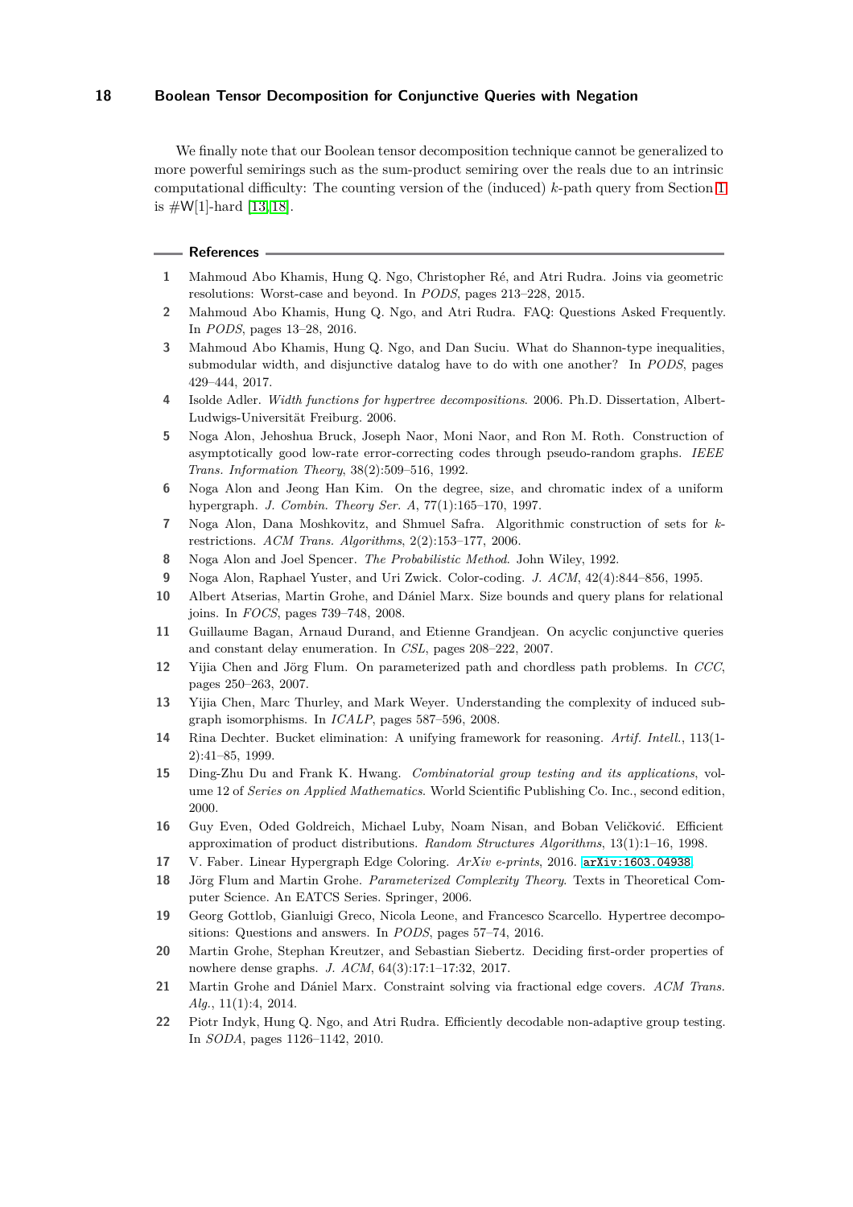We finally note that our Boolean tensor decomposition technique cannot be generalized to more powerful semirings such as the sum-product semiring over the reals due to an intrinsic computational difficulty: The counting version of the (induced) $k$-path query from Section 1 is #W[1]-hard [13, 18].

## References

1. Mahmoud Abo Khamis, Hung Q. Ngo, Christopher Ré, and Atri Rudra. Joins via geometric resolutions: Worst-case and beyond. In *PODS*, pages 213–228, 2015.
2. Mahmoud Abo Khamis, Hung Q. Ngo, and Atri Rudra. FAQ: Questions Asked Frequently. In *PODS*, pages 13–28, 2016.
3. Mahmoud Abo Khamis, Hung Q. Ngo, and Dan Suciu. What do Shannon-type inequalities, submodular width, and disjunctive datalog have to do with one another? In *PODS*, pages 429–444, 2017.
4. Isolde Adler. *Width functions for hypertree decompositions*. 2006. Ph.D. Dissertation, Albert-Ludwigs-Universität Freiburg. 2006.
5. Noga Alon, Jehoshua Bruck, Joseph Naor, Moni Naor, and Ron M. Roth. Construction of asymptotically good low-rate error-correcting codes through pseudo-random graphs. *IEEE Trans. Information Theory*, 38(2):509–516, 1992.
6. Noga Alon and Jeong Han Kim. On the degree, size, and chromatic index of a uniform hypergraph. *J. Combin. Theory Ser. A*, 77(1):165–170, 1997.
7. Noga Alon, Dana Moshkovitz, and Shmuel Safra. Algorithmic construction of sets for $k$-restrictions. *ACM Trans. Algorithms*, 2(2):153–177, 2006.
8. Noga Alon and Joel Spencer. *The Probabilistic Method*. John Wiley, 1992.
9. Noga Alon, Raphael Yuster, and Uri Zwick. Color-coding. *J. ACM*, 42(4):844–856, 1995.
10. Albert Atserias, Martin Grohe, and Dániel Marx. Size bounds and query plans for relational joins. In *FOCS*, pages 739–748, 2008.
11. Guillaume Bagan, Arnaud Durand, and Etienne Grandjean. On acyclic conjunctive queries and constant delay enumeration. In *CSL*, pages 208–222, 2007.
12. Yijia Chen and Jörg Flum. On parameterized path and chordless path problems. In *CCC*, pages 250–263, 2007.
13. Yijia Chen, Marc Thurley, and Mark Weyer. Understanding the complexity of induced subgraph isomorphisms. In *ICALP*, pages 587–596, 2008.
14. Rina Dechter. Bucket elimination: A unifying framework for reasoning. *Artif. Intell.*, 113(1-2):41–85, 1999.
15. Ding-Zhu Du and Frank K. Hwang. *Combinatorial group testing and its applications*, volume 12 of *Series on Applied Mathematics*. World Scientific Publishing Co. Inc., second edition, 2000.
16. Guy Even, Oded Goldreich, Michael Luby, Noam Nisan, and Boban Veličković. Efficient approximation of product distributions. *Random Structures Algorithms*, 13(1):1–16, 1998.
17. V. Faber. Linear Hypergraph Edge Coloring. *ArXiv e-prints*, 2016. arXiv:1603.04938.
18. Jörg Flum and Martin Grohe. *Parameterized Complexity Theory*. Texts in Theoretical Computer Science. An EATCS Series. Springer, 2006.
19. Georg Gottlob, Gianluigi Greco, Nicola Leone, and Francesco Scarcello. Hypertree decompositions: Questions and answers. In *PODS*, pages 57–74, 2016.
20. Martin Grohe, Stephan Kreutzer, and Sebastian Siebertz. Deciding first-order properties of nowhere dense graphs. *J. ACM*, 64(3):17:1–17:32, 2017.
21. Martin Grohe and Dániel Marx. Constraint solving via fractional edge covers. *ACM Trans. Alg.*, 11(1):4, 2014.
22. Piotr Indyk, Hung Q. Ngo, and Atri Rudra. Efficiently decodable non-adaptive group testing. In *SODA*, pages 1126–1142, 2010.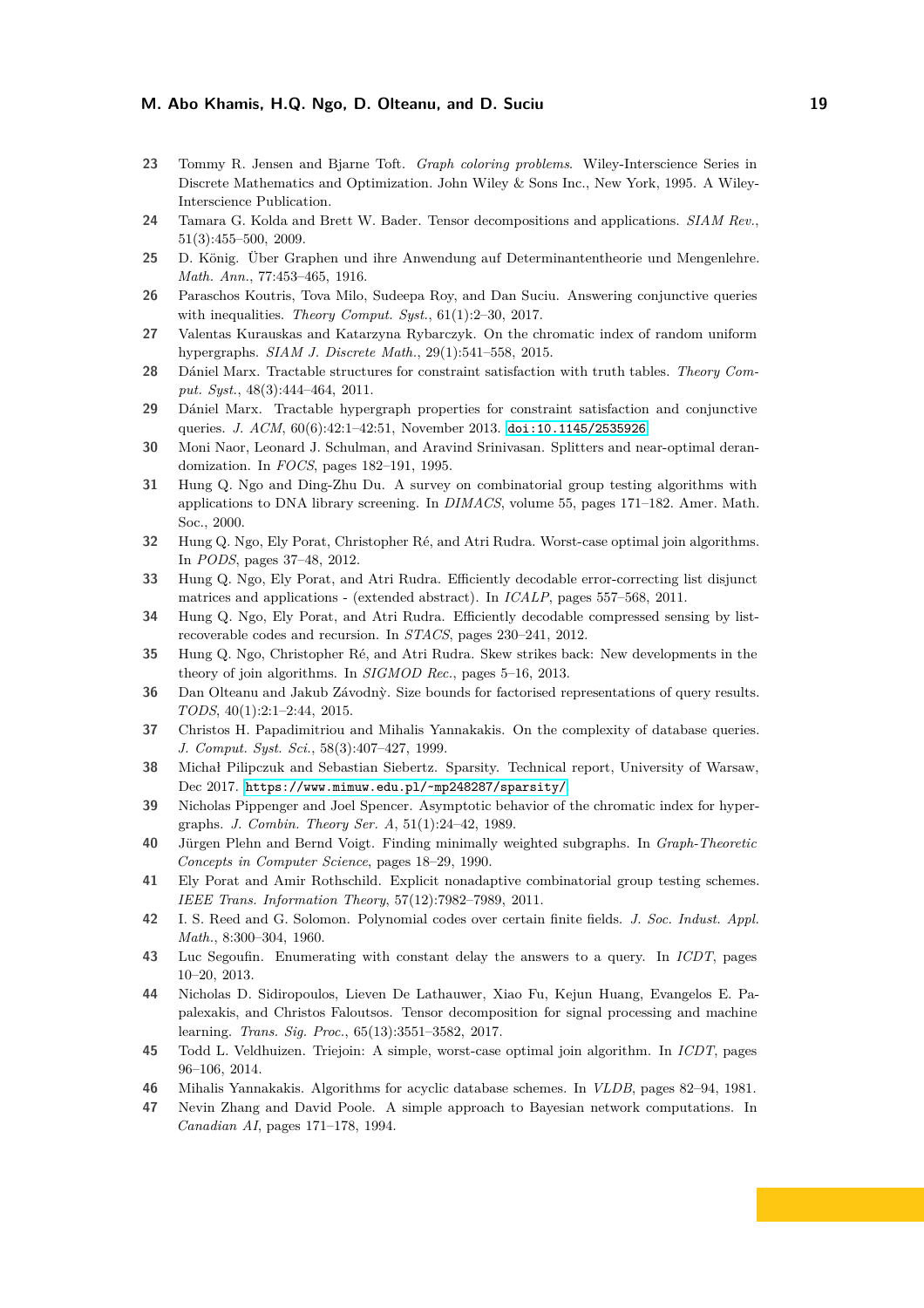23 Tommy R. Jensen and Bjarne Toft. *Graph coloring problems*. Wiley-Interscience Series in Discrete Mathematics and Optimization. John Wiley & Sons Inc., New York, 1995. A Wiley-Interscience Publication.

24 Tamara G. Kolda and Brett W. Bader. Tensor decompositions and applications. *SIAM Rev.*, 51(3):455–500, 2009.

25 D. König. Über Graphen und ihre Anwendung auf Determinantentheorie und Mengenlehre. *Math. Ann.*, 77:453–465, 1916.

26 Paraschos Koutris, Tova Milo, Sudeepa Roy, and Dan Suciu. Answering conjunctive queries with inequalities. *Theory Comput. Syst.*, 61(1):2–30, 2017.

27 Valentas Kurauskas and Katarzyna Rybarczyk. On the chromatic index of random uniform hypergraphs. *SIAM J. Discrete Math.*, 29(1):541–558, 2015.

28 Dániel Marx. Tractable structures for constraint satisfaction with truth tables. *Theory Comput. Syst.*, 48(3):444–464, 2011.

29 Dániel Marx. Tractable hypergraph properties for constraint satisfaction and conjunctive queries. *J. ACM*, 60(6):42:1–42:51, November 2013. doi:10.1145/2535926.

30 Moni Naor, Leonard J. Schulman, and Aravind Srinivasan. Splitters and near-optimal derandomization. In *FOCS*, pages 182–191, 1995.

31 Hung Q. Ngo and Ding-Zhu Du. A survey on combinatorial group testing algorithms with applications to DNA library screening. In *DIMACS*, volume 55, pages 171–182. Amer. Math. Soc., 2000.

32 Hung Q. Ngo, Ely Porat, Christopher Ré, and Atri Rudra. Worst-case optimal join algorithms. In *PODS*, pages 37–48, 2012.

33 Hung Q. Ngo, Ely Porat, and Atri Rudra. Efficiently decodable error-correcting list disjunct matrices and applications - (extended abstract). In *ICALP*, pages 557–568, 2011.

34 Hung Q. Ngo, Ely Porat, and Atri Rudra. Efficiently decodable compressed sensing by list-recoverable codes and recursion. In *STACS*, pages 230–241, 2012.

35 Hung Q. Ngo, Christopher Ré, and Atri Rudra. Skew strikes back: New developments in the theory of join algorithms. In *SIGMOD Rec.*, pages 5–16, 2013.

36 Dan Olteanu and Jakub Závodný. Size bounds for factorised representations of query results. *TODS*, 40(1):2:1–2:44, 2015.

37 Christos H. Papadimitriou and Mihalis Yannakakis. On the complexity of database queries. *J. Comput. Syst. Sci.*, 58(3):407–427, 1999.

38 Michał Pilipczuk and Sebastian Siebertz. Sparsity. Technical report, University of Warsaw, Dec 2017. https://www.mimuw.edu.pl/~mp248287/sparsity/.

39 Nicholas Pippenger and Joel Spencer. Asymptotic behavior of the chromatic index for hypergraphs. *J. Combin. Theory Ser. A*, 51(1):24–42, 1989.

40 Jürgen Plehn and Bernd Voigt. Finding minimally weighted subgraphs. In *Graph-Theoretic Concepts in Computer Science*, pages 18–29, 1990.

41 Ely Porat and Amir Rothschild. Explicit nonadaptive combinatorial group testing schemes. *IEEE Trans. Information Theory*, 57(12):7982–7989, 2011.

42 I. S. Reed and G. Solomon. Polynomial codes over certain finite fields. *J. Soc. Indust. Appl. Math.*, 8:300–304, 1960.

43 Luc Segoufin. Enumerating with constant delay the answers to a query. In *ICDT*, pages 10–20, 2013.

44 Nicholas D. Sidiropoulos, Lieven De Lathauwer, Xiao Fu, Kejun Huang, Evangelos E. Papalexakis, and Christos Faloutsos. Tensor decomposition for signal processing and machine learning. *Trans. Sig. Proc.*, 65(13):3551–3582, 2017.

45 Todd L. Veldhuizen. Triejoin: A simple, worst-case optimal join algorithm. In *ICDT*, pages 96–106, 2014.

46 Mihalis Yannakakis. Algorithms for acyclic database schemes. In *VLDB*, pages 82–94, 1981.

47 Nevin Zhang and David Poole. A simple approach to Bayesian network computations. In *Canadian AI*, pages 171–178, 1994.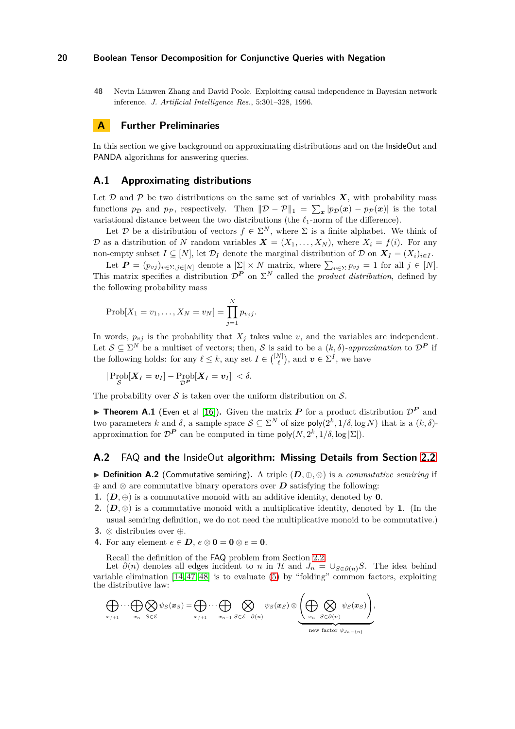48 Nevin Lianwen Zhang and David Poole. Exploiting causal independence in Bayesian network inference. *J. Artificial Intelligence Res.*, 5:301–328, 1996.

## A Further Preliminaries

In this section we give background on approximating distributions and on the InsideOut and PANDA algorithms for answering queries.

### A.1 Approximating distributions

Let $\mathcal{D}$ and $\mathcal{P}$ be two distributions on the same set of variables $\boldsymbol{X}$, with probability mass functions $p_{\mathcal{D}}$ and $p_{\mathcal{P}}$, respectively. Then $\|\mathcal{D} - \mathcal{P}\|_1 = \sum_{\boldsymbol{x}} |p_{\mathcal{D}}(\boldsymbol{x}) - p_{\mathcal{P}}(\boldsymbol{x})|$ is the total variational distance between the two distributions (the $\ell_1$-norm of the difference).

Let $\mathcal{D}$ be a distribution of vectors $f \in \Sigma^N$, where $\Sigma$ is a finite alphabet. We think of $\mathcal{D}$ as a distribution of $N$ random variables $\boldsymbol{X} = (X_1, \ldots, X_N)$, where $X_i = f(i)$. For any non-empty subset $I \subseteq [N]$, let $\mathcal{D}_I$ denote the marginal distribution of $\mathcal{D}$ on $\boldsymbol{X}_I = (X_i)_{i \in I}$.

Let $\boldsymbol{P} = (p_{vj})_{v \in \Sigma, j \in [N]}$ denote a $|\Sigma| \times N$ matrix, where $\sum_{v \in \Sigma} p_{vj} = 1$ for all $j \in [N]$. This matrix specifies a distribution $\mathcal{D}^{\boldsymbol{P}}$ on $\Sigma^N$ called the *product distribution*, defined by the following probability mass

$$\text{Prob}[X_1 = v_1, \ldots, X_N = v_N] = \prod_{j=1}^{N} p_{v_j j}.$$

In words, $p_{vj}$ is the probability that $X_j$ takes value $v$, and the variables are independent. Let $\mathcal{S} \subseteq \Sigma^N$ be a multiset of vectors; then, $\mathcal{S}$ is said to be a $(k, \delta)$-*approximation* to $\mathcal{D}^{\boldsymbol{P}}$ if the following holds: for any $\ell \leq k$, any set $I \in \binom{[N]}{\ell}$, and $\boldsymbol{v} \in \Sigma^I$, we have

$$|\operatorname*{Prob}_{\mathcal{S}}[\boldsymbol{X}_I = \boldsymbol{v}_I] - \operatorname*{Prob}_{\mathcal{D}^{\boldsymbol{P}}}[\boldsymbol{X}_I = \boldsymbol{v}_I]| < \delta.$$

The probability over $\mathcal{S}$ is taken over the uniform distribution on $\mathcal{S}$.

▶ **Theorem A.1** (Even et al [16]). Given the matrix $\boldsymbol{P}$ for a product distribution $\mathcal{D}^{\boldsymbol{P}}$ and two parameters $k$ and $\delta$, a sample space $\mathcal{S} \subseteq \Sigma^N$ of size $\mathsf{poly}(2^k, 1/\delta, \log N)$ that is a $(k, \delta)$-approximation for $\mathcal{D}^{\boldsymbol{P}}$ can be computed in time $\mathsf{poly}(N, 2^k, 1/\delta, \log |\Sigma|)$.

### A.2 FAQ and the InsideOut algorithm: Missing Details from Section 2.2

▶ **Definition A.2** (Commutative semiring). A triple $(\boldsymbol{D}, \oplus, \otimes)$ is a *commutative semiring* if $\oplus$ and $\otimes$ are commutative binary operators over $\boldsymbol{D}$ satisfying the following:

1. $(\boldsymbol{D}, \oplus)$ is a commutative monoid with an additive identity, denoted by $\mathbf{0}$.
2. $(\boldsymbol{D}, \otimes)$ is a commutative monoid with a multiplicative identity, denoted by $\mathbf{1}$. (In the usual semiring definition, we do not need the multiplicative monoid to be commutative.)
3. $\otimes$ distributes over $\oplus$.
4. For any element $e \in \boldsymbol{D}$, $e \otimes \mathbf{0} = \mathbf{0} \otimes e = \mathbf{0}$.

Recall the definition of the FAQ problem from Section 2.2.

Let $\partial(n)$ denote all edges incident to $n$ in $\mathcal{H}$ and $J_n = \cup_{S \in \partial(n)} S$. The idea behind variable elimination [14, 47, 48] is to evaluate (5) by "folding" common factors, exploiting the distributive law:

$$\bigoplus_{x_{f+1}} \cdots \bigoplus_{x_n} \bigotimes_{S \in \mathcal{E}} \psi_S(\boldsymbol{x}_S) = \bigoplus_{x_{f+1}} \cdots \bigoplus_{x_{n-1}} \bigotimes_{S \in \mathcal{E} - \partial(n)} \psi_S(\boldsymbol{x}_S) \otimes \underbrace{\left( \bigoplus_{x_n} \bigotimes_{S \in \partial(n)} \psi_S(\boldsymbol{x}_S) \right)}_{\text{new factor } \psi_{J_n - \{n\}}},$$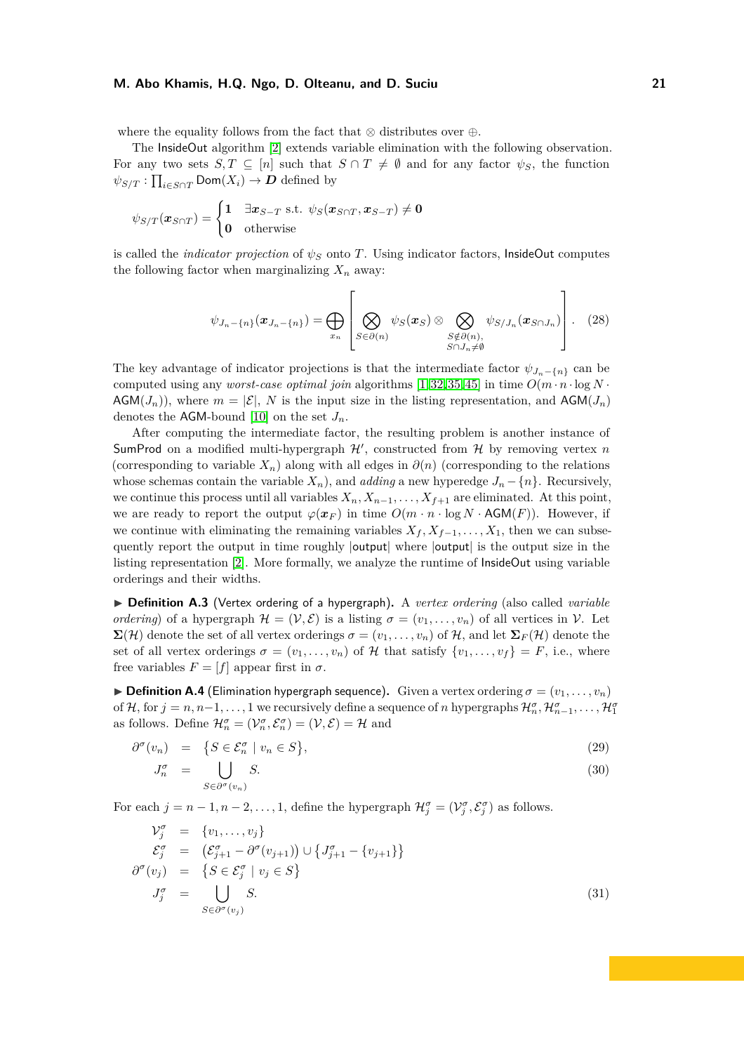where the equality follows from the fact that $\otimes$ distributes over $\oplus$.

The InsideOut algorithm [2] extends variable elimination with the following observation. For any two sets $S, T \subseteq [n]$ such that $S \cap T \neq \emptyset$ and for any factor $\psi_S$, the function $\psi_{S/T} : \prod_{i \in S \cap T} \mathsf{Dom}(X_i) \to \boldsymbol{D}$ defined by

$$\psi_{S/T}(\boldsymbol{x}_{S\cap T}) = \begin{cases} \mathbf{1} & \exists \boldsymbol{x}_{S-T} \text{ s.t. } \psi_S(\boldsymbol{x}_{S\cap T}, \boldsymbol{x}_{S-T}) \neq \mathbf{0} \\ \mathbf{0} & \text{otherwise} \end{cases}$$

is called the *indicator projection* of $\psi_S$ onto $T$. Using indicator factors, InsideOut computes the following factor when marginalizing $X_n$ away:

$$\psi_{J_n - \{n\}}(\boldsymbol{x}_{J_n-\{n\}}) = \bigoplus_{x_n} \left[ \bigotimes_{S \in \partial(n)} \psi_S(\boldsymbol{x}_S) \otimes \bigotimes_{\substack{S \notin \partial(n), \\ S \cap J_n \neq \emptyset}} \psi_{S/J_n}(\boldsymbol{x}_{S\cap J_n}) \right]. \quad (28)$$

The key advantage of indicator projections is that the intermediate factor $\psi_{J_n-\{n\}}$ can be computed using any *worst-case optimal join* algorithms [1, 32, 35, 45] in time $O(m \cdot n \cdot \log N \cdot \mathsf{AGM}(J_n))$, where $m = |\mathcal{E}|$, $N$ is the input size in the listing representation, and $\mathsf{AGM}(J_n)$ denotes the AGM-bound [10] on the set $J_n$.

After computing the intermediate factor, the resulting problem is another instance of SumProd on a modified multi-hypergraph $\mathcal{H}'$, constructed from $\mathcal{H}$ by removing vertex $n$ (corresponding to variable $X_n$) along with all edges in $\partial(n)$ (corresponding to the relations whose schemas contain the variable $X_n$), and *adding* a new hyperedge $J_n - \{n\}$. Recursively, we continue this process until all variables $X_n, X_{n-1}, \ldots, X_{f+1}$ are eliminated. At this point, we are ready to report the output $\varphi(\boldsymbol{x}_F)$ in time $O(m \cdot n \cdot \log N \cdot \mathsf{AGM}(F))$. However, if we continue with eliminating the remaining variables $X_f, X_{f-1}, \ldots, X_1$, then we can subsequently report the output in time roughly $|\mathsf{output}|$ where $|\mathsf{output}|$ is the output size in the listing representation [2]. More formally, we analyze the runtime of InsideOut using variable orderings and their widths.

▶ **Definition A.3** (Vertex ordering of a hypergraph). A *vertex ordering* (also called *variable ordering*) of a hypergraph $\mathcal{H} = (\mathcal{V}, \mathcal{E})$ is a listing $\sigma = (v_1, \ldots, v_n)$ of all vertices in $\mathcal{V}$. Let $\boldsymbol{\Sigma}(\mathcal{H})$ denote the set of all vertex orderings $\sigma = (v_1, \ldots, v_n)$ of $\mathcal{H}$, and let $\boldsymbol{\Sigma}_F(\mathcal{H})$ denote the set of all vertex orderings $\sigma = (v_1, \ldots, v_n)$ of $\mathcal{H}$ that satisfy $\{v_1, \ldots, v_f\} = F$, i.e., where free variables $F = [f]$ appear first in $\sigma$.

▶ **Definition A.4** (Elimination hypergraph sequence). Given a vertex ordering $\sigma = (v_1, \ldots, v_n)$ of $\mathcal{H}$, for $j = n, n-1, \ldots, 1$ we recursively define a sequence of $n$ hypergraphs $\mathcal{H}^\sigma_n, \mathcal{H}^\sigma_{n-1}, \ldots, \mathcal{H}^\sigma_1$ as follows. Define $\mathcal{H}^\sigma_n = (\mathcal{V}^\sigma_n, \mathcal{E}^\sigma_n) = (\mathcal{V}, \mathcal{E}) = \mathcal{H}$ and

$$\partial^\sigma(v_n) = \{S \in \mathcal{E}^\sigma_n \mid v_n \in S\}, \quad (29)$$

$$J^\sigma_n = \bigcup_{S \in \partial^\sigma(v_n)} S. \quad (30)$$

For each $j = n-1, n-2, \ldots, 1$, define the hypergraph $\mathcal{H}^\sigma_j = (\mathcal{V}^\sigma_j, \mathcal{E}^\sigma_j)$ as follows.

$$\mathcal{V}^\sigma_j = \{v_1, \ldots, v_j\}$$

$$\mathcal{E}^\sigma_j = \left(\mathcal{E}^\sigma_{j+1} - \partial^\sigma(v_{j+1})\right) \cup \left\{J^\sigma_{j+1} - \{v_{j+1}\}\right\}$$

$$\partial^\sigma(v_j) = \{S \in \mathcal{E}^\sigma_j \mid v_j \in S\}$$

$$J^\sigma_j = \bigcup_{S \in \partial^\sigma(v_j)} S. \quad (31)$$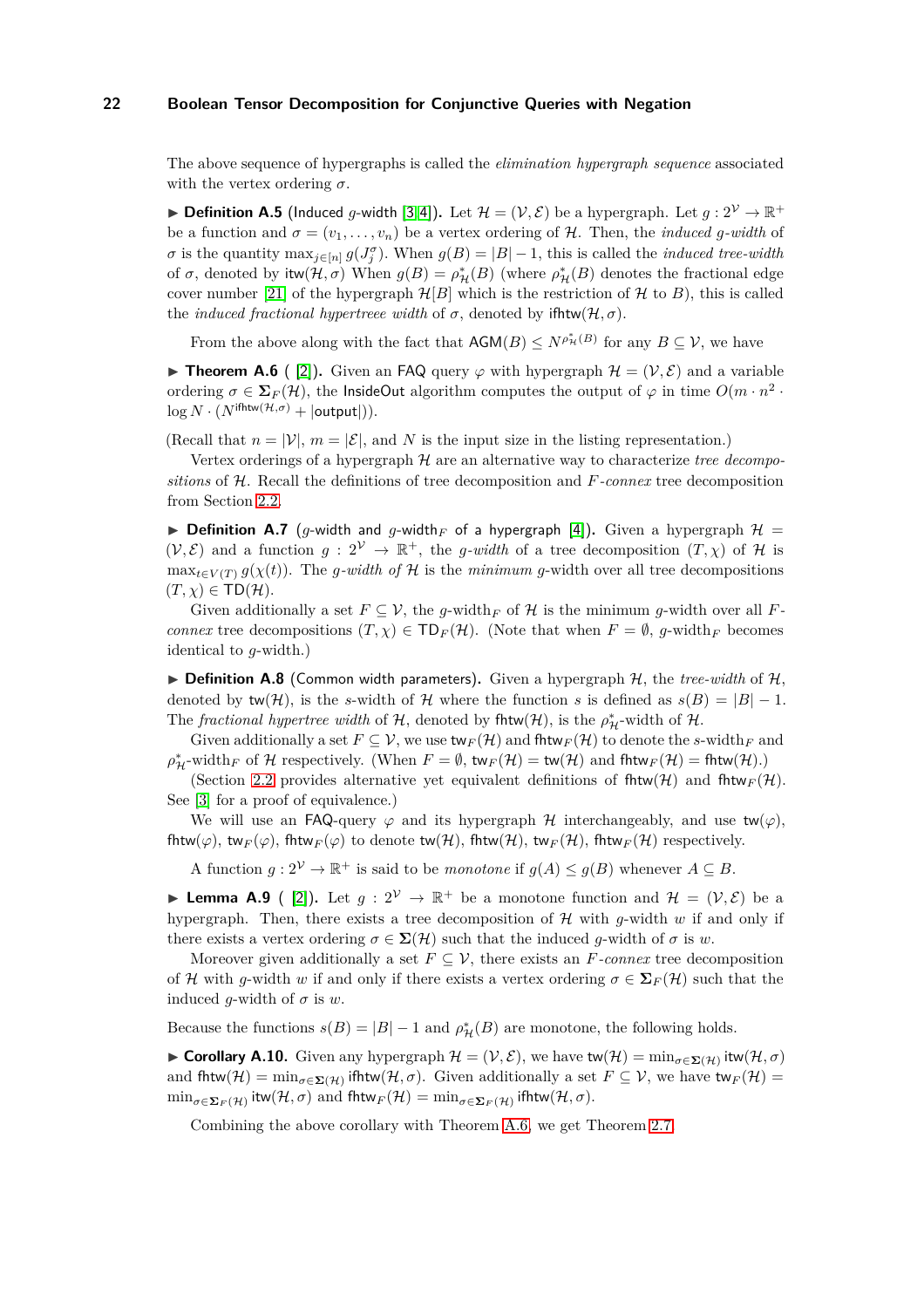The above sequence of hypergraphs is called the *elimination hypergraph sequence* associated with the vertex ordering $\sigma$.

▶ **Definition A.5** (Induced $g$-width [3, 4]). Let $\mathcal{H} = (\mathcal{V}, \mathcal{E})$ be a hypergraph. Let $g : 2^{\mathcal{V}} \to \mathbb{R}^+$ be a function and $\sigma = (v_1, \dots, v_n)$ be a vertex ordering of $\mathcal{H}$. Then, the *induced g-width* of $\sigma$ is the quantity $\max_{j \in [n]} g(J_j^\sigma)$. When $g(B) = |B| - 1$, this is called the *induced tree-width* of $\sigma$, denoted by $\mathsf{itw}(\mathcal{H}, \sigma)$ When $g(B) = \rho^*_{\mathcal{H}}(B)$ (where $\rho^*_{\mathcal{H}}(B)$ denotes the fractional edge cover number [21] of the hypergraph $\mathcal{H}[B]$ which is the restriction of $\mathcal{H}$ to $B$), this is called the *induced fractional hypertree width* of $\sigma$, denoted by $\mathsf{ifhtw}(\mathcal{H}, \sigma)$.

From the above along with the fact that $\mathsf{AGM}(B) \leq N^{\rho^*_{\mathcal{H}}(B)}$ for any $B \subseteq \mathcal{V}$, we have

▶ **Theorem A.6** ( [2]). Given an FAQ query $\varphi$ with hypergraph $\mathcal{H} = (\mathcal{V}, \mathcal{E})$ and a variable ordering $\sigma \in \mathbf{\Sigma}_F(\mathcal{H})$, the InsideOut algorithm computes the output of $\varphi$ in time $O(m \cdot n^2 \cdot \log N \cdot (N^{\mathsf{ifhtw}(\mathcal{H},\sigma)} + |\mathsf{output}|))$.

(Recall that $n = |\mathcal{V}|$, $m = |\mathcal{E}|$, and $N$ is the input size in the listing representation.)

Vertex orderings of a hypergraph $\mathcal{H}$ are an alternative way to characterize *tree decompositions* of $\mathcal{H}$. Recall the definitions of tree decomposition and $F$-*connex* tree decomposition from Section 2.2.

▶ **Definition A.7** ($g$-width and $g$-width$_F$ of a hypergraph [4]). Given a hypergraph $\mathcal{H} = (\mathcal{V}, \mathcal{E})$ and a function $g : 2^{\mathcal{V}} \to \mathbb{R}^+$, the *g-width* of a tree decomposition $(T, \chi)$ of $\mathcal{H}$ is $\max_{t \in V(T)} g(\chi(t))$. The *g-width of* $\mathcal{H}$ is the *minimum* $g$-width over all tree decompositions $(T, \chi) \in \mathsf{TD}(\mathcal{H})$.

Given additionally a set $F \subseteq \mathcal{V}$, the $g$-width$_F$ of $\mathcal{H}$ is the minimum $g$-width over all $F$-*connex* tree decompositions $(T, \chi) \in \mathsf{TD}_F(\mathcal{H})$. (Note that when $F = \emptyset$, $g$-width$_F$ becomes identical to $g$-width.)

▶ **Definition A.8** (Common width parameters). Given a hypergraph $\mathcal{H}$, the *tree-width* of $\mathcal{H}$, denoted by $\mathsf{tw}(\mathcal{H})$, is the $s$-width of $\mathcal{H}$ where the function $s$ is defined as $s(B) = |B| - 1$. The *fractional hypertree width* of $\mathcal{H}$, denoted by $\mathsf{fhtw}(\mathcal{H})$, is the $\rho^*_{\mathcal{H}}$-width of $\mathcal{H}$.

Given additionally a set $F \subseteq \mathcal{V}$, we use $\mathsf{tw}_F(\mathcal{H})$ and $\mathsf{fhtw}_F(\mathcal{H})$ to denote the $s$-width$_F$ and $\rho^*_{\mathcal{H}}$-width$_F$ of $\mathcal{H}$ respectively. (When $F = \emptyset$, $\mathsf{tw}_F(\mathcal{H}) = \mathsf{tw}(\mathcal{H})$ and $\mathsf{fhtw}_F(\mathcal{H}) = \mathsf{fhtw}(\mathcal{H})$.)

(Section 2.2 provides alternative yet equivalent definitions of $\mathsf{fhtw}(\mathcal{H})$ and $\mathsf{fhtw}_F(\mathcal{H})$. See [3] for a proof of equivalence.)

We will use an FAQ-query $\varphi$ and its hypergraph $\mathcal{H}$ interchangeably, and use $\mathsf{tw}(\varphi)$, $\mathsf{fhtw}(\varphi)$, $\mathsf{tw}_F(\varphi)$, $\mathsf{fhtw}_F(\varphi)$ to denote $\mathsf{tw}(\mathcal{H})$, $\mathsf{fhtw}(\mathcal{H})$, $\mathsf{tw}_F(\mathcal{H})$, $\mathsf{fhtw}_F(\mathcal{H})$ respectively.

A function $g : 2^{\mathcal{V}} \to \mathbb{R}^+$ is said to be *monotone* if $g(A) \leq g(B)$ whenever $A \subseteq B$.

▶ **Lemma A.9** ( [2]). Let $g : 2^{\mathcal{V}} \to \mathbb{R}^+$ be a monotone function and $\mathcal{H} = (\mathcal{V}, \mathcal{E})$ be a hypergraph. Then, there exists a tree decomposition of $\mathcal{H}$ with $g$-width $w$ if and only if there exists a vertex ordering $\sigma \in \mathbf{\Sigma}(\mathcal{H})$ such that the induced $g$-width of $\sigma$ is $w$.

Moreover given additionally a set $F \subseteq \mathcal{V}$, there exists an $F$-*connex* tree decomposition of $\mathcal{H}$ with $g$-width $w$ if and only if there exists a vertex ordering $\sigma \in \mathbf{\Sigma}_F(\mathcal{H})$ such that the induced $g$-width of $\sigma$ is $w$.

Because the functions $s(B) = |B| - 1$ and $\rho^*_{\mathcal{H}}(B)$ are monotone, the following holds.

▶ **Corollary A.10.** Given any hypergraph $\mathcal{H} = (\mathcal{V}, \mathcal{E})$, we have $\mathsf{tw}(\mathcal{H}) = \min_{\sigma \in \mathbf{\Sigma}(\mathcal{H})} \mathsf{itw}(\mathcal{H}, \sigma)$ and $\mathsf{fhtw}(\mathcal{H}) = \min_{\sigma \in \mathbf{\Sigma}(\mathcal{H})} \mathsf{ifhtw}(\mathcal{H}, \sigma)$. Given additionally a set $F \subseteq \mathcal{V}$, we have $\mathsf{tw}_F(\mathcal{H}) = \min_{\sigma \in \mathbf{\Sigma}_F(\mathcal{H})} \mathsf{itw}(\mathcal{H}, \sigma)$ and $\mathsf{fhtw}_F(\mathcal{H}) = \min_{\sigma \in \mathbf{\Sigma}_F(\mathcal{H})} \mathsf{ifhtw}(\mathcal{H}, \sigma)$.

Combining the above corollary with Theorem A.6, we get Theorem 2.7.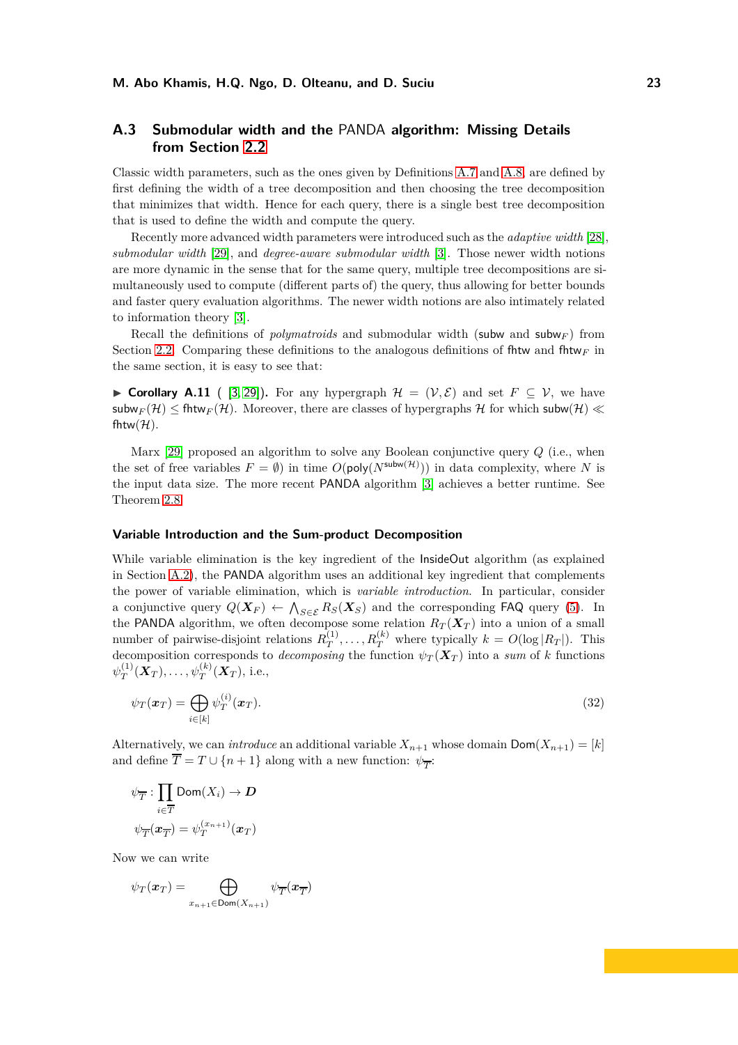## A.3 Submodular width and the PANDA algorithm: Missing Details from Section 2.2

Classic width parameters, such as the ones given by Definitions A.7 and A.8, are defined by first defining the width of a tree decomposition and then choosing the tree decomposition that minimizes that width. Hence for each query, there is a single best tree decomposition that is used to define the width and compute the query.

Recently more advanced width parameters were introduced such as the *adaptive width* [28], *submodular width* [29], and *degree-aware submodular width* [3]. Those newer width notions are more dynamic in the sense that for the same query, multiple tree decompositions are simultaneously used to compute (different parts of) the query, thus allowing for better bounds and faster query evaluation algorithms. The newer width notions are also intimately related to information theory [3].

Recall the definitions of *polymatroids* and submodular width ($\mathsf{subw}$ and $\mathsf{subw}_F$) from Section 2.2. Comparing these definitions to the analogous definitions of $\mathsf{fhtw}$ and $\mathsf{fhtw}_F$ in the same section, it is easy to see that:

▶ **Corollary A.11** ( [3, 29]). For any hypergraph $\mathcal{H} = (\mathcal{V}, \mathcal{E})$ and set $F \subseteq \mathcal{V}$, we have $\mathsf{subw}_F(\mathcal{H}) \leq \mathsf{fhtw}_F(\mathcal{H})$. Moreover, there are classes of hypergraphs $\mathcal{H}$ for which $\mathsf{subw}(\mathcal{H}) \ll \mathsf{fhtw}(\mathcal{H})$.

Marx [29] proposed an algorithm to solve any Boolean conjunctive query $Q$ (i.e., when the set of free variables $F = \emptyset$) in time $O(\mathsf{poly}(N^{\mathsf{subw}(\mathcal{H})}))$ in data complexity, where $N$ is the input data size. The more recent PANDA algorithm [3] achieves a better runtime. See Theorem 2.8.

### Variable Introduction and the Sum-product Decomposition

While variable elimination is the key ingredient of the InsideOut algorithm (as explained in Section A.2), the PANDA algorithm uses an additional key ingredient that complements the power of variable elimination, which is *variable introduction*. In particular, consider a conjunctive query $Q(\boldsymbol{X}_F) \leftarrow \bigwedge_{S \in \mathcal{E}} R_S(\boldsymbol{X}_S)$ and the corresponding FAQ query (5). In the PANDA algorithm, we often decompose some relation $R_T(\boldsymbol{X}_T)$ into a union of a small number of pairwise-disjoint relations $R_T^{(1)}, \ldots, R_T^{(k)}$ where typically $k = O(\log |R_T|)$. This decomposition corresponds to *decomposing* the function $\psi_T(\boldsymbol{X}_T)$ into a *sum* of $k$ functions $\psi_T^{(1)}(\boldsymbol{X}_T), \ldots, \psi_T^{(k)}(\boldsymbol{X}_T)$, i.e.,

$$\psi_T(\boldsymbol{x}_T) = \bigoplus_{i \in [k]} \psi_T^{(i)}(\boldsymbol{x}_T). \tag{32}$$

Alternatively, we can *introduce* an additional variable $X_{n+1}$ whose domain $\mathsf{Dom}(X_{n+1}) = [k]$ and define $\overline{T} = T \cup \{n+1\}$ along with a new function: $\psi_{\overline{T}}$:

$$\psi_{\overline{T}} : \prod_{i \in \overline{T}} \mathsf{Dom}(X_i) \to \boldsymbol{D}$$

$$\psi_{\overline{T}}(\boldsymbol{x}_{\overline{T}}) = \psi_T^{(x_{n+1})}(\boldsymbol{x}_T)$$

Now we can write

$$\psi_T(\boldsymbol{x}_T) = \bigoplus_{x_{n+1} \in \mathsf{Dom}(X_{n+1})} \psi_{\overline{T}}(\boldsymbol{x}_{\overline{T}})$$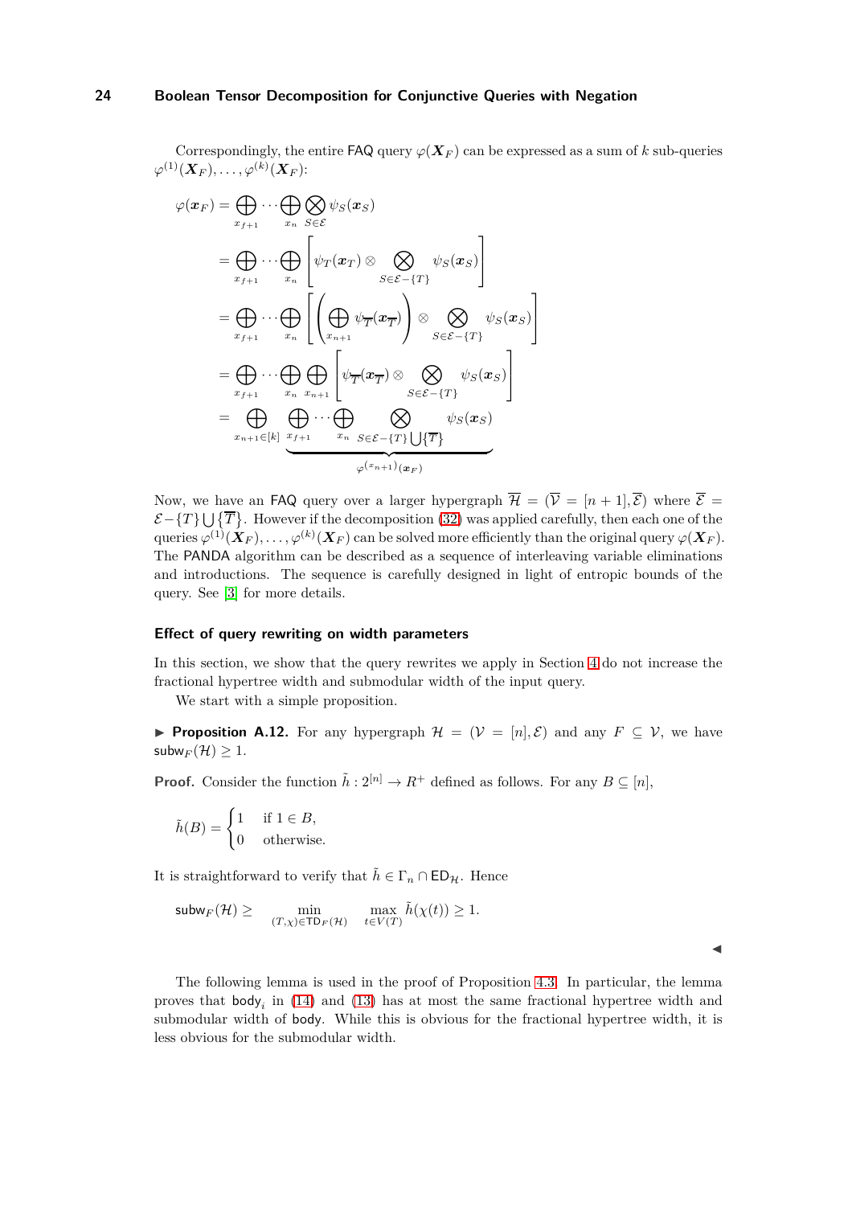Correspondingly, the entire FAQ query $\varphi(\boldsymbol{X}_F)$ can be expressed as a sum of $k$ sub-queries $\varphi^{(1)}(\boldsymbol{X}_F), \ldots, \varphi^{(k)}(\boldsymbol{X}_F)$:

$$
\begin{aligned}
\varphi(\boldsymbol{x}_F) &= \bigoplus_{x_{f+1}} \cdots \bigoplus_{x_n} \bigotimes_{S \in \mathcal{E}} \psi_S(\boldsymbol{x}_S) \\
&= \bigoplus_{x_{f+1}} \cdots \bigoplus_{x_n} \left[ \psi_T(\boldsymbol{x}_T) \otimes \bigotimes_{S \in \mathcal{E} - \{T\}} \psi_S(\boldsymbol{x}_S) \right] \\
&= \bigoplus_{x_{f+1}} \cdots \bigoplus_{x_n} \left[ \left( \bigoplus_{x_{n+1}} \psi_{\overline{T}}(\boldsymbol{x}_{\overline{T}}) \right) \otimes \bigotimes_{S \in \mathcal{E} - \{T\}} \psi_S(\boldsymbol{x}_S) \right] \\
&= \bigoplus_{x_{f+1}} \cdots \bigoplus_{x_n} \bigoplus_{x_{n+1}} \left[ \psi_{\overline{T}}(\boldsymbol{x}_{\overline{T}}) \otimes \bigotimes_{S \in \mathcal{E} - \{T\}} \psi_S(\boldsymbol{x}_S) \right] \\
&= \bigoplus_{x_{n+1} \in [k]} \underbrace{\bigoplus_{x_{f+1}} \cdots \bigoplus_{x_n} \bigotimes_{S \in \mathcal{E} - \{T\} \bigcup \{\overline{T}\}} \psi_S(\boldsymbol{x}_S)}_{\varphi^{(x_{n+1})}(\boldsymbol{x}_F)}
\end{aligned}
$$

Now, we have an FAQ query over a larger hypergraph $\overline{\mathcal{H}} = (\overline{\mathcal{V}} = [n+1], \overline{\mathcal{E}})$ where $\overline{\mathcal{E}} = \mathcal{E} - \{T\} \bigcup \{\overline{T}\}$. However if the decomposition (32) was applied carefully, then each one of the queries $\varphi^{(1)}(\boldsymbol{X}_F), \ldots, \varphi^{(k)}(\boldsymbol{X}_F)$ can be solved more efficiently than the original query $\varphi(\boldsymbol{X}_F)$. The PANDA algorithm can be described as a sequence of interleaving variable eliminations and introductions. The sequence is carefully designed in light of entropic bounds of the query. See [3] for more details.

### Effect of query rewriting on width parameters

In this section, we show that the query rewrites we apply in Section 4 do not increase the fractional hypertree width and submodular width of the input query.

We start with a simple proposition.

▶ **Proposition A.12.** For any hypergraph $\mathcal{H} = (\mathcal{V} = [n], \mathcal{E})$ and any $F \subseteq \mathcal{V}$, we have $\mathsf{subw}_F(\mathcal{H}) \geq 1$.

**Proof.** Consider the function $\tilde{h} : 2^{[n]} \to R^+$ defined as follows. For any $B \subseteq [n]$,

$$
\tilde{h}(B) = \begin{cases} 1 & \text{if } 1 \in B, \\ 0 & \text{otherwise.} \end{cases}
$$

It is straightforward to verify that $\tilde{h} \in \Gamma_n \cap \mathsf{ED}_{\mathcal{H}}$. Hence

$$
\mathsf{subw}_F(\mathcal{H}) \geq \min_{(T,\chi) \in \mathsf{TD}_F(\mathcal{H})} \max_{t \in V(T)} \tilde{h}(\chi(t)) \geq 1.
$$

◀

The following lemma is used in the proof of Proposition 4.3. In particular, the lemma proves that $\mathsf{body}_i$ in (14) and (13) has at most the same fractional hypertree width and submodular width of $\mathsf{body}$. While this is obvious for the fractional hypertree width, it is less obvious for the submodular width.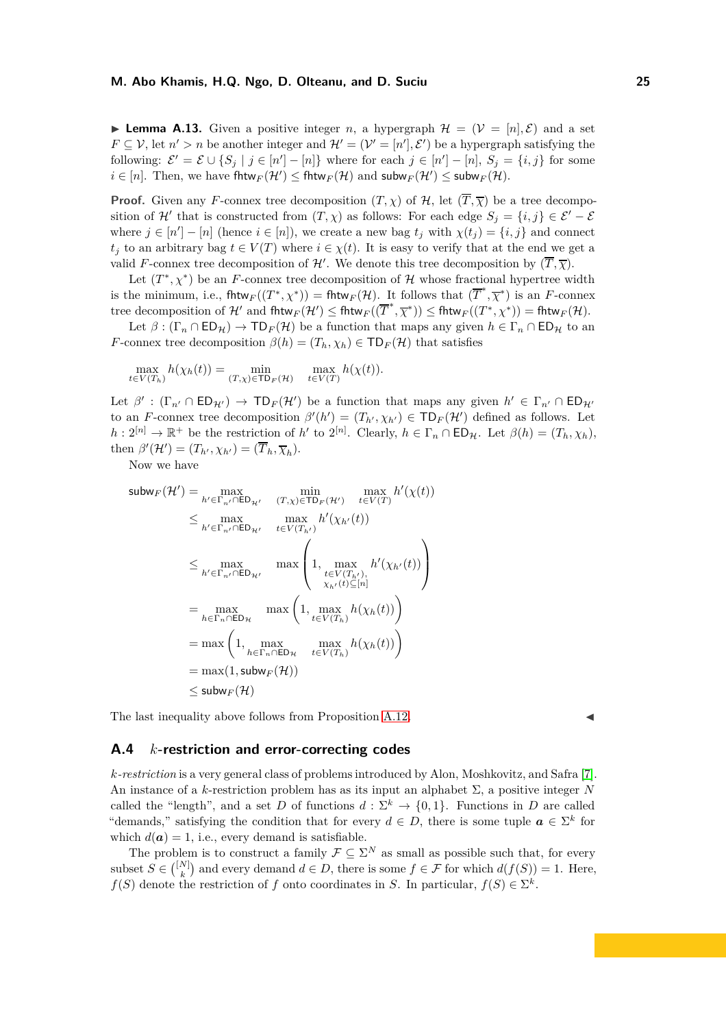▶ **Lemma A.13.** Given a positive integer $n$, a hypergraph $\mathcal{H} = (\mathcal{V} = [n], \mathcal{E})$ and a set $F \subseteq \mathcal{V}$, let $n' > n$ be another integer and $\mathcal{H}' = (\mathcal{V}' = [n'], \mathcal{E}')$ be a hypergraph satisfying the following: $\mathcal{E}' = \mathcal{E} \cup \{S_j \mid j \in [n'] - [n]\}$ where for each $j \in [n'] - [n]$, $S_j = \{i, j\}$ for some $i \in [n]$. Then, we have $\mathsf{fhtw}_F(\mathcal{H}') \leq \mathsf{fhtw}_F(\mathcal{H})$ and $\mathsf{subw}_F(\mathcal{H}') \leq \mathsf{subw}_F(\mathcal{H})$.

**Proof.** Given any $F$-connex tree decomposition $(T, \chi)$ of $\mathcal{H}$, let $(\overline{T}, \overline{\chi})$ be a tree decomposition of $\mathcal{H}'$ that is constructed from $(T, \chi)$ as follows: For each edge $S_j = \{i, j\} \in \mathcal{E}' - \mathcal{E}$ where $j \in [n'] - [n]$ (hence $i \in [n]$), we create a new bag $t_j$ with $\chi(t_j) = \{i, j\}$ and connect $t_j$ to an arbitrary bag $t \in V(T)$ where $i \in \chi(t)$. It is easy to verify that at the end we get a valid $F$-connex tree decomposition of $\mathcal{H}'$. We denote this tree decomposition by $(\overline{T}, \overline{\chi})$.

Let $(T^*, \chi^*)$ be an $F$-connex tree decomposition of $\mathcal{H}$ whose fractional hypertree width is the minimum, i.e., $\mathsf{fhtw}_F((T^*, \chi^*)) = \mathsf{fhtw}_F(\mathcal{H})$. It follows that $(\overline{T}^*, \overline{\chi}^*)$ is an $F$-connex tree decomposition of $\mathcal{H}'$ and $\mathsf{fhtw}_F(\mathcal{H}') \leq \mathsf{fhtw}_F((\overline{T}^*, \overline{\chi}^*)) \leq \mathsf{fhtw}_F((T^*, \chi^*)) = \mathsf{fhtw}_F(\mathcal{H})$.

Let $\beta : (\Gamma_n \cap \mathsf{ED}_\mathcal{H}) \to \mathsf{TD}_F(\mathcal{H})$ be a function that maps any given $h \in \Gamma_n \cap \mathsf{ED}_\mathcal{H}$ to an $F$-connex tree decomposition $\beta(h) = (T_h, \chi_h) \in \mathsf{TD}_F(\mathcal{H})$ that satisfies

$$\max_{t \in V(T_h)} h(\chi_h(t)) = \min_{(T,\chi) \in \mathsf{TD}_F(\mathcal{H})} \max_{t \in V(T)} h(\chi(t)).$$

Let $\beta' : (\Gamma_{n'} \cap \mathsf{ED}_{\mathcal{H}'}) \to \mathsf{TD}_F(\mathcal{H}')$ be a function that maps any given $h' \in \Gamma_{n'} \cap \mathsf{ED}_{\mathcal{H}'}$ to an $F$-connex tree decomposition $\beta'(h') = (T_{h'}, \chi_{h'}) \in \mathsf{TD}_F(\mathcal{H}')$ defined as follows. Let $h : 2^{[n]} \to \mathbb{R}^+$ be the restriction of $h'$ to $2^{[n]}$. Clearly, $h \in \Gamma_n \cap \mathsf{ED}_\mathcal{H}$. Let $\beta(h) = (T_h, \chi_h)$, then $\beta'(\mathcal{H}') = (T_{h'}, \chi_{h'}) = (\overline{T}_h, \overline{\chi}_h)$.

Now we have

$$\begin{aligned}
\mathsf{subw}_F(\mathcal{H}') &= \max_{h' \in \Gamma_{n'} \cap \mathsf{ED}_{\mathcal{H}'}} \min_{(T,\chi) \in \mathsf{TD}_F(\mathcal{H}')} \max_{t \in V(T)} h'(\chi(t)) \\
&\leq \max_{h' \in \Gamma_{n'} \cap \mathsf{ED}_{\mathcal{H}'}} \max_{t \in V(T_{h'})} h'(\chi_{h'}(t)) \\
&\leq \max_{h' \in \Gamma_{n'} \cap \mathsf{ED}_{\mathcal{H}'}} \max\left(1, \max_{\substack{t \in V(T_{h'}),\\ \chi_{h'}(t) \subseteq [n]}} h'(\chi_{h'}(t))\right) \\
&= \max_{h \in \Gamma_n \cap \mathsf{ED}_\mathcal{H}} \max\left(1, \max_{t \in V(T_h)} h(\chi_h(t))\right) \\
&= \max\left(1, \max_{h \in \Gamma_n \cap \mathsf{ED}_\mathcal{H}} \max_{t \in V(T_h)} h(\chi_h(t))\right) \\
&= \max(1, \mathsf{subw}_F(\mathcal{H})) \\
&\leq \mathsf{subw}_F(\mathcal{H})
\end{aligned}$$

The last inequality above follows from Proposition A.12. ◀

## A.4 $k$-restriction and error-correcting codes

*$k$-restriction* is a very general class of problems introduced by Alon, Moshkovitz, and Safra [7]. An instance of a $k$-restriction problem has as its input an alphabet $\Sigma$, a positive integer $N$ called the "length", and a set $D$ of functions $d : \Sigma^k \to \{0, 1\}$. Functions in $D$ are called "demands," satisfying the condition that for every $d \in D$, there is some tuple $\boldsymbol{a} \in \Sigma^k$ for which $d(\boldsymbol{a}) = 1$, i.e., every demand is satisfiable.

The problem is to construct a family $\mathcal{F} \subseteq \Sigma^N$ as small as possible such that, for every subset $S \in \binom{[N]}{k}$ and every demand $d \in D$, there is some $f \in \mathcal{F}$ for which $d(f(S)) = 1$. Here, $f(S)$ denote the restriction of $f$ onto coordinates in $S$. In particular, $f(S) \in \Sigma^k$.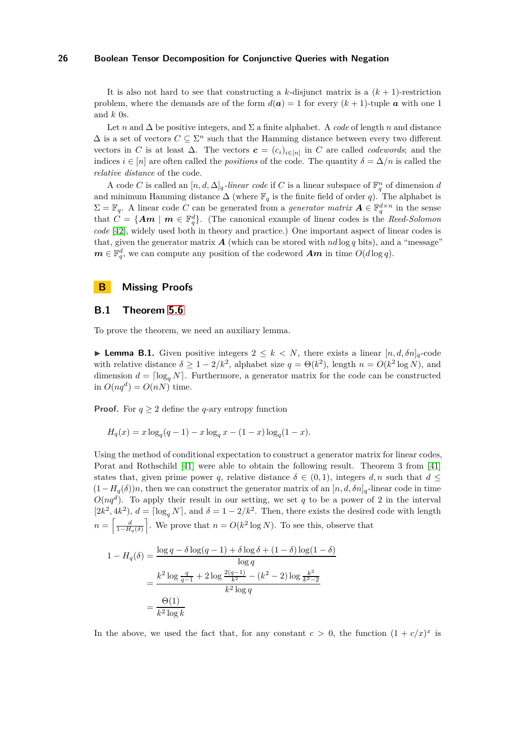It is also not hard to see that constructing a $k$-disjunct matrix is a $(k+1)$-restriction problem, where the demands are of the form $d(\boldsymbol{a}) = 1$ for every $(k+1)$-tuple $\boldsymbol{a}$ with one 1 and $k$ 0s.

Let $n$ and $\Delta$ be positive integers, and $\Sigma$ a finite alphabet. A *code* of length $n$ and distance $\Delta$ is a set of vectors $C \subseteq \Sigma^n$ such that the Hamming distance between every two different vectors in $C$ is at least $\Delta$. The vectors $\boldsymbol{c} = (c_i)_{i\in[n]}$ in $C$ are called *codewords*; and the indices $i \in [n]$ are often called the *positions* of the code. The quantity $\delta = \Delta/n$ is called the *relative distance* of the code.

A code $C$ is called an $[n, d, \Delta]_q$*-linear code* if $C$ is a linear subspace of $\mathbb{F}_q^n$ of dimension $d$ and minimum Hamming distance $\Delta$ (where $\mathbb{F}_q$ is the finite field of order $q$). The alphabet is $\Sigma = \mathbb{F}_q$. A linear code $C$ can be generated from a *generator matrix* $\boldsymbol{A} \in \mathbb{F}_q^{d\times n}$ in the sense that $C = \{\boldsymbol{Am} \mid \boldsymbol{m} \in \mathbb{F}_q^d\}$. (The canonical example of linear codes is the *Reed-Solomon code* [42], widely used both in theory and practice.) One important aspect of linear codes is that, given the generator matrix $\boldsymbol{A}$ (which can be stored with $nd \log q$ bits), and a "message" $\boldsymbol{m} \in \mathbb{F}_q^d$, we can compute any position of the codeword $\boldsymbol{Am}$ in time $O(d \log q)$.

# B Missing Proofs

## B.1 Theorem 5.6

To prove the theorem, we need an auxiliary lemma.

▶ **Lemma B.1.** Given positive integers $2 \le k < N$, there exists a linear $[n, d, \delta n]_q$-code with relative distance $\delta \ge 1 - 2/k^2$, alphabet size $q = \Theta(k^2)$, length $n = O(k^2 \log N)$, and dimension $d = \lceil \log_q N \rceil$. Furthermore, a generator matrix for the code can be constructed in $O(nq^d) = O(nN)$ time.

**Proof.** For $q \ge 2$ define the $q$-ary entropy function

$$H_q(x) = x \log_q(q-1) - x \log_q x - (1-x)\log_q(1-x).$$

Using the method of conditional expectation to construct a generator matrix for linear codes, Porat and Rothschild [41] were able to obtain the following result. Theorem 3 from [41] states that, given prime power $q$, relative distance $\delta \in (0,1)$, integers $d, n$ such that $d \le (1 - H_q(\delta))n$, then we can construct the generator matrix of an $[n, d, \delta n]_q$-linear code in time $O(nq^d)$. To apply their result in our setting, we set $q$ to be a power of 2 in the interval $[2k^2, 4k^2)$, $d = \lceil \log_q N \rceil$, and $\delta = 1 - 2/k^2$. Then, there exists the desired code with length $n = \left\lceil \frac{d}{1-H_q(\delta)} \right\rceil$. We prove that $n = O(k^2 \log N)$. To see this, observe that

$$
\begin{aligned}
1 - H_q(\delta) &= \frac{\log q - \delta \log(q-1) + \delta \log \delta + (1-\delta)\log(1-\delta)}{\log q} \\
&= \frac{k^2 \log \frac{q}{q-1} + 2 \log \frac{2(q-1)}{k^2} - (k^2-2)\log \frac{k^2}{k^2-2}}{k^2 \log q} \\
&= \frac{\Theta(1)}{k^2 \log k}
\end{aligned}
$$

In the above, we used the fact that, for any constant $c > 0$, the function $(1 + c/x)^x$ is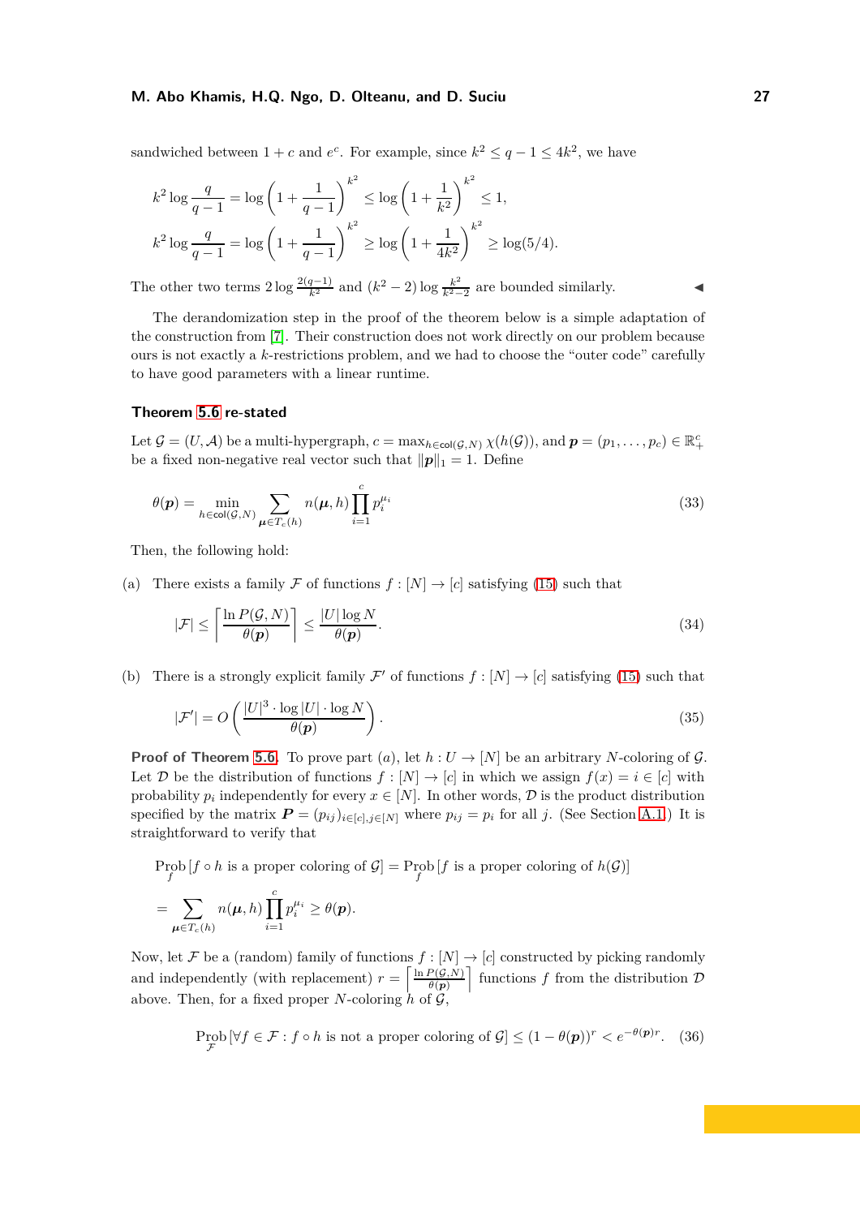sandwiched between $1 + c$ and $e^c$. For example, since $k^2 \le q - 1 \le 4k^2$, we have

$$k^2 \log \frac{q}{q-1} = \log\left(1 + \frac{1}{q-1}\right)^{k^2} \le \log\left(1 + \frac{1}{k^2}\right)^{k^2} \le 1,$$

$$k^2 \log \frac{q}{q-1} = \log\left(1 + \frac{1}{q-1}\right)^{k^2} \ge \log\left(1 + \frac{1}{4k^2}\right)^{k^2} \ge \log(5/4).$$

The other two terms $2 \log \frac{2(q-1)}{k^2}$ and $(k^2 - 2) \log \frac{k^2}{k^2-2}$ are bounded similarly. ◀

The derandomization step in the proof of the theorem below is a simple adaptation of the construction from [7]. Their construction does not work directly on our problem because ours is not exactly a $k$-restrictions problem, and we had to choose the "outer code" carefully to have good parameters with a linear runtime.

**Theorem 5.6 re-stated**

Let $\mathcal{G} = (U, \mathcal{A})$ be a multi-hypergraph, $c = \max_{h \in \mathsf{col}(\mathcal{G},N)} \chi(h(\mathcal{G}))$, and $\boldsymbol{p} = (p_1, \dots, p_c) \in \mathbb{R}^c_+$ be a fixed non-negative real vector such that $\|\boldsymbol{p}\|_1 = 1$. Define

$$\theta(\boldsymbol{p}) = \min_{h \in \mathsf{col}(\mathcal{G},N)} \sum_{\boldsymbol{\mu} \in T_c(h)} n(\boldsymbol{\mu}, h) \prod_{i=1}^{c} p_i^{\mu_i} \tag{33}$$

Then, the following hold:

(a) There exists a family $\mathcal{F}$ of functions $f : [N] \to [c]$ satisfying (15) such that

$$|\mathcal{F}| \le \left\lceil \frac{\ln P(\mathcal{G}, N)}{\theta(\boldsymbol{p})} \right\rceil \le \frac{|U| \log N}{\theta(\boldsymbol{p})}. \tag{34}$$

(b) There is a strongly explicit family $\mathcal{F}'$ of functions $f : [N] \to [c]$ satisfying (15) such that

$$|\mathcal{F}'| = O\left(\frac{|U|^3 \cdot \log |U| \cdot \log N}{\theta(\boldsymbol{p})}\right). \tag{35}$$

**Proof of Theorem 5.6.** To prove part $(a)$, let $h : U \to [N]$ be an arbitrary $N$-coloring of $\mathcal{G}$. Let $\mathcal{D}$ be the distribution of functions $f : [N] \to [c]$ in which we assign $f(x) = i \in [c]$ with probability $p_i$ independently for every $x \in [N]$. In other words, $\mathcal{D}$ is the product distribution specified by the matrix $\boldsymbol{P} = (p_{ij})_{i \in [c], j \in [N]}$ where $p_{ij} = p_i$ for all $j$. (See Section A.1.) It is straightforward to verify that

$$\operatorname*{Prob}_f [f \circ h \text{ is a proper coloring of } \mathcal{G}] = \operatorname*{Prob}_f [f \text{ is a proper coloring of } h(\mathcal{G})]$$

$$= \sum_{\boldsymbol{\mu} \in T_c(h)} n(\boldsymbol{\mu}, h) \prod_{i=1}^{c} p_i^{\mu_i} \ge \theta(\boldsymbol{p}).$$

Now, let $\mathcal{F}$ be a (random) family of functions $f : [N] \to [c]$ constructed by picking randomly and independently (with replacement) $r = \left\lceil \frac{\ln P(\mathcal{G},N)}{\theta(\boldsymbol{p})} \right\rceil$ functions $f$ from the distribution $\mathcal{D}$ above. Then, for a fixed proper $N$-coloring $h$ of $\mathcal{G}$,

$$\operatorname*{Prob}_{\mathcal{F}} [\forall f \in \mathcal{F} : f \circ h \text{ is not a proper coloring of } \mathcal{G}] \le (1 - \theta(\boldsymbol{p}))^r < e^{-\theta(\boldsymbol{p})r}. \tag{36}$$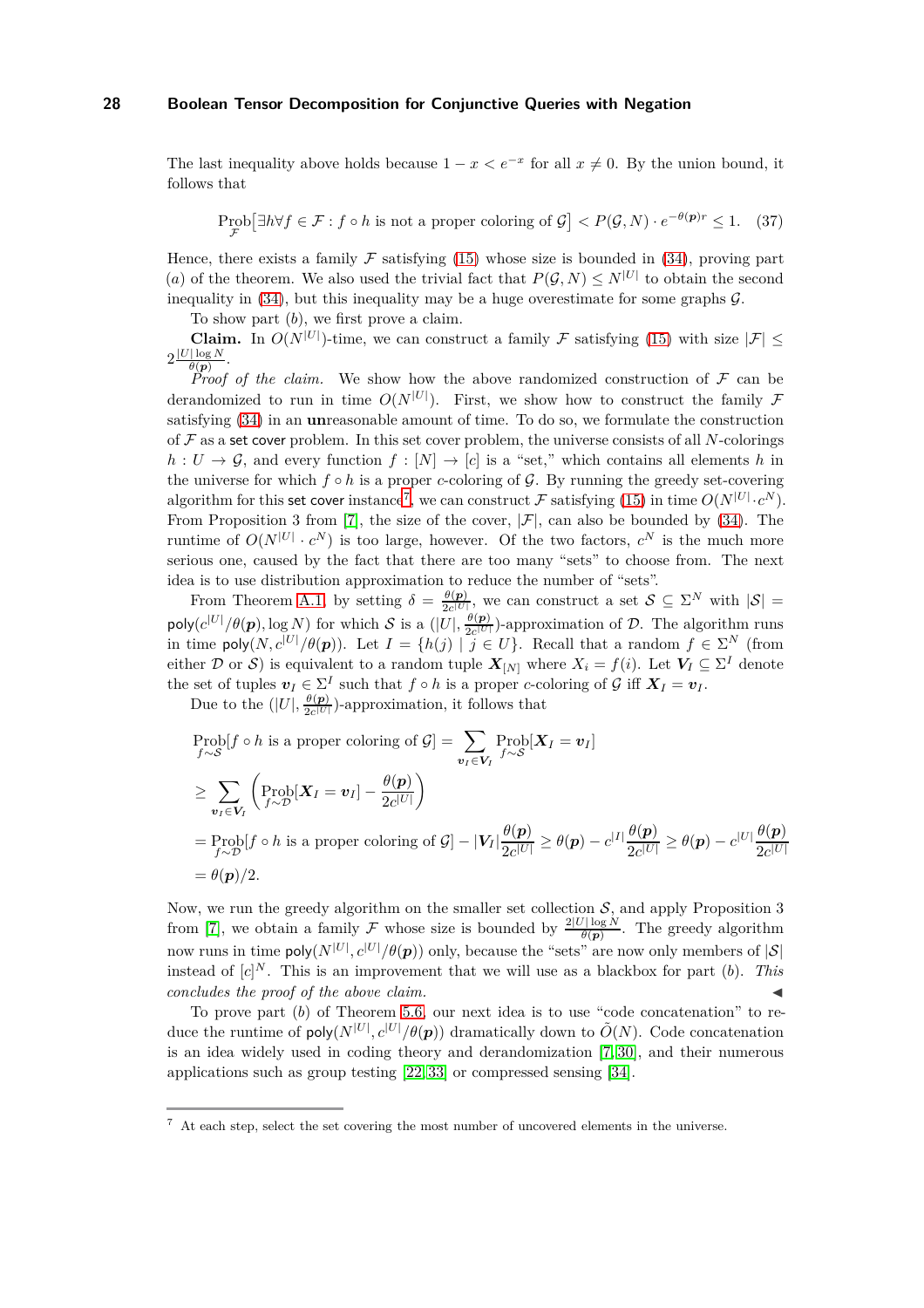The last inequality above holds because $1 - x < e^{-x}$ for all $x \neq 0$. By the union bound, it follows that

$$\operatorname*{Prob}_{\mathcal{F}}\big[\exists h \forall f \in \mathcal{F} : f \circ h \text{ is not a proper coloring of } \mathcal{G}\big] < P(\mathcal{G}, N) \cdot e^{-\theta(\boldsymbol{p})r} \leq 1. \quad (37)$$

Hence, there exists a family $\mathcal{F}$ satisfying (15) whose size is bounded in (34), proving part $(a)$ of the theorem. We also used the trivial fact that $P(\mathcal{G}, N) \leq N^{|U|}$ to obtain the second inequality in (34), but this inequality may be a huge overestimate for some graphs $\mathcal{G}$.

To show part $(b)$, we first prove a claim.

**Claim.** In $O(N^{|U|})$-time, we can construct a family $\mathcal{F}$ satisfying (15) with size $|\mathcal{F}| \leq 2\frac{|U|\log N}{\theta(\boldsymbol{p})}$.

*Proof of the claim.* We show how the above randomized construction of $\mathcal{F}$ can be derandomized to run in time $O(N^{|U|})$. First, we show how to construct the family $\mathcal{F}$ satisfying (34) in an **un**reasonable amount of time. To do so, we formulate the construction of $\mathcal{F}$ as a set cover problem. In this set cover problem, the universe consists of all $N$-colorings $h : U \to \mathcal{G}$, and every function $f : [N] \to [c]$ is a "set," which contains all elements $h$ in the universe for which $f \circ h$ is a proper $c$-coloring of $\mathcal{G}$. By running the greedy set-covering algorithm for this set cover instance[7], we can construct $\mathcal{F}$ satisfying (15) in time $O(N^{|U|} \cdot c^N)$. From Proposition 3 from [7], the size of the cover, $|\mathcal{F}|$, can also be bounded by (34). The runtime of $O(N^{|U|} \cdot c^N)$ is too large, however. Of the two factors, $c^N$ is the much more serious one, caused by the fact that there are too many "sets" to choose from. The next idea is to use distribution approximation to reduce the number of "sets".

From Theorem A.1, by setting $\delta = \frac{\theta(\boldsymbol{p})}{2c^{|U|}}$, we can construct a set $\mathcal{S} \subseteq \Sigma^N$ with $|\mathcal{S}| = \mathsf{poly}(c^{|U|}/\theta(\boldsymbol{p}), \log N)$ for which $\mathcal{S}$ is a $(|U|, \frac{\theta(\boldsymbol{p})}{2c^{|U|}})$-approximation of $\mathcal{D}$. The algorithm runs in time $\mathsf{poly}(N, c^{|U|}/\theta(\boldsymbol{p}))$. Let $I = \{h(j) \mid j \in U\}$. Recall that a random $f \in \Sigma^N$ (from either $\mathcal{D}$ or $\mathcal{S}$) is equivalent to a random tuple $\boldsymbol{X}_{[N]}$ where $X_i = f(i)$. Let $\boldsymbol{V}_I \subseteq \Sigma^I$ denote the set of tuples $\boldsymbol{v}_I \in \Sigma^I$ such that $f \circ h$ is a proper $c$-coloring of $\mathcal{G}$ iff $\boldsymbol{X}_I = \boldsymbol{v}_I$.

Due to the $(|U|, \frac{\theta(\boldsymbol{p})}{2c^{|U|}})$-approximation, it follows that

$$\begin{aligned}
&\operatorname*{Prob}_{f \sim \mathcal{S}}[f \circ h \text{ is a proper coloring of } \mathcal{G}] = \sum_{\boldsymbol{v}_I \in \boldsymbol{V}_I} \operatorname*{Prob}_{f \sim \mathcal{S}}[\boldsymbol{X}_I = \boldsymbol{v}_I] \\
&\geq \sum_{\boldsymbol{v}_I \in \boldsymbol{V}_I} \left( \operatorname*{Prob}_{f \sim \mathcal{D}}[\boldsymbol{X}_I = \boldsymbol{v}_I] - \frac{\theta(\boldsymbol{p})}{2c^{|U|}} \right) \\
&= \operatorname*{Prob}_{f \sim \mathcal{D}}[f \circ h \text{ is a proper coloring of } \mathcal{G}] - |\boldsymbol{V}_I| \frac{\theta(\boldsymbol{p})}{2c^{|U|}} \geq \theta(\boldsymbol{p}) - c^{|I|} \frac{\theta(\boldsymbol{p})}{2c^{|U|}} \geq \theta(\boldsymbol{p}) - c^{|U|} \frac{\theta(\boldsymbol{p})}{2c^{|U|}} \\
&= \theta(\boldsymbol{p})/2.
\end{aligned}$$

Now, we run the greedy algorithm on the smaller set collection $\mathcal{S}$, and apply Proposition 3 from [7], we obtain a family $\mathcal{F}$ whose size is bounded by $\frac{2|U|\log N}{\theta(\boldsymbol{p})}$. The greedy algorithm now runs in time $\mathsf{poly}(N^{|U|}, c^{|U|}/\theta(\boldsymbol{p}))$ only, because the "sets" are now only members of $|\mathcal{S}|$ instead of $[c]^N$. This is an improvement that we will use as a blackbox for part $(b)$. *This concludes the proof of the above claim.* ◀

To prove part $(b)$ of Theorem 5.6, our next idea is to use "code concatenation" to reduce the runtime of $\mathsf{poly}(N^{|U|}, c^{|U|}/\theta(\boldsymbol{p}))$ dramatically down to $\tilde{O}(N)$. Code concatenation is an idea widely used in coding theory and derandomization [7, 30], and their numerous applications such as group testing [22, 33] or compressed sensing [34].

[7] At each step, select the set covering the most number of uncovered elements in the universe.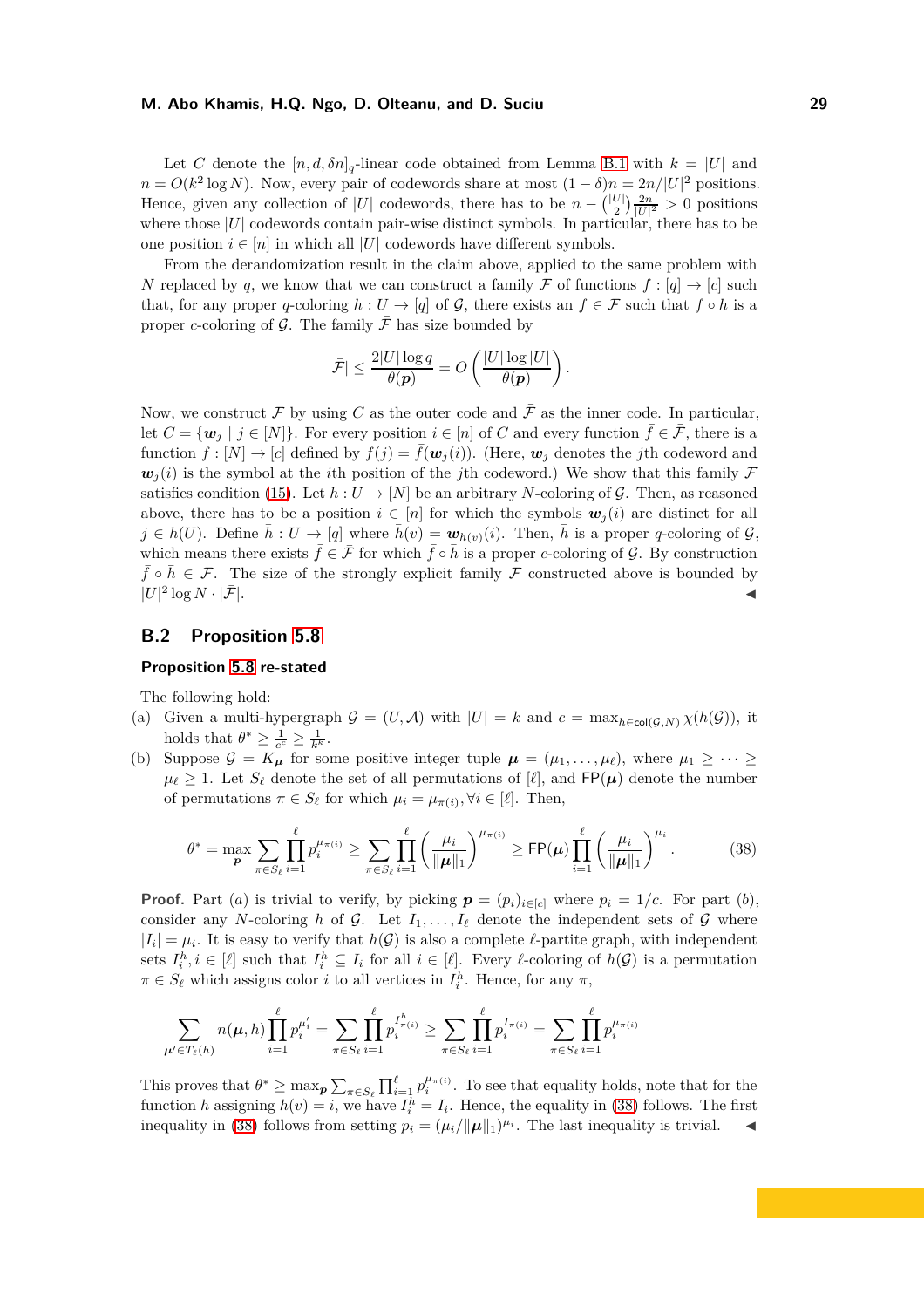Let $C$ denote the $[n, d, \delta n]_q$-linear code obtained from Lemma B.1 with $k = |U|$ and $n = O(k^2 \log N)$. Now, every pair of codewords share at most $(1-\delta)n = 2n/|U|^2$ positions. Hence, given any collection of $|U|$ codewords, there has to be $n - \binom{|U|}{2}\frac{2n}{|U|^2} > 0$ positions where those $|U|$ codewords contain pair-wise distinct symbols. In particular, there has to be one position $i \in [n]$ in which all $|U|$ codewords have different symbols.

From the derandomization result in the claim above, applied to the same problem with $N$ replaced by $q$, we know that we can construct a family $\bar{\mathcal{F}}$ of functions $\bar{f} : [q] \to [c]$ such that, for any proper $q$-coloring $\bar{h} : U \to [q]$ of $\mathcal{G}$, there exists an $\bar{f} \in \bar{\mathcal{F}}$ such that $\bar{f} \circ \bar{h}$ is a proper $c$-coloring of $\mathcal{G}$. The family $\bar{\mathcal{F}}$ has size bounded by

$$|\bar{\mathcal{F}}| \le \frac{2|U| \log q}{\theta(\boldsymbol{p})} = O\left(\frac{|U| \log |U|}{\theta(\boldsymbol{p})}\right).$$

Now, we construct $\mathcal{F}$ by using $C$ as the outer code and $\bar{\mathcal{F}}$ as the inner code. In particular, let $C = \{\boldsymbol{w}_j \mid j \in [N]\}$. For every position $i \in [n]$ of $C$ and every function $\bar{f} \in \bar{\mathcal{F}}$, there is a function $f : [N] \to [c]$ defined by $f(j) = \bar{f}(\boldsymbol{w}_j(i))$. (Here, $\boldsymbol{w}_j$ denotes the $j$th codeword and $\boldsymbol{w}_j(i)$ is the symbol at the $i$th position of the $j$th codeword.) We show that this family $\mathcal{F}$ satisfies condition (15). Let $h : U \to [N]$ be an arbitrary $N$-coloring of $\mathcal{G}$. Then, as reasoned above, there has to be a position $i \in [n]$ for which the symbols $\boldsymbol{w}_j(i)$ are distinct for all $j \in h(U)$. Define $\bar{h} : U \to [q]$ where $\bar{h}(v) = \boldsymbol{w}_{h(v)}(i)$. Then, $\bar{h}$ is a proper $q$-coloring of $\mathcal{G}$, which means there exists $\bar{f} \in \bar{\mathcal{F}}$ for which $\bar{f} \circ \bar{h}$ is a proper $c$-coloring of $\mathcal{G}$. By construction $\bar{f} \circ \bar{h} \in \mathcal{F}$. The size of the strongly explicit family $\mathcal{F}$ constructed above is bounded by $|U|^2 \log N \cdot |\bar{\mathcal{F}}|$. ◀

## B.2 Proposition 5.8

**Proposition 5.8 re-stated**

The following hold:

(a) Given a multi-hypergraph $\mathcal{G} = (U, \mathcal{A})$ with $|U| = k$ and $c = \max_{h \in \mathsf{col}(\mathcal{G},N)} \chi(h(\mathcal{G}))$, it holds that $\theta^* \ge \frac{1}{c^c} \ge \frac{1}{k^k}$.

(b) Suppose $\mathcal{G} = K_{\boldsymbol{\mu}}$ for some positive integer tuple $\boldsymbol{\mu} = (\mu_1, \dots, \mu_\ell)$, where $\mu_1 \ge \dots \ge \mu_\ell \ge 1$. Let $S_\ell$ denote the set of all permutations of $[\ell]$, and $\mathsf{FP}(\boldsymbol{\mu})$ denote the number of permutations $\pi \in S_\ell$ for which $\mu_i = \mu_{\pi(i)}, \forall i \in [\ell]$. Then,

$$\theta^* = \max_{\boldsymbol{p}} \sum_{\pi \in S_\ell} \prod_{i=1}^{\ell} p_i^{\mu_{\pi(i)}} \ge \sum_{\pi \in S_\ell} \prod_{i=1}^{\ell} \left(\frac{\mu_i}{\|\boldsymbol{\mu}\|_1}\right)^{\mu_{\pi(i)}} \ge \mathsf{FP}(\boldsymbol{\mu}) \prod_{i=1}^{\ell} \left(\frac{\mu_i}{\|\boldsymbol{\mu}\|_1}\right)^{\mu_i}. \tag{38}$$

**Proof.** Part $(a)$ is trivial to verify, by picking $\boldsymbol{p} = (p_i)_{i \in [c]}$ where $p_i = 1/c$. For part $(b)$, consider any $N$-coloring $h$ of $\mathcal{G}$. Let $I_1, \dots, I_\ell$ denote the independent sets of $\mathcal{G}$ where $|I_i| = \mu_i$. It is easy to verify that $h(\mathcal{G})$ is also a complete $\ell$-partite graph, with independent sets $I_i^h, i \in [\ell]$ such that $I_i^h \subseteq I_i$ for all $i \in [\ell]$. Every $\ell$-coloring of $h(\mathcal{G})$ is a permutation $\pi \in S_\ell$ which assigns color $i$ to all vertices in $I_i^h$. Hence, for any $\pi$,

$$\sum_{\boldsymbol{\mu}' \in T_\ell(h)} n(\boldsymbol{\mu}, h) \prod_{i=1}^{\ell} p_i^{\mu_i'} = \sum_{\pi \in S_\ell} \prod_{i=1}^{\ell} p_i^{I^h_{\pi(i)}} \ge \sum_{\pi \in S_\ell} \prod_{i=1}^{\ell} p_i^{I_{\pi(i)}} = \sum_{\pi \in S_\ell} \prod_{i=1}^{\ell} p_i^{\mu_{\pi(i)}}$$

This proves that $\theta^* \ge \max_{\boldsymbol{p}} \sum_{\pi \in S_\ell} \prod_{i=1}^{\ell} p_i^{\mu_{\pi(i)}}$. To see that equality holds, note that for the function $h$ assigning $h(v) = i$, we have $I_i^h = I_i$. Hence, the equality in (38) follows. The first inequality in (38) follows from setting $p_i = (\mu_i/\|\boldsymbol{\mu}\|_1)^{\mu_i}$. The last inequality is trivial. ◀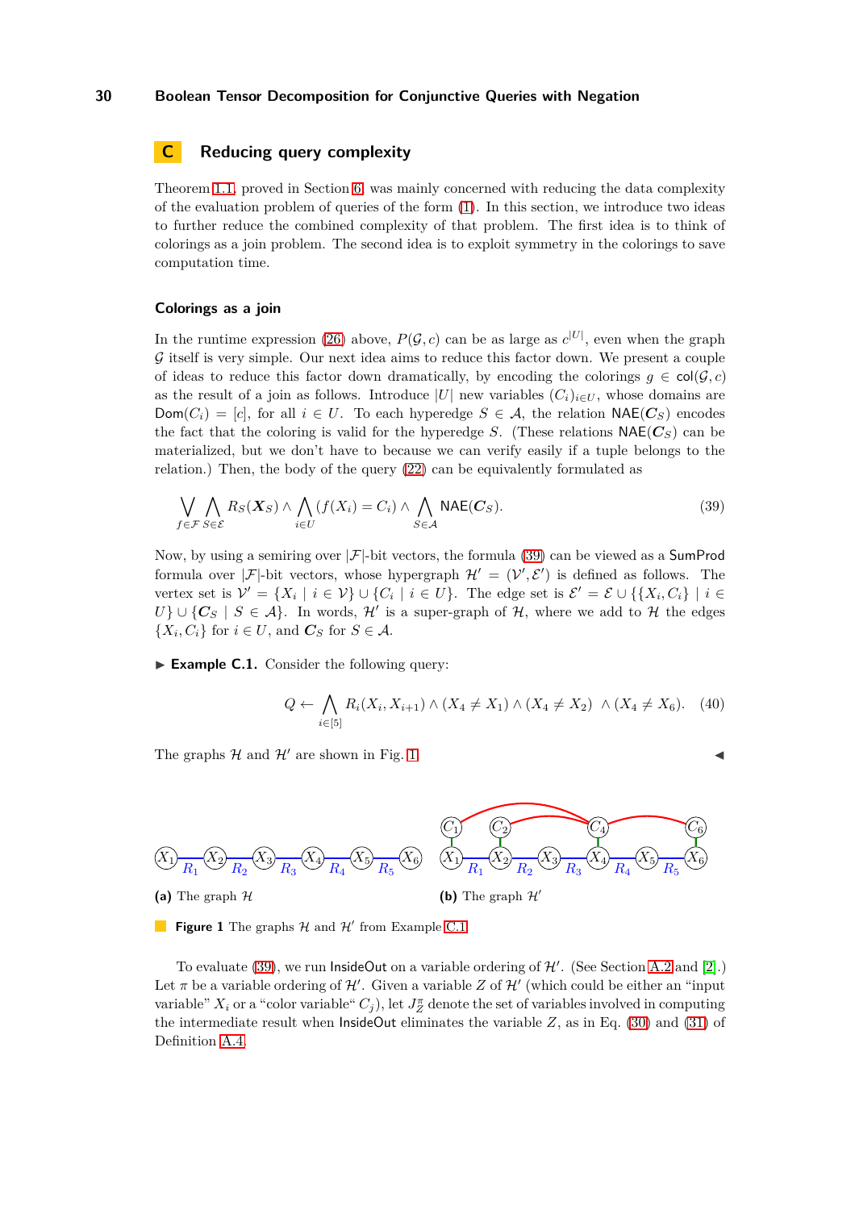## C Reducing query complexity

Theorem 1.1, proved in Section 6, was mainly concerned with reducing the data complexity of the evaluation problem of queries of the form (1). In this section, we introduce two ideas to further reduce the combined complexity of that problem. The first idea is to think of colorings as a join problem. The second idea is to exploit symmetry in the colorings to save computation time.

### Colorings as a join

In the runtime expression (26) above, $P(\mathcal{G}, c)$ can be as large as $c^{|U|}$, even when the graph $\mathcal{G}$ itself is very simple. Our next idea aims to reduce this factor down. We present a couple of ideas to reduce this factor down dramatically, by encoding the colorings $g \in \mathsf{col}(\mathcal{G}, c)$ as the result of a join as follows. Introduce $|U|$ new variables $(C_i)_{i \in U}$, whose domains are $\mathsf{Dom}(C_i) = [c]$, for all $i \in U$. To each hyperedge $S \in \mathcal{A}$, the relation $\mathsf{NAE}(\boldsymbol{C}_S)$ encodes the fact that the coloring is valid for the hyperedge $S$. (These relations $\mathsf{NAE}(\boldsymbol{C}_S)$ can be materialized, but we don't have to because we can verify easily if a tuple belongs to the relation.) Then, the body of the query (22) can be equivalently formulated as

$$\bigvee_{f \in \mathcal{F}} \bigwedge_{S \in \mathcal{E}} R_S(\boldsymbol{X}_S) \wedge \bigwedge_{i \in U} (f(X_i) = C_i) \wedge \bigwedge_{S \in \mathcal{A}} \mathsf{NAE}(\boldsymbol{C}_S). \tag{39}$$

Now, by using a semiring over $|\mathcal{F}|$-bit vectors, the formula (39) can be viewed as a $\mathsf{SumProd}$ formula over $|\mathcal{F}|$-bit vectors, whose hypergraph $\mathcal{H}' = (\mathcal{V}', \mathcal{E}')$ is defined as follows. The vertex set is $\mathcal{V}' = \{X_i \mid i \in \mathcal{V}\} \cup \{C_i \mid i \in U\}$. The edge set is $\mathcal{E}' = \mathcal{E} \cup \{\{X_i, C_i\} \mid i \in U\} \cup \{\boldsymbol{C}_S \mid S \in \mathcal{A}\}$. In words, $\mathcal{H}'$ is a super-graph of $\mathcal{H}$, where we add to $\mathcal{H}$ the edges $\{X_i, C_i\}$ for $i \in U$, and $\boldsymbol{C}_S$ for $S \in \mathcal{A}$.

▶ **Example C.1.** Consider the following query:

$$Q \leftarrow \bigwedge_{i \in [5]} R_i(X_i, X_{i+1}) \wedge (X_4 \neq X_1) \wedge (X_4 \neq X_2) \wedge (X_4 \neq X_6). \tag{40}$$

The graphs $\mathcal{H}$ and $\mathcal{H}'$ are shown in Fig. 1. ◀

**(a)** The graph $\mathcal{H}$ **(b)** The graph $\mathcal{H}'$

**Figure 1** The graphs $\mathcal{H}$ and $\mathcal{H}'$ from Example C.1

To evaluate (39), we run $\mathsf{InsideOut}$ on a variable ordering of $\mathcal{H}'$. (See Section A.2 and [2].) Let $\pi$ be a variable ordering of $\mathcal{H}'$. Given a variable $Z$ of $\mathcal{H}'$ (which could be either an "input variable" $X_i$ or a "color variable" $C_j$), let $J_Z^\pi$ denote the set of variables involved in computing the intermediate result when $\mathsf{InsideOut}$ eliminates the variable $Z$, as in Eq. (30) and (31) of Definition A.4.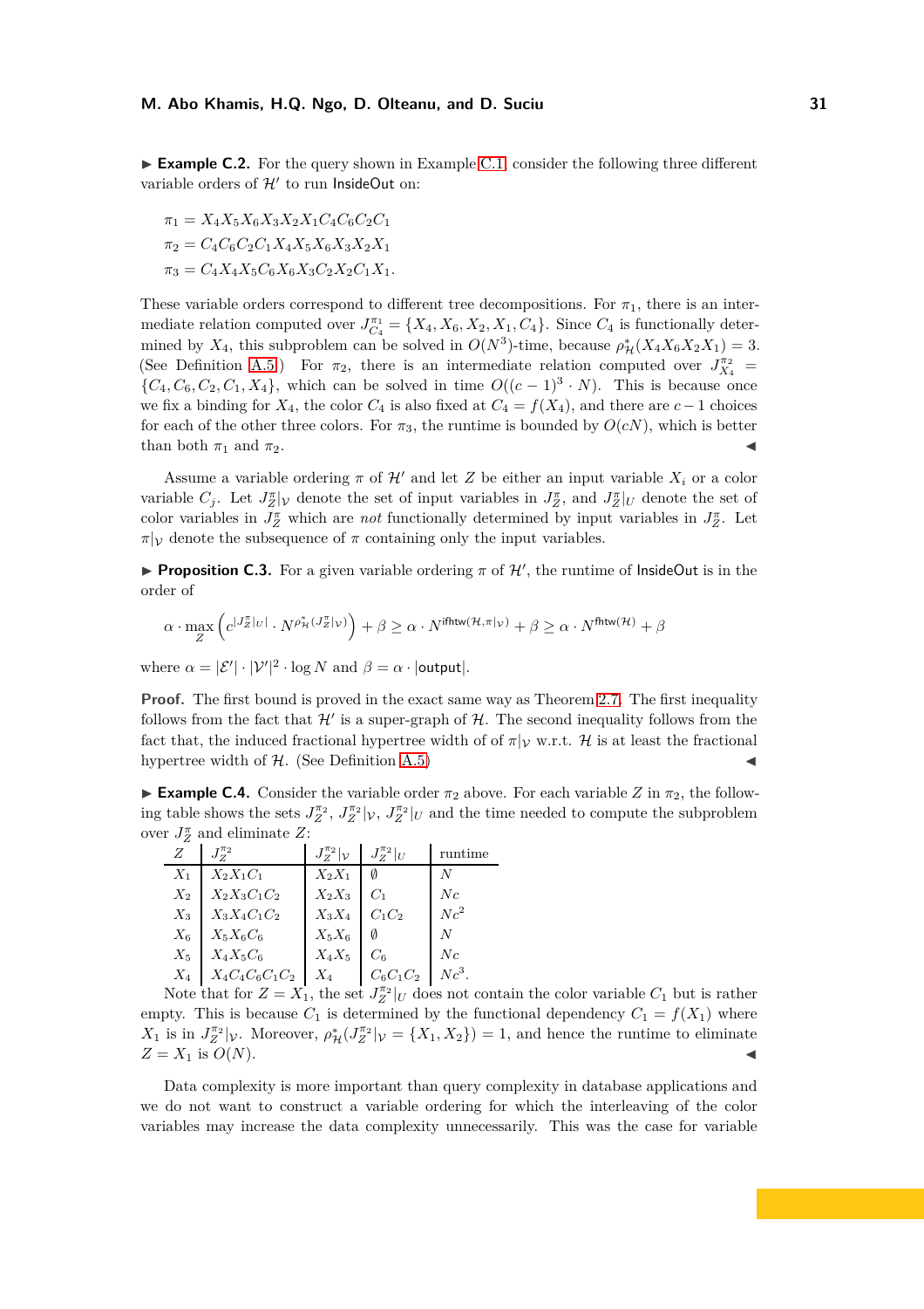▶ **Example C.2.** For the query shown in Example C.1, consider the following three different variable orders of $\mathcal{H}'$ to run InsideOut on:

$$\pi_1 = X_4 X_5 X_6 X_3 X_2 X_1 C_4 C_6 C_2 C_1$$
$$\pi_2 = C_4 C_6 C_2 C_1 X_4 X_5 X_6 X_3 X_2 X_1$$
$$\pi_3 = C_4 X_4 X_5 C_6 X_6 X_3 C_2 X_2 C_1 X_1.$$

These variable orders correspond to different tree decompositions. For $\pi_1$, there is an intermediate relation computed over $J^{\pi_1}_{C_4} = \{X_4, X_6, X_2, X_1, C_4\}$. Since $C_4$ is functionally determined by $X_4$, this subproblem can be solved in $O(N^3)$-time, because $\rho^*_{\mathcal{H}}(X_4 X_6 X_2 X_1) = 3$. (See Definition A.5.) For $\pi_2$, there is an intermediate relation computed over $J^{\pi_2}_{X_4} = \{C_4, C_6, C_2, C_1, X_4\}$, which can be solved in time $O((c-1)^3 \cdot N)$. This is because once we fix a binding for $X_4$, the color $C_4$ is also fixed at $C_4 = f(X_4)$, and there are $c-1$ choices for each of the other three colors. For $\pi_3$, the runtime is bounded by $O(cN)$, which is better than both $\pi_1$ and $\pi_2$. ◀

Assume a variable ordering $\pi$ of $\mathcal{H}'$ and let $Z$ be either an input variable $X_i$ or a color variable $C_j$. Let $J^{\pi}_{Z}|_{\mathcal{V}}$ denote the set of input variables in $J^{\pi}_{Z}$, and $J^{\pi}_{Z}|_{U}$ denote the set of color variables in $J^{\pi}_{Z}$ which are *not* functionally determined by input variables in $J^{\pi}_{Z}$. Let $\pi|_{\mathcal{V}}$ denote the subsequence of $\pi$ containing only the input variables.

▶ **Proposition C.3.** For a given variable ordering $\pi$ of $\mathcal{H}'$, the runtime of InsideOut is in the order of

$$\alpha \cdot \max_{Z} \left( c^{|J^{\pi}_{Z}|_{U}|} \cdot N^{\rho^*_{\mathcal{H}}(J^{\pi}_{Z}|_{\mathcal{V}})} \right) + \beta \geq \alpha \cdot N^{\mathsf{ifhtw}(\mathcal{H}, \pi|_{\mathcal{V}})} + \beta \geq \alpha \cdot N^{\mathsf{fhtw}(\mathcal{H})} + \beta$$

where $\alpha = |\mathcal{E}'| \cdot |\mathcal{V}'|^2 \cdot \log N$ and $\beta = \alpha \cdot |\mathsf{output}|$.

**Proof.** The first bound is proved in the exact same way as Theorem 2.7. The first inequality follows from the fact that $\mathcal{H}'$ is a super-graph of $\mathcal{H}$. The second inequality follows from the fact that, the induced fractional hypertree width of of $\pi|_{\mathcal{V}}$ w.r.t. $\mathcal{H}$ is at least the fractional hypertree width of $\mathcal{H}$. (See Definition A.5) ◀

▶ **Example C.4.** Consider the variable order $\pi_2$ above. For each variable $Z$ in $\pi_2$, the following table shows the sets $J^{\pi_2}_{Z}$, $J^{\pi_2}_{Z}|_{\mathcal{V}}$, $J^{\pi_2}_{Z}|_{U}$ and the time needed to compute the subproblem over $J^{\pi}_{Z}$ and eliminate $Z$:

| $Z$ | $J^{\pi_2}_{Z}$ | $J^{\pi_2}_{Z}\vert_{\mathcal{V}}$ | $J^{\pi_2}_{Z}\vert_{U}$ | runtime |
|---|---|---|---|---|
| $X_1$ | $X_2 X_1 C_1$ | $X_2 X_1$ | $\emptyset$ | $N$ |
| $X_2$ | $X_2 X_3 C_1 C_2$ | $X_2 X_3$ | $C_1$ | $Nc$ |
| $X_3$ | $X_3 X_4 C_1 C_2$ | $X_3 X_4$ | $C_1 C_2$ | $Nc^2$ |
| $X_6$ | $X_5 X_6 C_6$ | $X_5 X_6$ | $\emptyset$ | $N$ |
| $X_5$ | $X_4 X_5 C_6$ | $X_4 X_5$ | $C_6$ | $Nc$ |
| $X_4$ | $X_4 C_4 C_6 C_1 C_2$ | $X_4$ | $C_6 C_1 C_2$ | $Nc^3$. |

Note that for $Z = X_1$, the set $J^{\pi_2}_{Z}|_{U}$ does not contain the color variable $C_1$ but is rather empty. This is because $C_1$ is determined by the functional dependency $C_1 = f(X_1)$ where $X_1$ is in $J^{\pi_2}_{Z}|_{\mathcal{V}}$. Moreover, $\rho^*_{\mathcal{H}}(J^{\pi_2}_{Z}|_{\mathcal{V}} = \{X_1, X_2\}) = 1$, and hence the runtime to eliminate $Z = X_1$ is $O(N)$. ◀

Data complexity is more important than query complexity in database applications and we do not want to construct a variable ordering for which the interleaving of the color variables may increase the data complexity unnecessarily. This was the case for variable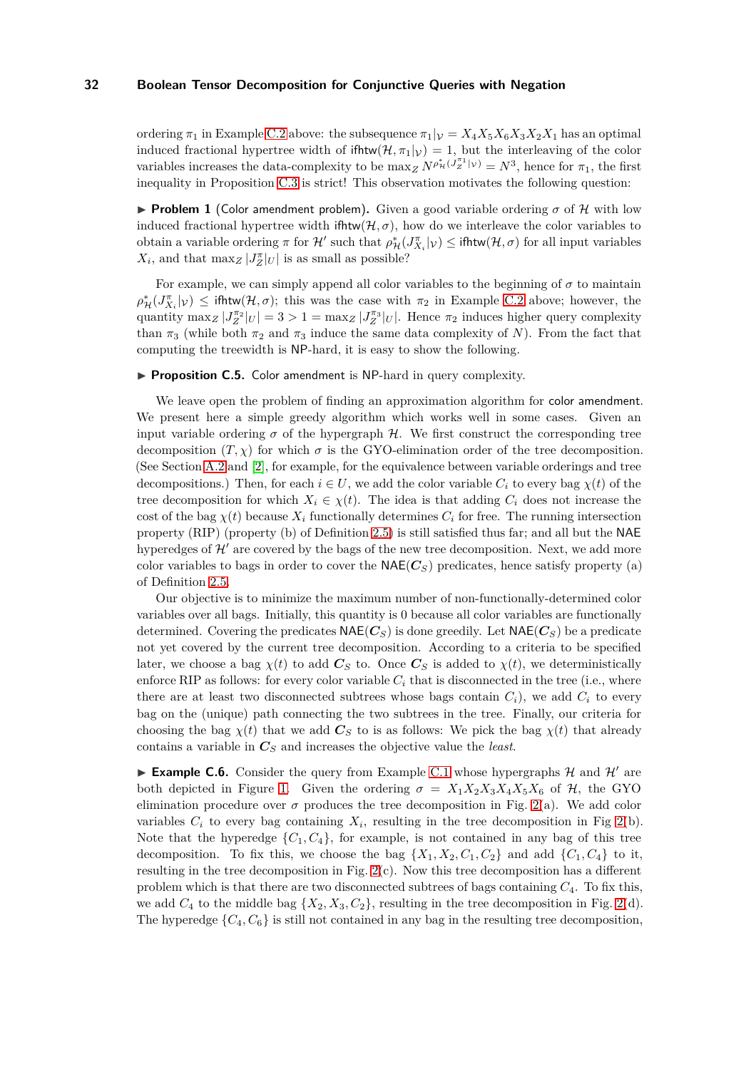ordering $\pi_1$ in Example C.2 above: the subsequence $\pi_1|_{\mathcal{V}} = X_4X_5X_6X_3X_2X_1$ has an optimal induced fractional hypertree width of $\mathsf{ifhtw}(\mathcal{H}, \pi_1|_{\mathcal{V}}) = 1$, but the interleaving of the color variables increases the data-complexity to be $\max_Z N^{\rho^*_{\mathcal{H}}(J_Z^{\pi_1}|_{\mathcal{V}})} = N^3$, hence for $\pi_1$, the first inequality in Proposition C.3 is strict! This observation motivates the following question:

▶ **Problem 1** (Color amendment problem)**.** Given a good variable ordering $\sigma$ of $\mathcal{H}$ with low induced fractional hypertree width $\mathsf{ifhtw}(\mathcal{H}, \sigma)$, how do we interleave the color variables to obtain a variable ordering $\pi$ for $\mathcal{H}'$ such that $\rho^*_{\mathcal{H}}(J^\pi_{X_i}|_{\mathcal{V}}) \leq \mathsf{ifhtw}(\mathcal{H}, \sigma)$ for all input variables $X_i$, and that $\max_Z |J_Z^\pi|_U|$ is as small as possible?

For example, we can simply append all color variables to the beginning of $\sigma$ to maintain $\rho^*_{\mathcal{H}}(J^\pi_{X_i}|_{\mathcal{V}}) \leq \mathsf{ifhtw}(\mathcal{H}, \sigma)$; this was the case with $\pi_2$ in Example C.2 above; however, the quantity $\max_Z |J_Z^{\pi_2}|_U| = 3 > 1 = \max_Z |J_Z^{\pi_3}|_U|$. Hence $\pi_2$ induces higher query complexity than $\pi_3$ (while both $\pi_2$ and $\pi_3$ induce the same data complexity of $N$). From the fact that computing the treewidth is NP-hard, it is easy to show the following.

▶ **Proposition C.5.** Color amendment is NP-hard in query complexity.

We leave open the problem of finding an approximation algorithm for color amendment. We present here a simple greedy algorithm which works well in some cases. Given an input variable ordering $\sigma$ of the hypergraph $\mathcal{H}$. We first construct the corresponding tree decomposition $(T, \chi)$ for which $\sigma$ is the GYO-elimination order of the tree decomposition. (See Section A.2 and [2], for example, for the equivalence between variable orderings and tree decompositions.) Then, for each $i \in U$, we add the color variable $C_i$ to every bag $\chi(t)$ of the tree decomposition for which $X_i \in \chi(t)$. The idea is that adding $C_i$ does not increase the cost of the bag $\chi(t)$ because $X_i$ functionally determines $C_i$ for free. The running intersection property (RIP) (property (b) of Definition 2.5) is still satisfied thus far; and all but the NAE hyperedges of $\mathcal{H}'$ are covered by the bags of the new tree decomposition. Next, we add more color variables to bags in order to cover the $\mathsf{NAE}(\boldsymbol{C}_S)$ predicates, hence satisfy property (a) of Definition 2.5.

Our objective is to minimize the maximum number of non-functionally-determined color variables over all bags. Initially, this quantity is 0 because all color variables are functionally determined. Covering the predicates $\mathsf{NAE}(\boldsymbol{C}_S)$ is done greedily. Let $\mathsf{NAE}(\boldsymbol{C}_S)$ be a predicate not yet covered by the current tree decomposition. According to a criteria to be specified later, we choose a bag $\chi(t)$ to add $\boldsymbol{C}_S$ to. Once $\boldsymbol{C}_S$ is added to $\chi(t)$, we deterministically enforce RIP as follows: for every color variable $C_i$ that is disconnected in the tree (i.e., where there are at least two disconnected subtrees whose bags contain $C_i$), we add $C_i$ to every bag on the (unique) path connecting the two subtrees in the tree. Finally, our criteria for choosing the bag $\chi(t)$ that we add $\boldsymbol{C}_S$ to is as follows: We pick the bag $\chi(t)$ that already contains a variable in $\boldsymbol{C}_S$ and increases the objective value the *least*.

▶ **Example C.6.** Consider the query from Example C.1 whose hypergraphs $\mathcal{H}$ and $\mathcal{H}'$ are both depicted in Figure 1. Given the ordering $\sigma = X_1X_2X_3X_4X_5X_6$ of $\mathcal{H}$, the GYO elimination procedure over $\sigma$ produces the tree decomposition in Fig. 2(a). We add color variables $C_i$ to every bag containing $X_i$, resulting in the tree decomposition in Fig 2(b). Note that the hyperedge $\{C_1, C_4\}$, for example, is not contained in any bag of this tree decomposition. To fix this, we choose the bag $\{X_1, X_2, C_1, C_2\}$ and add $\{C_1, C_4\}$ to it, resulting in the tree decomposition in Fig. 2(c). Now this tree decomposition has a different problem which is that there are two disconnected subtrees of bags containing $C_4$. To fix this, we add $C_4$ to the middle bag $\{X_2, X_3, C_2\}$, resulting in the tree decomposition in Fig. 2(d). The hyperedge $\{C_4, C_6\}$ is still not contained in any bag in the resulting tree decomposition,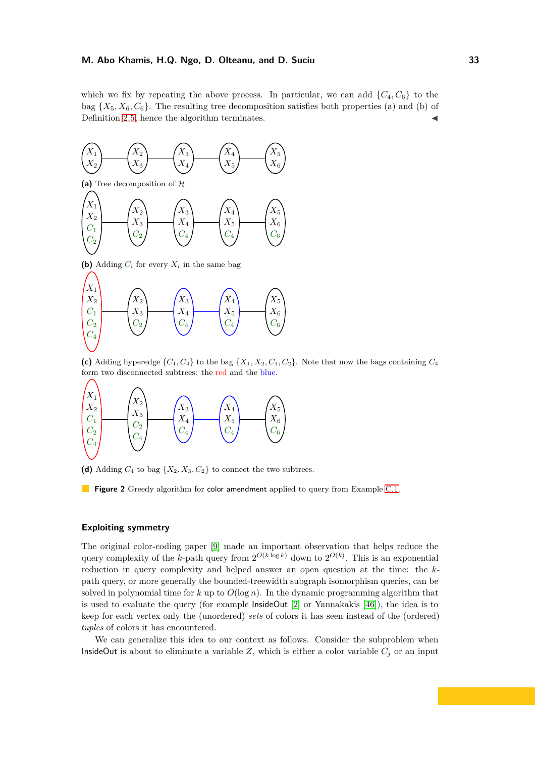which we fix by repeating the above process. In particular, we can add $\{C_4, C_6\}$ to the bag $\{X_5, X_6, C_6\}$. The resulting tree decomposition satisfies both properties (a) and (b) of Definition 2.5, hence the algorithm terminates. ◀

**(a)** Tree decomposition of $\mathcal{H}$

**(b)** Adding $C_i$ for every $X_i$ in the same bag

**(c)** Adding hyperedge $\{C_1, C_4\}$ to the bag $\{X_1, X_2, C_1, C_2\}$. Note that now the bags containing $C_4$ form two disconnected subtrees: the red and the blue.

**(d)** Adding $C_4$ to bag $\{X_2, X_3, C_2\}$ to connect the two subtrees.

**Figure 2** Greedy algorithm for color amendment applied to query from Example C.1

### Exploiting symmetry

The original color-coding paper [9] made an important observation that helps reduce the query complexity of the $k$-path query from $2^{O(k \log k)}$ down to $2^{O(k)}$. This is an exponential reduction in query complexity and helped answer an open question at the time: the $k$-path query, or more generally the bounded-treewidth subgraph isomorphism queries, can be solved in polynomial time for $k$ up to $O(\log n)$. In the dynamic programming algorithm that is used to evaluate the query (for example InsideOut [2] or Yannakakis [46]), the idea is to keep for each vertex only the (unordered) *sets* of colors it has seen instead of the (ordered) *tuples* of colors it has encountered.

We can generalize this idea to our context as follows. Consider the subproblem when InsideOut is about to eliminate a variable $Z$, which is either a color variable $C_j$ or an input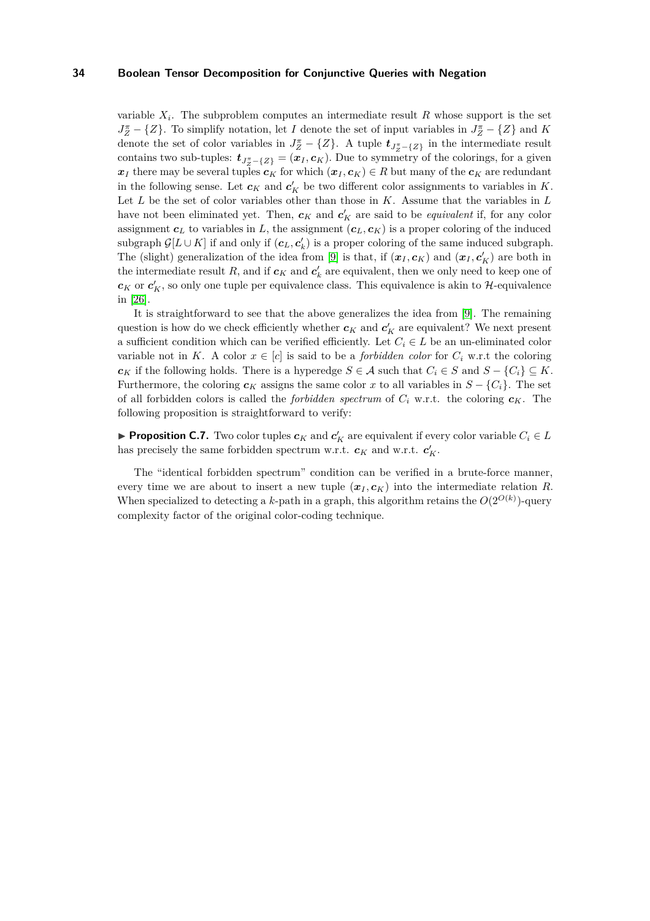variable $X_i$. The subproblem computes an intermediate result $R$ whose support is the set $J^\pi_Z - \{Z\}$. To simplify notation, let $I$ denote the set of input variables in $J^\pi_Z - \{Z\}$ and $K$ denote the set of color variables in $J^\pi_Z - \{Z\}$. A tuple $\boldsymbol{t}_{J^\pi_Z - \{Z\}}$ in the intermediate result contains two sub-tuples: $\boldsymbol{t}_{J^\pi_Z - \{Z\}} = (\boldsymbol{x}_I, \boldsymbol{c}_K)$. Due to symmetry of the colorings, for a given $\boldsymbol{x}_I$ there may be several tuples $\boldsymbol{c}_K$ for which $(\boldsymbol{x}_I, \boldsymbol{c}_K) \in R$ but many of the $\boldsymbol{c}_K$ are redundant in the following sense. Let $\boldsymbol{c}_K$ and $\boldsymbol{c}'_K$ be two different color assignments to variables in $K$. Let $L$ be the set of color variables other than those in $K$. Assume that the variables in $L$ have not been eliminated yet. Then, $\boldsymbol{c}_K$ and $\boldsymbol{c}'_K$ are said to be *equivalent* if, for any color assignment $\boldsymbol{c}_L$ to variables in $L$, the assignment $(\boldsymbol{c}_L, \boldsymbol{c}_K)$ is a proper coloring of the induced subgraph $\mathcal{G}[L \cup K]$ if and only if $(\boldsymbol{c}_L, \boldsymbol{c}'_k)$ is a proper coloring of the same induced subgraph. The (slight) generalization of the idea from [9] is that, if $(\boldsymbol{x}_I, \boldsymbol{c}_K)$ and $(\boldsymbol{x}_I, \boldsymbol{c}'_K)$ are both in the intermediate result $R$, and if $\boldsymbol{c}_K$ and $\boldsymbol{c}'_k$ are equivalent, then we only need to keep one of $\boldsymbol{c}_K$ or $\boldsymbol{c}'_K$, so only one tuple per equivalence class. This equivalence is akin to $\mathcal{H}$-equivalence in [26].

It is straightforward to see that the above generalizes the idea from [9]. The remaining question is how do we check efficiently whether $\boldsymbol{c}_K$ and $\boldsymbol{c}'_K$ are equivalent? We next present a sufficient condition which can be verified efficiently. Let $C_i \in L$ be an un-eliminated color variable not in $K$. A color $x \in [c]$ is said to be a *forbidden color* for $C_i$ w.r.t the coloring $\boldsymbol{c}_K$ if the following holds. There is a hyperedge $S \in \mathcal{A}$ such that $C_i \in S$ and $S - \{C_i\} \subseteq K$. Furthermore, the coloring $\boldsymbol{c}_K$ assigns the same color $x$ to all variables in $S - \{C_i\}$. The set of all forbidden colors is called the *forbidden spectrum* of $C_i$ w.r.t. the coloring $\boldsymbol{c}_K$. The following proposition is straightforward to verify:

▶ **Proposition C.7.** Two color tuples $\boldsymbol{c}_K$ and $\boldsymbol{c}'_K$ are equivalent if every color variable $C_i \in L$ has precisely the same forbidden spectrum w.r.t. $\boldsymbol{c}_K$ and w.r.t. $\boldsymbol{c}'_K$.

The "identical forbidden spectrum" condition can be verified in a brute-force manner, every time we are about to insert a new tuple $(\boldsymbol{x}_I, \boldsymbol{c}_K)$ into the intermediate relation $R$. When specialized to detecting a $k$-path in a graph, this algorithm retains the $O(2^{O(k)})$-query complexity factor of the original color-coding technique.